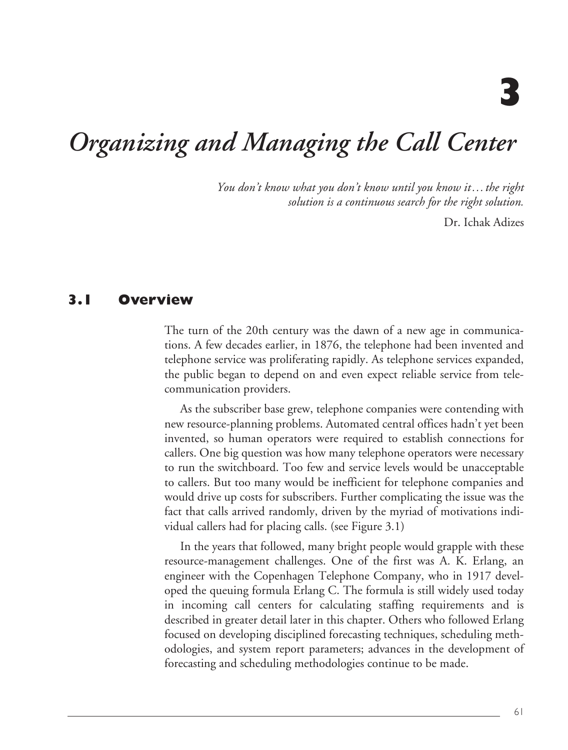# 3

# *Organizing and Managing the Call Center*

*You don't know what you don't know until you know it…the right solution is a continuous search for the right solution.*

Dr. Ichak Adizes

## 3.1 Overview

The turn of the 20th century was the dawn of a new age in communications. A few decades earlier, in 1876, the telephone had been invented and telephone service was proliferating rapidly. As telephone services expanded, the public began to depend on and even expect reliable service from telecommunication providers.

As the subscriber base grew, telephone companies were contending with new resource-planning problems. Automated central offices hadn't yet been invented, so human operators were required to establish connections for callers. One big question was how many telephone operators were necessary to run the switchboard. Too few and service levels would be unacceptable to callers. But too many would be inefficient for telephone companies and would drive up costs for subscribers. Further complicating the issue was the fact that calls arrived randomly, driven by the myriad of motivations individual callers had for placing calls. (see Figure 3.1)

In the years that followed, many bright people would grapple with these resource-management challenges. One of the first was A. K. Erlang, an engineer with the Copenhagen Telephone Company, who in 1917 developed the queuing formula Erlang C. The formula is still widely used today in incoming call centers for calculating staffing requirements and is described in greater detail later in this chapter. Others who followed Erlang focused on developing disciplined forecasting techniques, scheduling methodologies, and system report parameters; advances in the development of forecasting and scheduling methodologies continue to be made.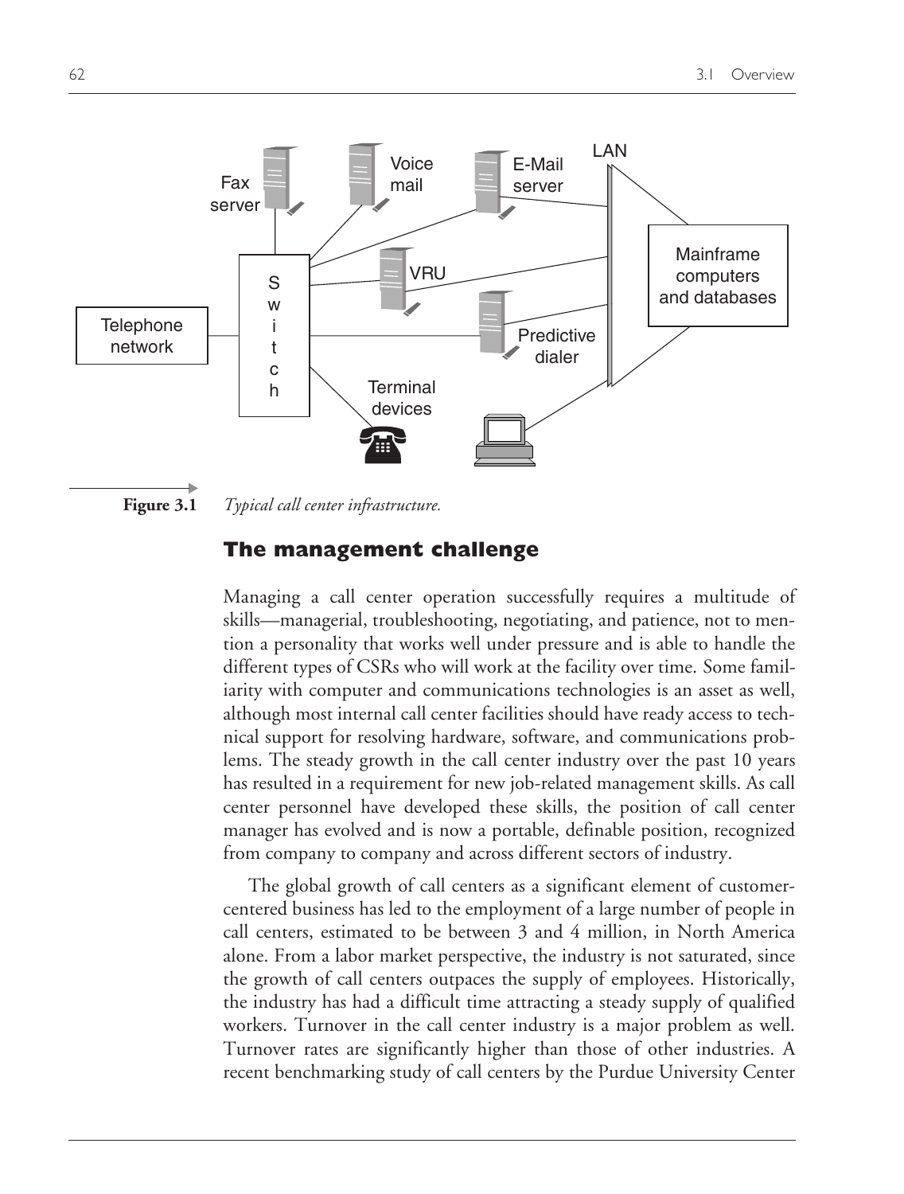**Figure 3.1** *Typical call center infrastructure.*

## The management challenge

Managing a call center operation successfully requires a multitude of skills—managerial, troubleshooting, negotiating, and patience, not to mention a personality that works well under pressure and is able to handle the different types of CSRs who will work at the facility over time. Some familiarity with computer and communications technologies is an asset as well, although most internal call center facilities should have ready access to technical support for resolving hardware, software, and communications problems. The steady growth in the call center industry over the past 10 years has resulted in a requirement for new job-related management skills. As call center personnel have developed these skills, the position of call center manager has evolved and is now a portable, definable position, recognized from company to company and across different sectors of industry.

The global growth of call centers as a significant element of customer-centered business has led to the employment of a large number of people in call centers, estimated to be between 3 and 4 million, in North America alone. From a labor market perspective, the industry is not saturated, since the growth of call centers outpaces the supply of employees. Historically, the industry has had a difficult time attracting a steady supply of qualified workers. Turnover in the call center industry is a major problem as well. Turnover rates are significantly higher than those of other industries. A recent benchmarking study of call centers by the Purdue University Center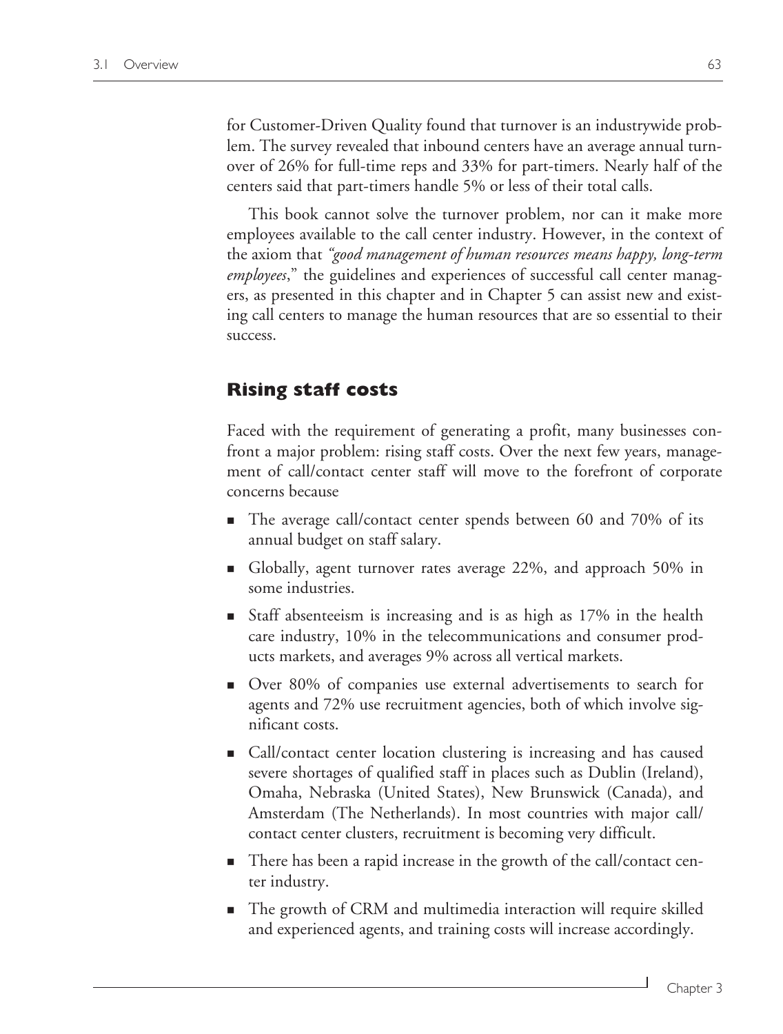for Customer-Driven Quality found that turnover is an industrywide problem. The survey revealed that inbound centers have an average annual turnover of 26% for full-time reps and 33% for part-timers. Nearly half of the centers said that part-timers handle 5% or less of their total calls.

This book cannot solve the turnover problem, nor can it make more employees available to the call center industry. However, in the context of the axiom that *"good management of human resources means happy, long-term employees*," the guidelines and experiences of successful call center managers, as presented in this chapter and in Chapter 5 can assist new and existing call centers to manage the human resources that are so essential to their success.

## Rising staff costs

Faced with the requirement of generating a profit, many businesses confront a major problem: rising staff costs. Over the next few years, management of call/contact center staff will move to the forefront of corporate concerns because

- The average call/contact center spends between 60 and 70% of its annual budget on staff salary.
- Globally, agent turnover rates average 22%, and approach 50% in some industries.
- Staff absenteeism is increasing and is as high as 17% in the health care industry, 10% in the telecommunications and consumer products markets, and averages 9% across all vertical markets.
- Over 80% of companies use external advertisements to search for agents and 72% use recruitment agencies, both of which involve significant costs.
- Call/contact center location clustering is increasing and has caused severe shortages of qualified staff in places such as Dublin (Ireland), Omaha, Nebraska (United States), New Brunswick (Canada), and Amsterdam (The Netherlands). In most countries with major call/contact center clusters, recruitment is becoming very difficult.
- There has been a rapid increase in the growth of the call/contact center industry.
- The growth of CRM and multimedia interaction will require skilled and experienced agents, and training costs will increase accordingly.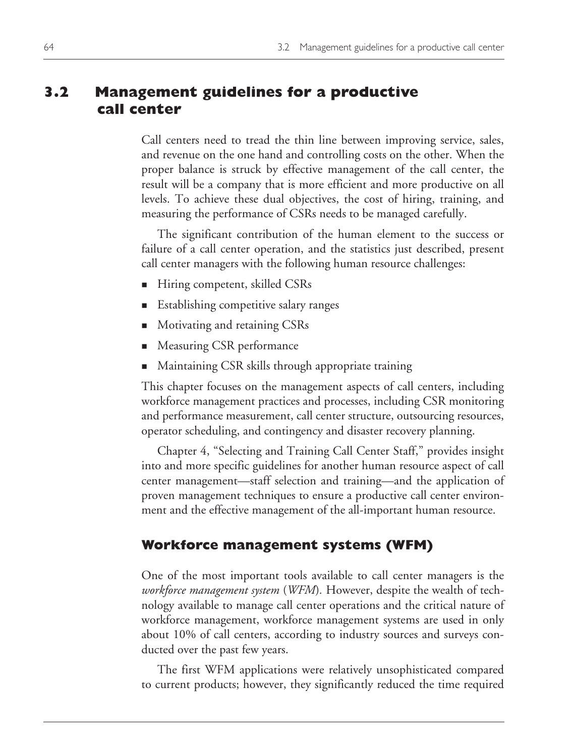## 3.2 Management guidelines for a productive call center

Call centers need to tread the thin line between improving service, sales, and revenue on the one hand and controlling costs on the other. When the proper balance is struck by effective management of the call center, the result will be a company that is more efficient and more productive on all levels. To achieve these dual objectives, the cost of hiring, training, and measuring the performance of CSRs needs to be managed carefully.

The significant contribution of the human element to the success or failure of a call center operation, and the statistics just described, present call center managers with the following human resource challenges:

- Hiring competent, skilled CSRs
- Establishing competitive salary ranges
- Motivating and retaining CSRs
- Measuring CSR performance
- Maintaining CSR skills through appropriate training

This chapter focuses on the management aspects of call centers, including workforce management practices and processes, including CSR monitoring and performance measurement, call center structure, outsourcing resources, operator scheduling, and contingency and disaster recovery planning.

Chapter 4, "Selecting and Training Call Center Staff," provides insight into and more specific guidelines for another human resource aspect of call center management—staff selection and training—and the application of proven management techniques to ensure a productive call center environment and the effective management of the all-important human resource.

### Workforce management systems (WFM)

One of the most important tools available to call center managers is the *workforce management system* (*WFM*). However, despite the wealth of technology available to manage call center operations and the critical nature of workforce management, workforce management systems are used in only about 10% of call centers, according to industry sources and surveys conducted over the past few years.

The first WFM applications were relatively unsophisticated compared to current products; however, they significantly reduced the time required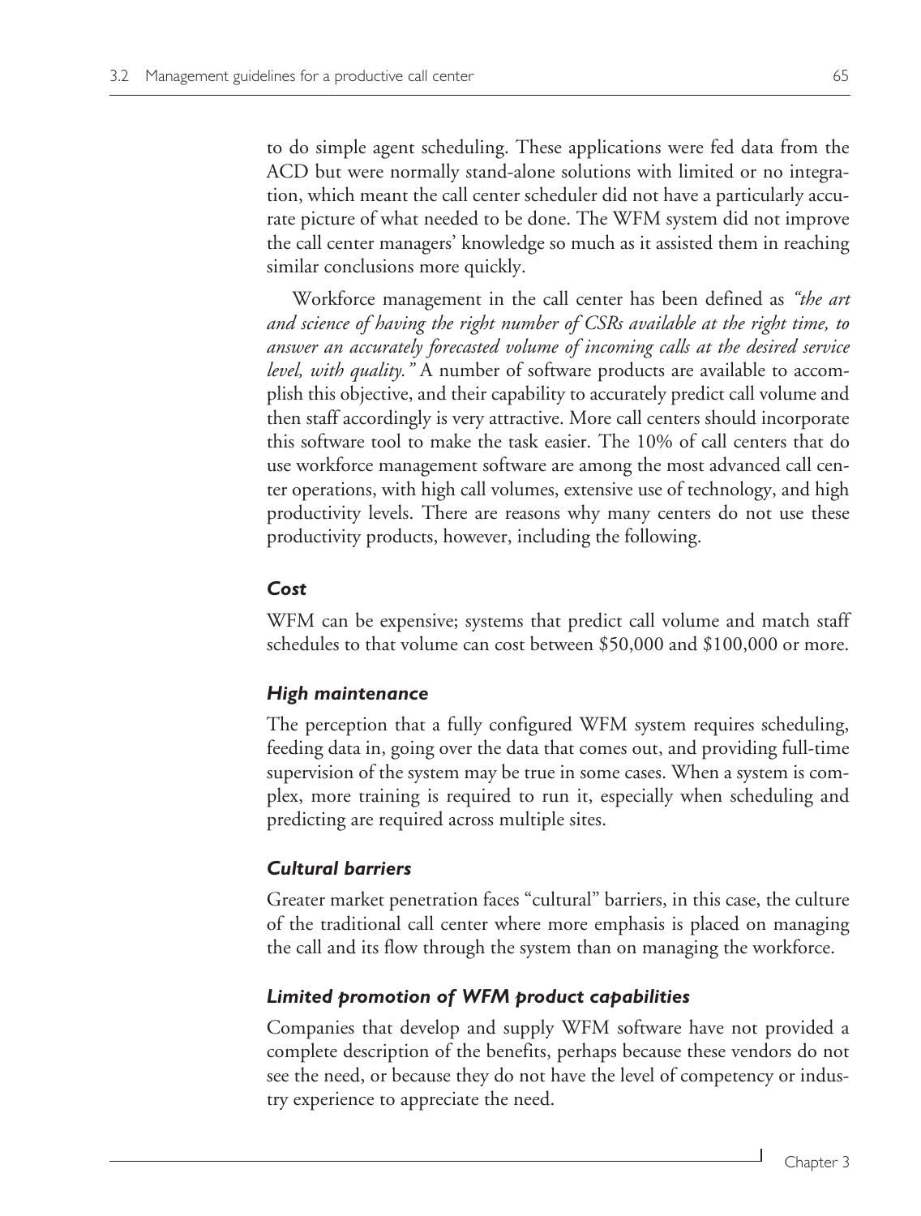to do simple agent scheduling. These applications were fed data from the ACD but were normally stand-alone solutions with limited or no integration, which meant the call center scheduler did not have a particularly accurate picture of what needed to be done. The WFM system did not improve the call center managers' knowledge so much as it assisted them in reaching similar conclusions more quickly.

Workforce management in the call center has been defined as *"the art and science of having the right number of CSRs available at the right time, to answer an accurately forecasted volume of incoming calls at the desired service level, with quality."* A number of software products are available to accomplish this objective, and their capability to accurately predict call volume and then staff accordingly is very attractive. More call centers should incorporate this software tool to make the task easier. The 10% of call centers that do use workforce management software are among the most advanced call center operations, with high call volumes, extensive use of technology, and high productivity levels. There are reasons why many centers do not use these productivity products, however, including the following.

### *Cost*

WFM can be expensive; systems that predict call volume and match staff schedules to that volume can cost between $50,000 and $100,000 or more.

### *High maintenance*

The perception that a fully configured WFM system requires scheduling, feeding data in, going over the data that comes out, and providing full-time supervision of the system may be true in some cases. When a system is complex, more training is required to run it, especially when scheduling and predicting are required across multiple sites.

### *Cultural barriers*

Greater market penetration faces "cultural" barriers, in this case, the culture of the traditional call center where more emphasis is placed on managing the call and its flow through the system than on managing the workforce.

### *Limited promotion of WFM product capabilities*

Companies that develop and supply WFM software have not provided a complete description of the benefits, perhaps because these vendors do not see the need, or because they do not have the level of competency or industry experience to appreciate the need.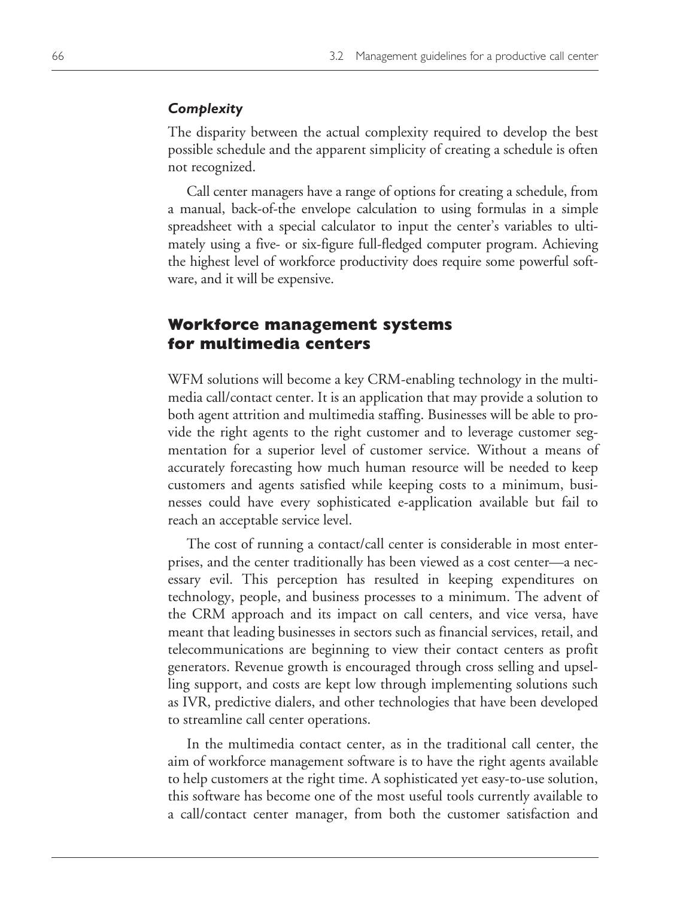### *Complexity*

The disparity between the actual complexity required to develop the best possible schedule and the apparent simplicity of creating a schedule is often not recognized.

Call center managers have a range of options for creating a schedule, from a manual, back-of-the envelope calculation to using formulas in a simple spreadsheet with a special calculator to input the center's variables to ultimately using a five- or six-figure full-fledged computer program. Achieving the highest level of workforce productivity does require some powerful software, and it will be expensive.

## Workforce management systems for multimedia centers

WFM solutions will become a key CRM-enabling technology in the multimedia call/contact center. It is an application that may provide a solution to both agent attrition and multimedia staffing. Businesses will be able to provide the right agents to the right customer and to leverage customer segmentation for a superior level of customer service. Without a means of accurately forecasting how much human resource will be needed to keep customers and agents satisfied while keeping costs to a minimum, businesses could have every sophisticated e-application available but fail to reach an acceptable service level.

The cost of running a contact/call center is considerable in most enterprises, and the center traditionally has been viewed as a cost center—a necessary evil. This perception has resulted in keeping expenditures on technology, people, and business processes to a minimum. The advent of the CRM approach and its impact on call centers, and vice versa, have meant that leading businesses in sectors such as financial services, retail, and telecommunications are beginning to view their contact centers as profit generators. Revenue growth is encouraged through cross selling and upselling support, and costs are kept low through implementing solutions such as IVR, predictive dialers, and other technologies that have been developed to streamline call center operations.

In the multimedia contact center, as in the traditional call center, the aim of workforce management software is to have the right agents available to help customers at the right time. A sophisticated yet easy-to-use solution, this software has become one of the most useful tools currently available to a call/contact center manager, from both the customer satisfaction and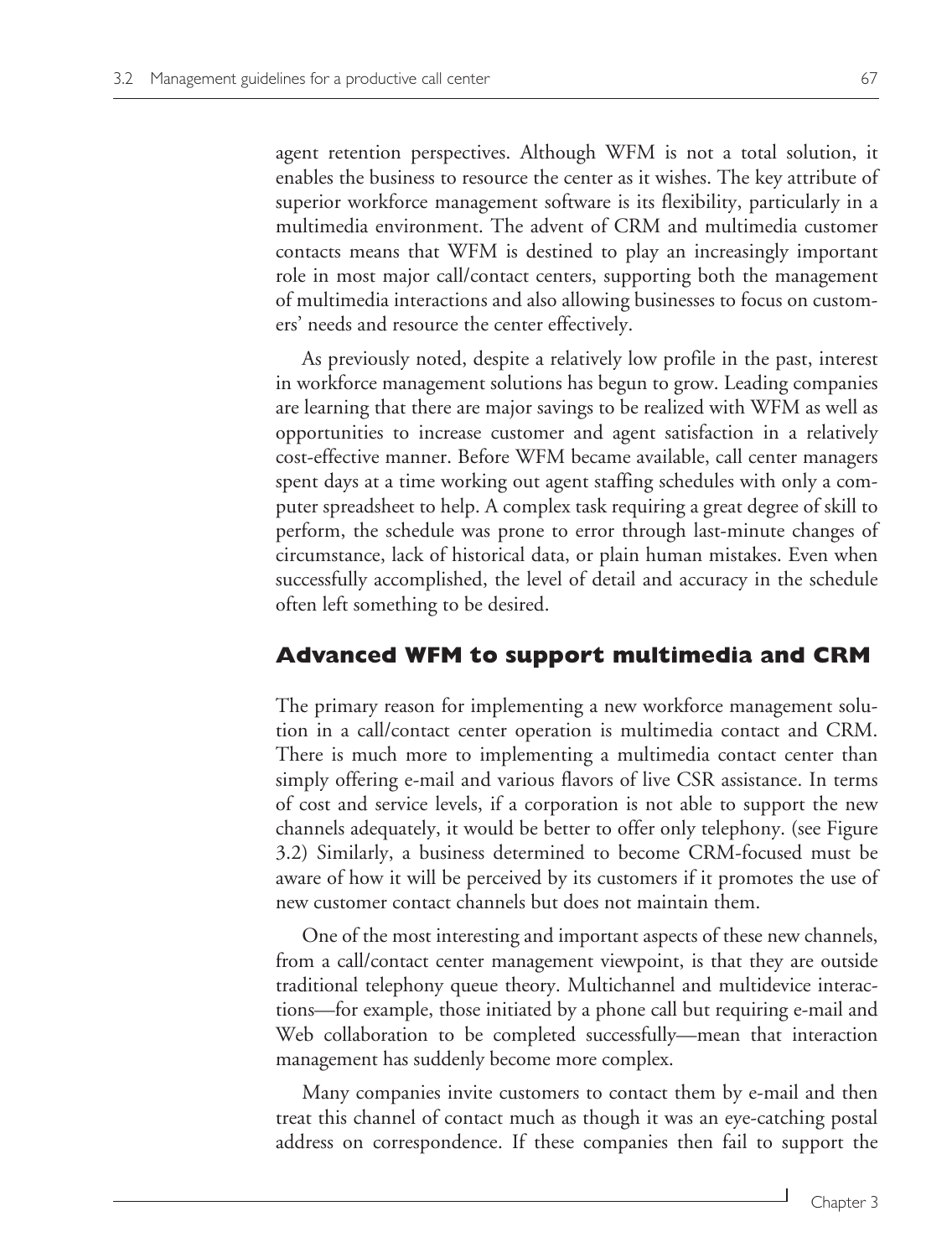agent retention perspectives. Although WFM is not a total solution, it enables the business to resource the center as it wishes. The key attribute of superior workforce management software is its flexibility, particularly in a multimedia environment. The advent of CRM and multimedia customer contacts means that WFM is destined to play an increasingly important role in most major call/contact centers, supporting both the management of multimedia interactions and also allowing businesses to focus on customers' needs and resource the center effectively.

As previously noted, despite a relatively low profile in the past, interest in workforce management solutions has begun to grow. Leading companies are learning that there are major savings to be realized with WFM as well as opportunities to increase customer and agent satisfaction in a relatively cost-effective manner. Before WFM became available, call center managers spent days at a time working out agent staffing schedules with only a computer spreadsheet to help. A complex task requiring a great degree of skill to perform, the schedule was prone to error through last-minute changes of circumstance, lack of historical data, or plain human mistakes. Even when successfully accomplished, the level of detail and accuracy in the schedule often left something to be desired.

### Advanced WFM to support multimedia and CRM

The primary reason for implementing a new workforce management solution in a call/contact center operation is multimedia contact and CRM. There is much more to implementing a multimedia contact center than simply offering e-mail and various flavors of live CSR assistance. In terms of cost and service levels, if a corporation is not able to support the new channels adequately, it would be better to offer only telephony. (see Figure 3.2) Similarly, a business determined to become CRM-focused must be aware of how it will be perceived by its customers if it promotes the use of new customer contact channels but does not maintain them.

One of the most interesting and important aspects of these new channels, from a call/contact center management viewpoint, is that they are outside traditional telephony queue theory. Multichannel and multidevice interactions—for example, those initiated by a phone call but requiring e-mail and Web collaboration to be completed successfully—mean that interaction management has suddenly become more complex.

Many companies invite customers to contact them by e-mail and then treat this channel of contact much as though it was an eye-catching postal address on correspondence. If these companies then fail to support the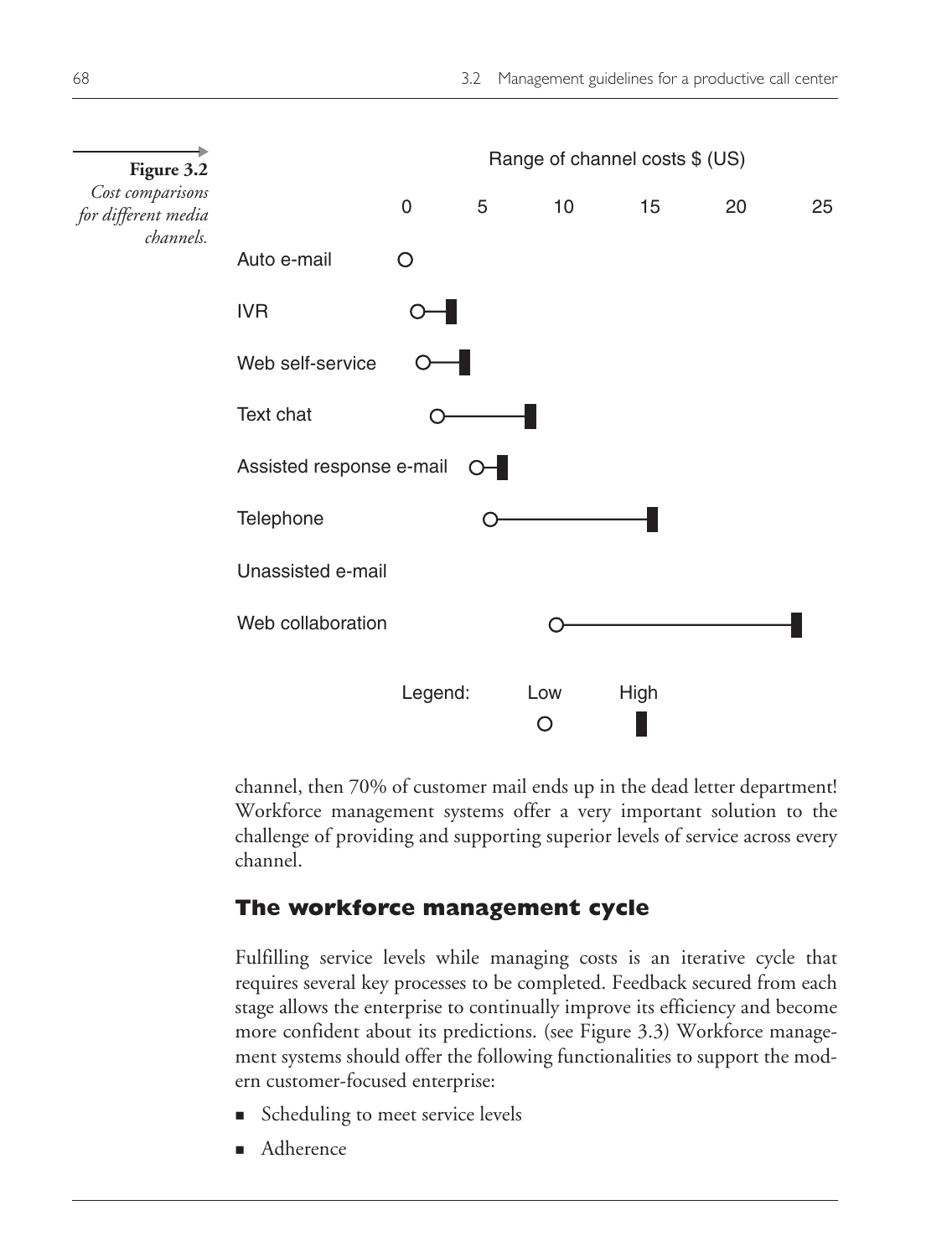**Figure 3.2** *Cost comparisons for different media channels.*

Range of channel costs $ (US)

| Channel | Low | High |
|---|---|---|
| Auto e-mail | ~0 | |
| IVR | ~0.5 | ~3 |
| Web self-service | ~1 | ~4 |
| Text chat | ~2 | ~8 |
| Assisted response e-mail | ~4 | ~6 |
| Telephone | ~5 | ~15 |
| Unassisted e-mail | | |
| Web collaboration | ~9 | ~23 |

Legend: Low (○) High (▮)

channel, then 70% of customer mail ends up in the dead letter department! Workforce management systems offer a very important solution to the challenge of providing and supporting superior levels of service across every channel.

## The workforce management cycle

Fulfilling service levels while managing costs is an iterative cycle that requires several key processes to be completed. Feedback secured from each stage allows the enterprise to continually improve its efficiency and become more confident about its predictions. (see Figure 3.3) Workforce management systems should offer the following functionalities to support the modern customer-focused enterprise:

- Scheduling to meet service levels
- Adherence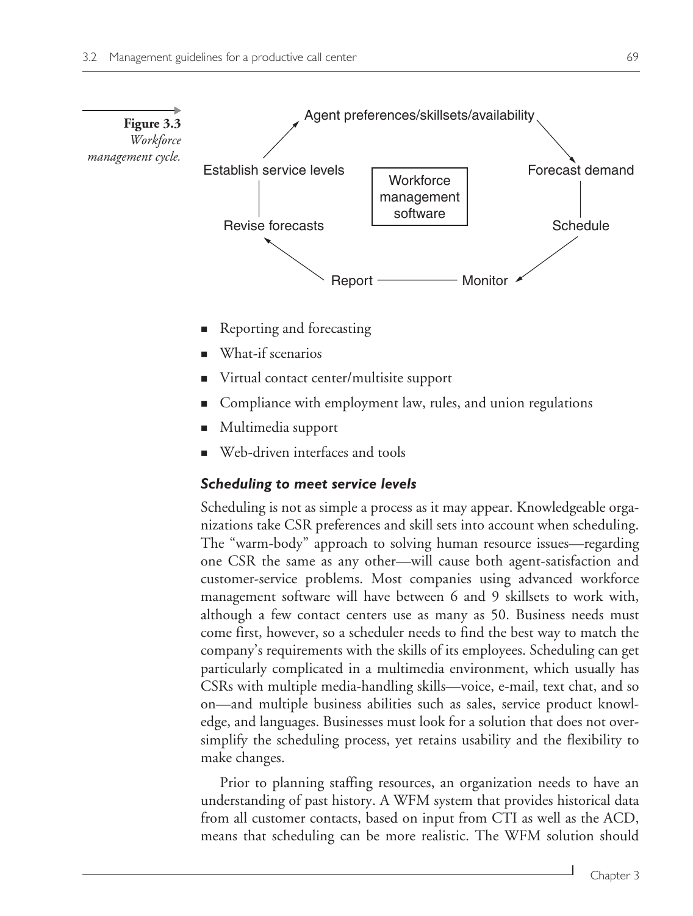**Figure 3.3** *Workforce management cycle.*

- Reporting and forecasting
- What-if scenarios
- Virtual contact center/multisite support
- Compliance with employment law, rules, and union regulations
- Multimedia support
- Web-driven interfaces and tools

### *Scheduling to meet service levels*

Scheduling is not as simple a process as it may appear. Knowledgeable organizations take CSR preferences and skill sets into account when scheduling. The "warm-body" approach to solving human resource issues—regarding one CSR the same as any other—will cause both agent-satisfaction and customer-service problems. Most companies using advanced workforce management software will have between 6 and 9 skillsets to work with, although a few contact centers use as many as 50. Business needs must come first, however, so a scheduler needs to find the best way to match the company's requirements with the skills of its employees. Scheduling can get particularly complicated in a multimedia environment, which usually has CSRs with multiple media-handling skills—voice, e-mail, text chat, and so on—and multiple business abilities such as sales, service product knowledge, and languages. Businesses must look for a solution that does not oversimplify the scheduling process, yet retains usability and the flexibility to make changes.

Prior to planning staffing resources, an organization needs to have an understanding of past history. A WFM system that provides historical data from all customer contacts, based on input from CTI as well as the ACD, means that scheduling can be more realistic. The WFM solution should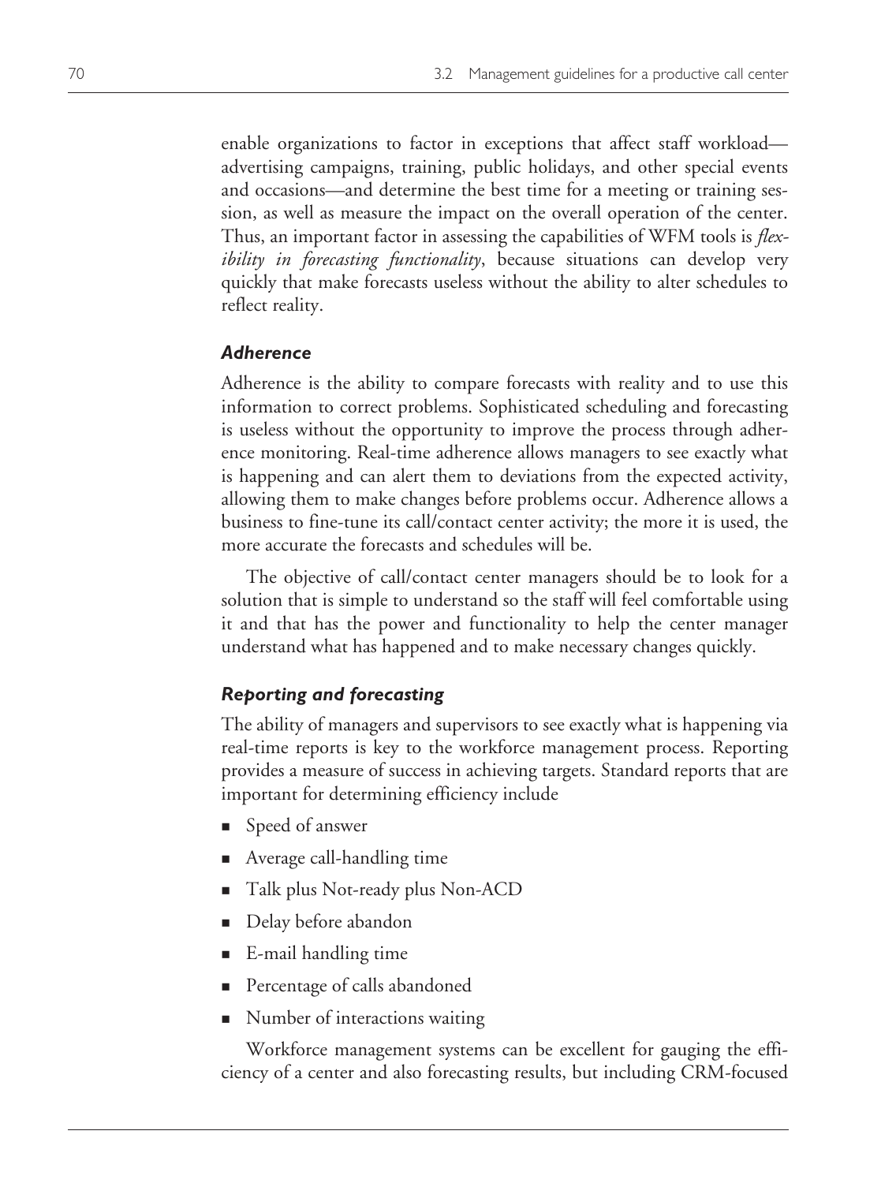enable organizations to factor in exceptions that affect staff workload—advertising campaigns, training, public holidays, and other special events and occasions—and determine the best time for a meeting or training session, as well as measure the impact on the overall operation of the center. Thus, an important factor in assessing the capabilities of WFM tools is *flexibility in forecasting functionality*, because situations can develop very quickly that make forecasts useless without the ability to alter schedules to reflect reality.

### *Adherence*

Adherence is the ability to compare forecasts with reality and to use this information to correct problems. Sophisticated scheduling and forecasting is useless without the opportunity to improve the process through adherence monitoring. Real-time adherence allows managers to see exactly what is happening and can alert them to deviations from the expected activity, allowing them to make changes before problems occur. Adherence allows a business to fine-tune its call/contact center activity; the more it is used, the more accurate the forecasts and schedules will be.

The objective of call/contact center managers should be to look for a solution that is simple to understand so the staff will feel comfortable using it and that has the power and functionality to help the center manager understand what has happened and to make necessary changes quickly.

### *Reporting and forecasting*

The ability of managers and supervisors to see exactly what is happening via real-time reports is key to the workforce management process. Reporting provides a measure of success in achieving targets. Standard reports that are important for determining efficiency include

- Speed of answer
- Average call-handling time
- Talk plus Not-ready plus Non-ACD
- Delay before abandon
- E-mail handling time
- Percentage of calls abandoned
- Number of interactions waiting

Workforce management systems can be excellent for gauging the efficiency of a center and also forecasting results, but including CRM-focused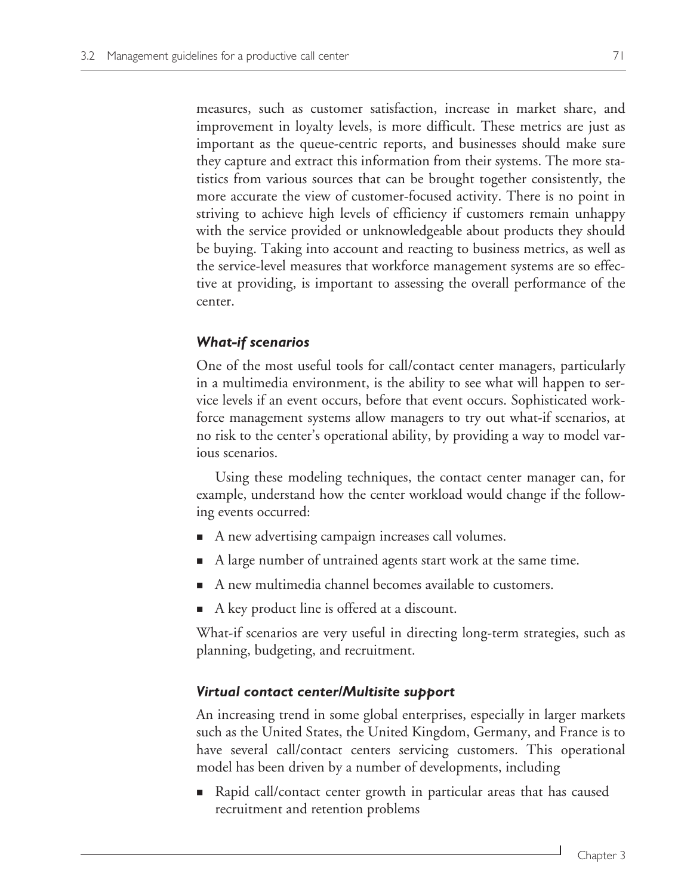measures, such as customer satisfaction, increase in market share, and improvement in loyalty levels, is more difficult. These metrics are just as important as the queue-centric reports, and businesses should make sure they capture and extract this information from their systems. The more statistics from various sources that can be brought together consistently, the more accurate the view of customer-focused activity. There is no point in striving to achieve high levels of efficiency if customers remain unhappy with the service provided or unknowledgeable about products they should be buying. Taking into account and reacting to business metrics, as well as the service-level measures that workforce management systems are so effective at providing, is important to assessing the overall performance of the center.

#### *What-if scenarios*

One of the most useful tools for call/contact center managers, particularly in a multimedia environment, is the ability to see what will happen to service levels if an event occurs, before that event occurs. Sophisticated workforce management systems allow managers to try out what-if scenarios, at no risk to the center's operational ability, by providing a way to model various scenarios.

Using these modeling techniques, the contact center manager can, for example, understand how the center workload would change if the following events occurred:

- A new advertising campaign increases call volumes.
- A large number of untrained agents start work at the same time.
- A new multimedia channel becomes available to customers.
- A key product line is offered at a discount.

What-if scenarios are very useful in directing long-term strategies, such as planning, budgeting, and recruitment.

#### *Virtual contact center/Multisite support*

An increasing trend in some global enterprises, especially in larger markets such as the United States, the United Kingdom, Germany, and France is to have several call/contact centers servicing customers. This operational model has been driven by a number of developments, including

- Rapid call/contact center growth in particular areas that has caused recruitment and retention problems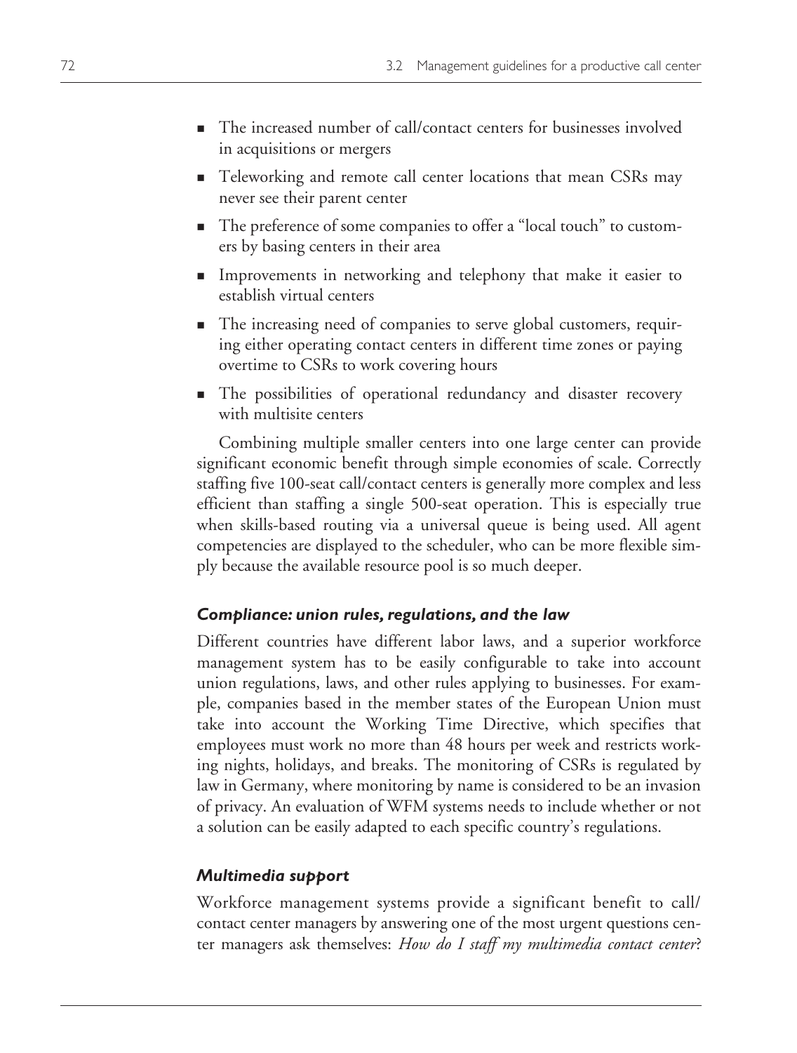- The increased number of call/contact centers for businesses involved in acquisitions or mergers
- Teleworking and remote call center locations that mean CSRs may never see their parent center
- The preference of some companies to offer a "local touch" to customers by basing centers in their area
- Improvements in networking and telephony that make it easier to establish virtual centers
- The increasing need of companies to serve global customers, requiring either operating contact centers in different time zones or paying overtime to CSRs to work covering hours
- The possibilities of operational redundancy and disaster recovery with multisite centers

Combining multiple smaller centers into one large center can provide significant economic benefit through simple economies of scale. Correctly staffing five 100-seat call/contact centers is generally more complex and less efficient than staffing a single 500-seat operation. This is especially true when skills-based routing via a universal queue is being used. All agent competencies are displayed to the scheduler, who can be more flexible simply because the available resource pool is so much deeper.

#### *Compliance: union rules, regulations, and the law*

Different countries have different labor laws, and a superior workforce management system has to be easily configurable to take into account union regulations, laws, and other rules applying to businesses. For example, companies based in the member states of the European Union must take into account the Working Time Directive, which specifies that employees must work no more than 48 hours per week and restricts working nights, holidays, and breaks. The monitoring of CSRs is regulated by law in Germany, where monitoring by name is considered to be an invasion of privacy. An evaluation of WFM systems needs to include whether or not a solution can be easily adapted to each specific country's regulations.

#### *Multimedia support*

Workforce management systems provide a significant benefit to call/contact center managers by answering one of the most urgent questions center managers ask themselves: *How do I staff my multimedia contact center*?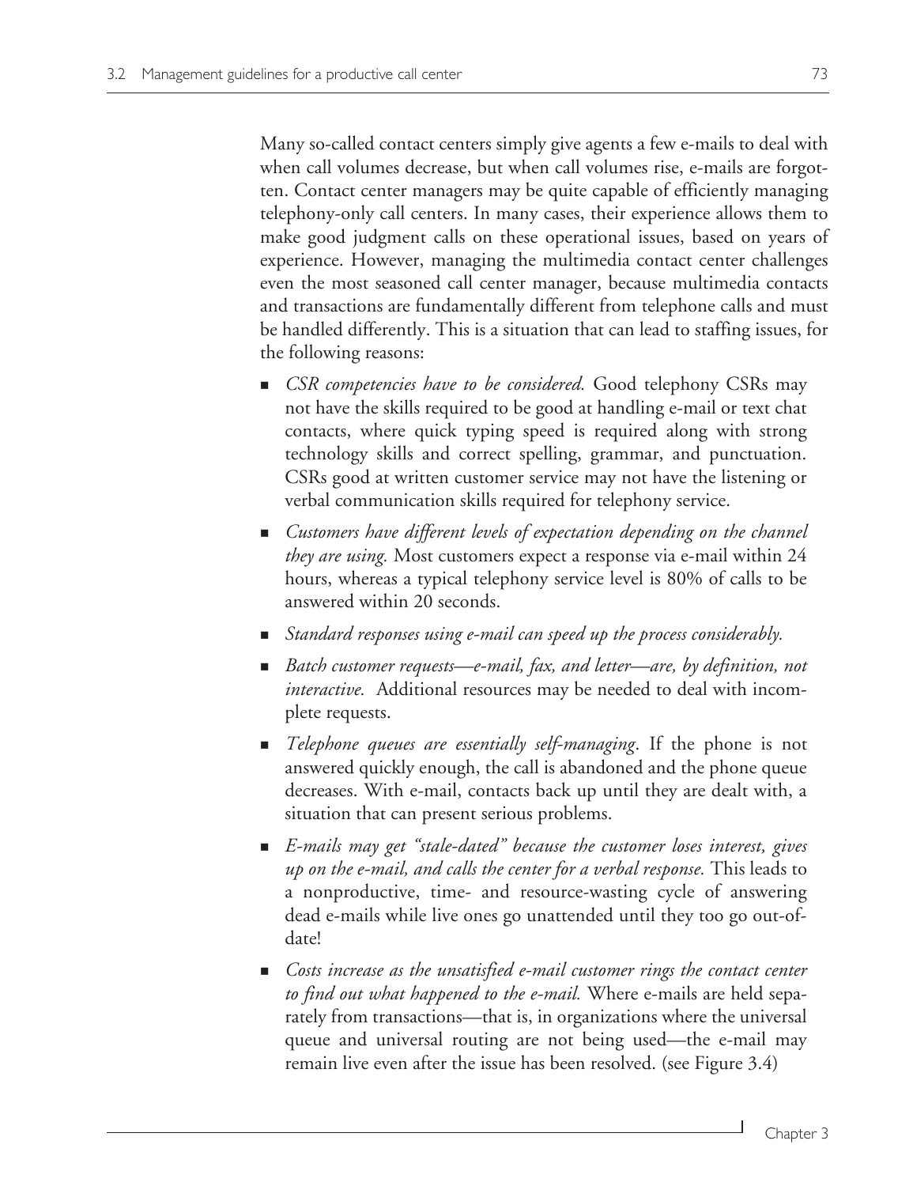Many so-called contact centers simply give agents a few e-mails to deal with when call volumes decrease, but when call volumes rise, e-mails are forgotten. Contact center managers may be quite capable of efficiently managing telephony-only call centers. In many cases, their experience allows them to make good judgment calls on these operational issues, based on years of experience. However, managing the multimedia contact center challenges even the most seasoned call center manager, because multimedia contacts and transactions are fundamentally different from telephone calls and must be handled differently. This is a situation that can lead to staffing issues, for the following reasons:

- *CSR competencies have to be considered.* Good telephony CSRs may not have the skills required to be good at handling e-mail or text chat contacts, where quick typing speed is required along with strong technology skills and correct spelling, grammar, and punctuation. CSRs good at written customer service may not have the listening or verbal communication skills required for telephony service.
- *Customers have different levels of expectation depending on the channel they are using.* Most customers expect a response via e-mail within 24 hours, whereas a typical telephony service level is 80% of calls to be answered within 20 seconds.
- *Standard responses using e-mail can speed up the process considerably.*
- *Batch customer requests—e-mail, fax, and letter—are, by definition, not interactive.* Additional resources may be needed to deal with incomplete requests.
- *Telephone queues are essentially self-managing*. If the phone is not answered quickly enough, the call is abandoned and the phone queue decreases. With e-mail, contacts back up until they are dealt with, a situation that can present serious problems.
- *E-mails may get "stale-dated" because the customer loses interest, gives up on the e-mail, and calls the center for a verbal response.* This leads to a nonproductive, time- and resource-wasting cycle of answering dead e-mails while live ones go unattended until they too go out-of-date!
- *Costs increase as the unsatisfied e-mail customer rings the contact center to find out what happened to the e-mail.* Where e-mails are held separately from transactions—that is, in organizations where the universal queue and universal routing are not being used—the e-mail may remain live even after the issue has been resolved. (see Figure 3.4)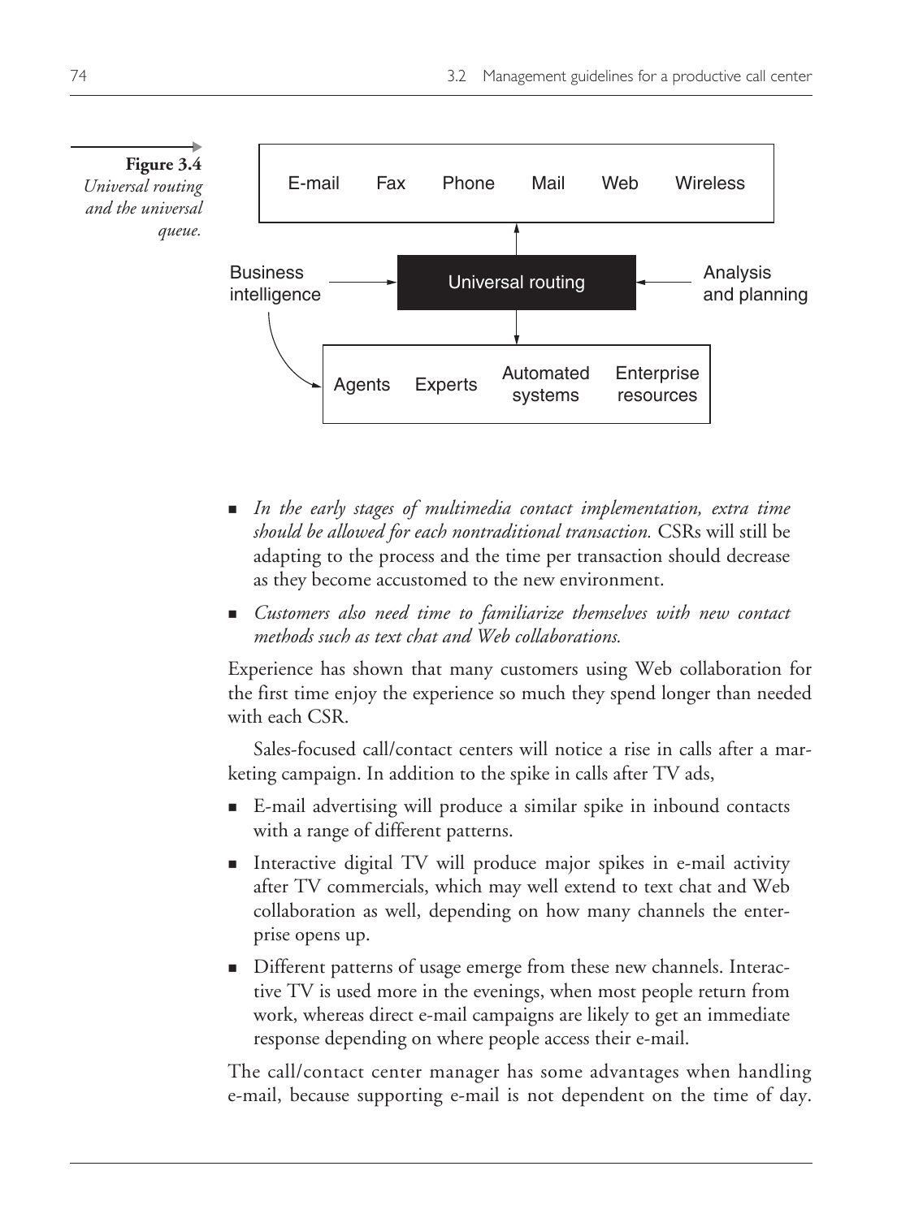**Figure 3.4** *Universal routing and the universal queue.*

- *In the early stages of multimedia contact implementation, extra time should be allowed for each nontraditional transaction.* CSRs will still be adapting to the process and the time per transaction should decrease as they become accustomed to the new environment.
- *Customers also need time to familiarize themselves with new contact methods such as text chat and Web collaborations.*

Experience has shown that many customers using Web collaboration for the first time enjoy the experience so much they spend longer than needed with each CSR.

Sales-focused call/contact centers will notice a rise in calls after a marketing campaign. In addition to the spike in calls after TV ads,

- E-mail advertising will produce a similar spike in inbound contacts with a range of different patterns.
- Interactive digital TV will produce major spikes in e-mail activity after TV commercials, which may well extend to text chat and Web collaboration as well, depending on how many channels the enterprise opens up.
- Different patterns of usage emerge from these new channels. Interactive TV is used more in the evenings, when most people return from work, whereas direct e-mail campaigns are likely to get an immediate response depending on where people access their e-mail.

The call/contact center manager has some advantages when handling e-mail, because supporting e-mail is not dependent on the time of day.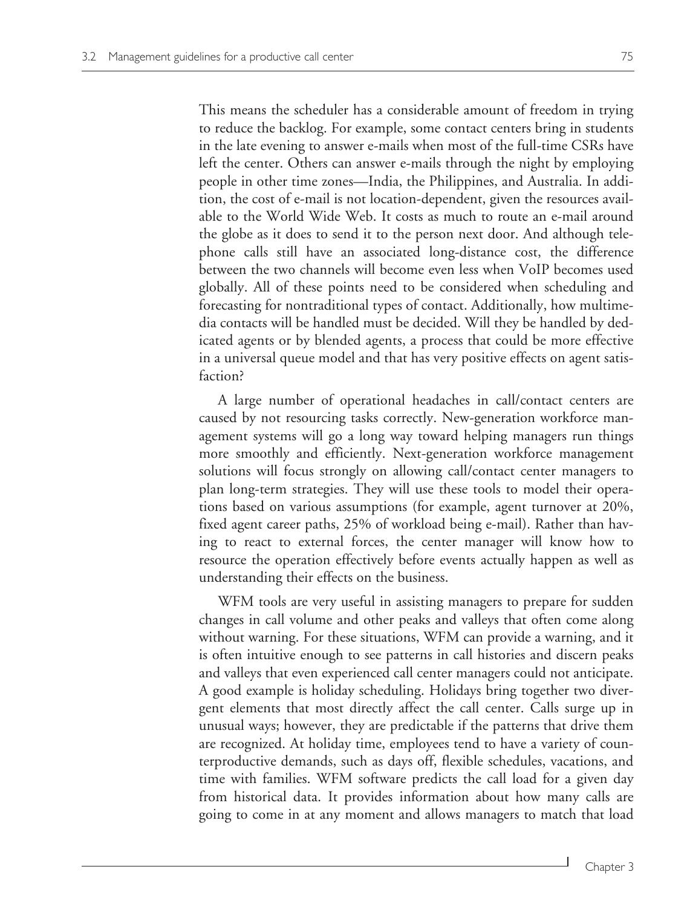This means the scheduler has a considerable amount of freedom in trying to reduce the backlog. For example, some contact centers bring in students in the late evening to answer e-mails when most of the full-time CSRs have left the center. Others can answer e-mails through the night by employing people in other time zones—India, the Philippines, and Australia. In addition, the cost of e-mail is not location-dependent, given the resources available to the World Wide Web. It costs as much to route an e-mail around the globe as it does to send it to the person next door. And although telephone calls still have an associated long-distance cost, the difference between the two channels will become even less when VoIP becomes used globally. All of these points need to be considered when scheduling and forecasting for nontraditional types of contact. Additionally, how multimedia contacts will be handled must be decided. Will they be handled by dedicated agents or by blended agents, a process that could be more effective in a universal queue model and that has very positive effects on agent satisfaction?

A large number of operational headaches in call/contact centers are caused by not resourcing tasks correctly. New-generation workforce management systems will go a long way toward helping managers run things more smoothly and efficiently. Next-generation workforce management solutions will focus strongly on allowing call/contact center managers to plan long-term strategies. They will use these tools to model their operations based on various assumptions (for example, agent turnover at 20%, fixed agent career paths, 25% of workload being e-mail). Rather than having to react to external forces, the center manager will know how to resource the operation effectively before events actually happen as well as understanding their effects on the business.

WFM tools are very useful in assisting managers to prepare for sudden changes in call volume and other peaks and valleys that often come along without warning. For these situations, WFM can provide a warning, and it is often intuitive enough to see patterns in call histories and discern peaks and valleys that even experienced call center managers could not anticipate. A good example is holiday scheduling. Holidays bring together two divergent elements that most directly affect the call center. Calls surge up in unusual ways; however, they are predictable if the patterns that drive them are recognized. At holiday time, employees tend to have a variety of counterproductive demands, such as days off, flexible schedules, vacations, and time with families. WFM software predicts the call load for a given day from historical data. It provides information about how many calls are going to come in at any moment and allows managers to match that load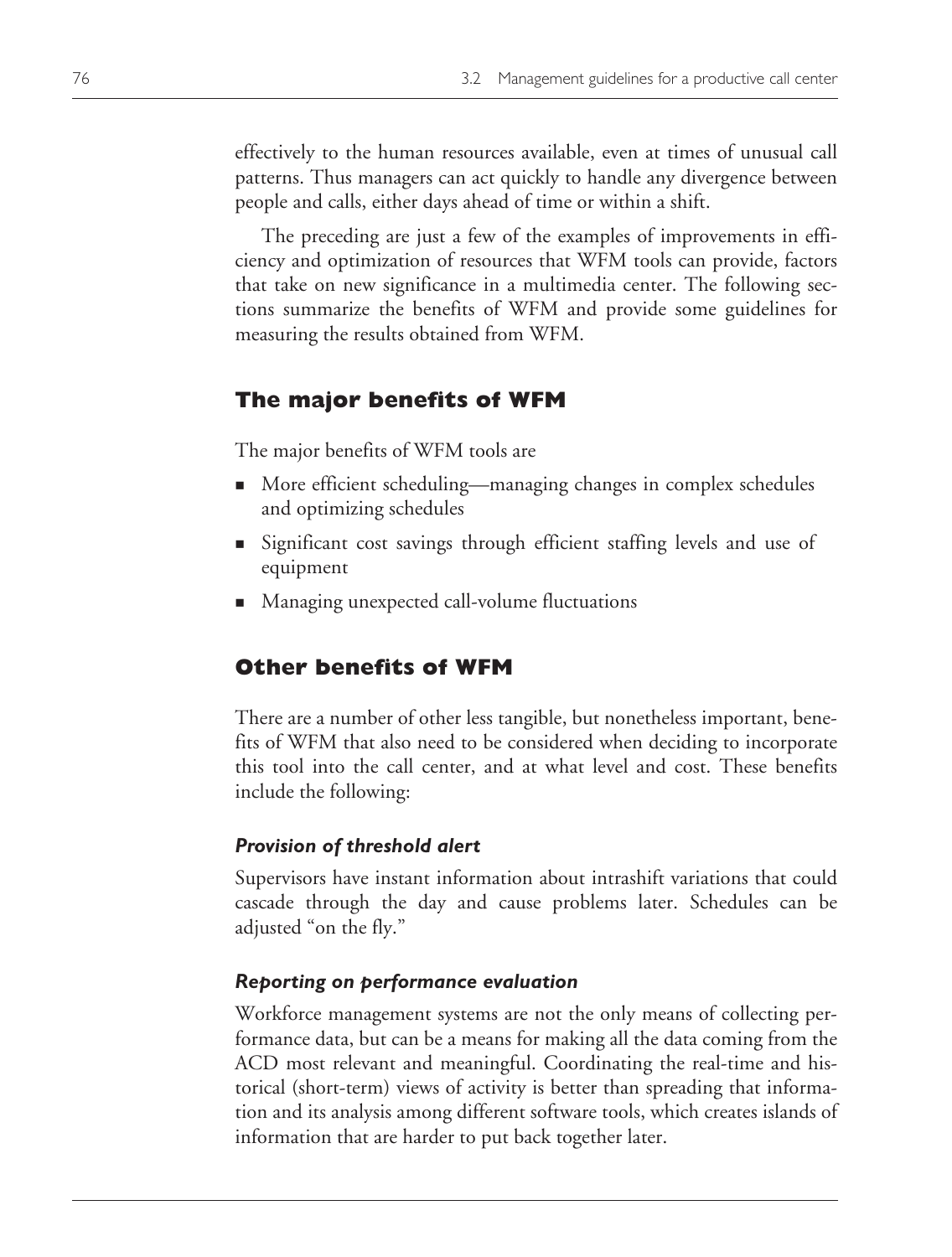effectively to the human resources available, even at times of unusual call patterns. Thus managers can act quickly to handle any divergence between people and calls, either days ahead of time or within a shift.

The preceding are just a few of the examples of improvements in efficiency and optimization of resources that WFM tools can provide, factors that take on new significance in a multimedia center. The following sections summarize the benefits of WFM and provide some guidelines for measuring the results obtained from WFM.

## The major benefits of WFM

The major benefits of WFM tools are

- More efficient scheduling—managing changes in complex schedules and optimizing schedules
- Significant cost savings through efficient staffing levels and use of equipment
- Managing unexpected call-volume fluctuations

## Other benefits of WFM

There are a number of other less tangible, but nonetheless important, benefits of WFM that also need to be considered when deciding to incorporate this tool into the call center, and at what level and cost. These benefits include the following:

### *Provision of threshold alert*

Supervisors have instant information about intrashift variations that could cascade through the day and cause problems later. Schedules can be adjusted "on the fly."

### *Reporting on performance evaluation*

Workforce management systems are not the only means of collecting performance data, but can be a means for making all the data coming from the ACD most relevant and meaningful. Coordinating the real-time and historical (short-term) views of activity is better than spreading that information and its analysis among different software tools, which creates islands of information that are harder to put back together later.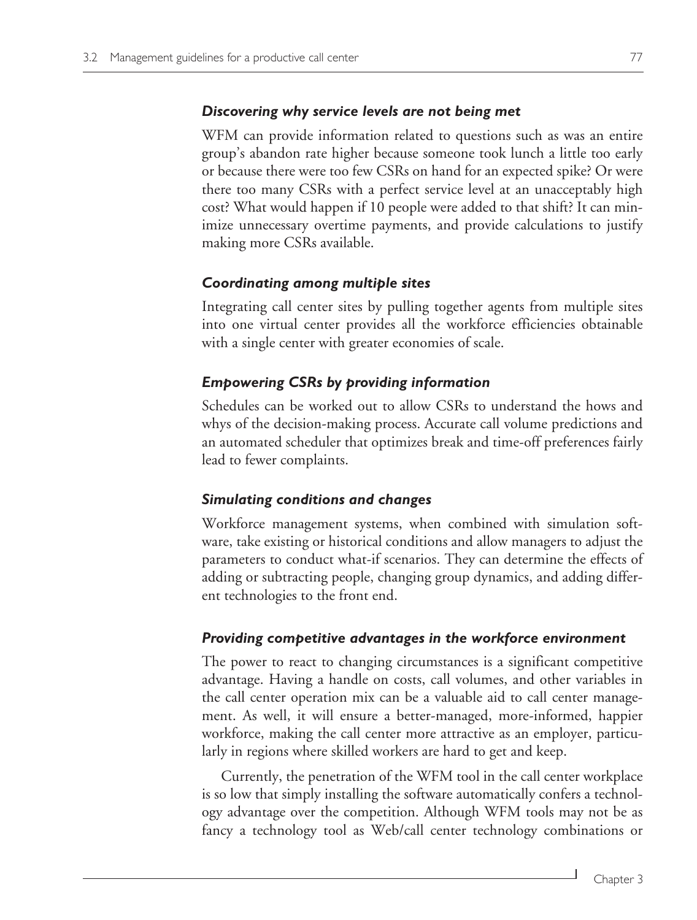### *Discovering why service levels are not being met*

WFM can provide information related to questions such as was an entire group's abandon rate higher because someone took lunch a little too early or because there were too few CSRs on hand for an expected spike? Or were there too many CSRs with a perfect service level at an unacceptably high cost? What would happen if 10 people were added to that shift? It can minimize unnecessary overtime payments, and provide calculations to justify making more CSRs available.

### *Coordinating among multiple sites*

Integrating call center sites by pulling together agents from multiple sites into one virtual center provides all the workforce efficiencies obtainable with a single center with greater economies of scale.

### *Empowering CSRs by providing information*

Schedules can be worked out to allow CSRs to understand the hows and whys of the decision-making process. Accurate call volume predictions and an automated scheduler that optimizes break and time-off preferences fairly lead to fewer complaints.

### *Simulating conditions and changes*

Workforce management systems, when combined with simulation software, take existing or historical conditions and allow managers to adjust the parameters to conduct what-if scenarios. They can determine the effects of adding or subtracting people, changing group dynamics, and adding different technologies to the front end.

### *Providing competitive advantages in the workforce environment*

The power to react to changing circumstances is a significant competitive advantage. Having a handle on costs, call volumes, and other variables in the call center operation mix can be a valuable aid to call center management. As well, it will ensure a better-managed, more-informed, happier workforce, making the call center more attractive as an employer, particularly in regions where skilled workers are hard to get and keep.

Currently, the penetration of the WFM tool in the call center workplace is so low that simply installing the software automatically confers a technology advantage over the competition. Although WFM tools may not be as fancy a technology tool as Web/call center technology combinations or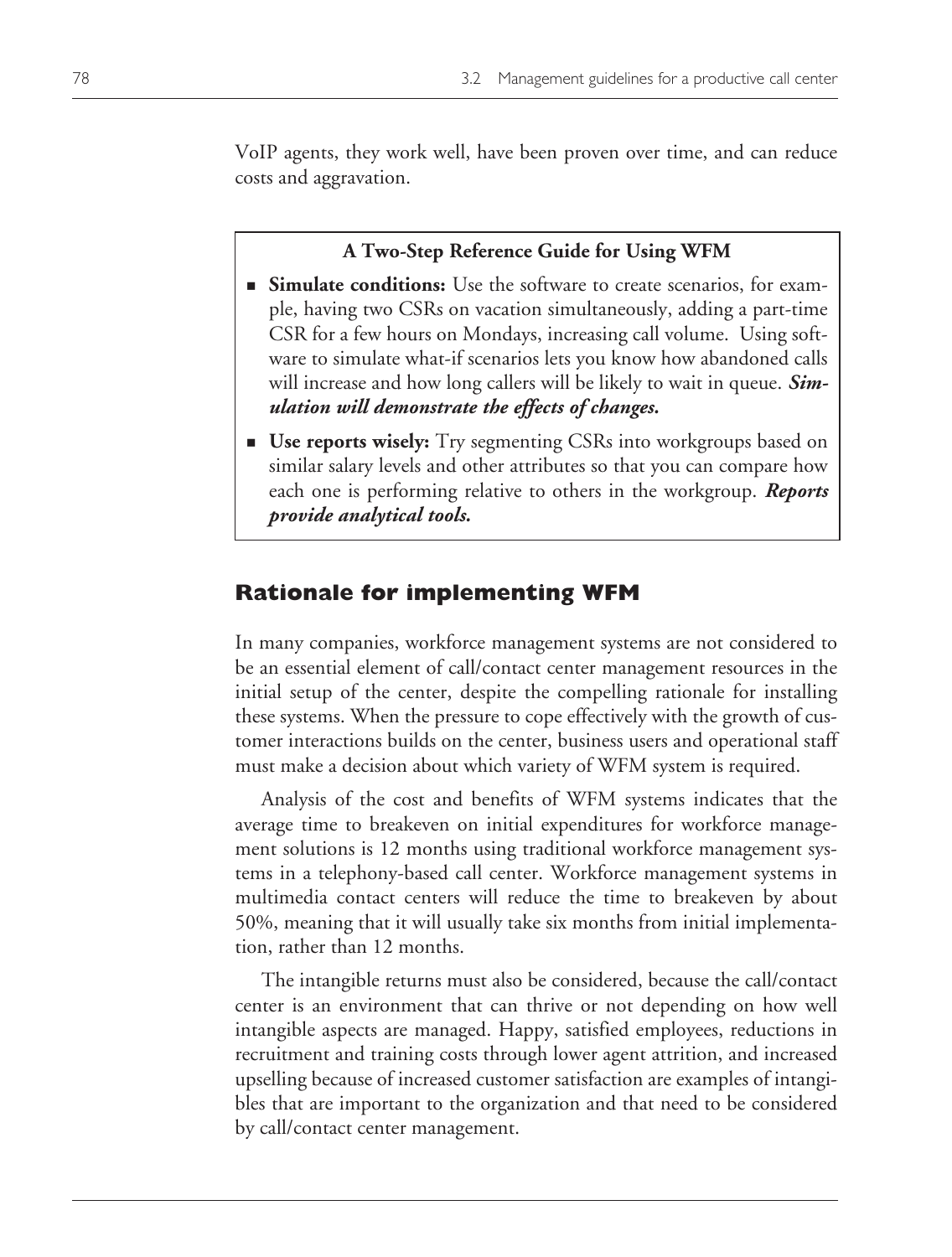VoIP agents, they work well, have been proven over time, and can reduce costs and aggravation.

**A Two-Step Reference Guide for Using WFM**

- **Simulate conditions:** Use the software to create scenarios, for example, having two CSRs on vacation simultaneously, adding a part-time CSR for a few hours on Mondays, increasing call volume. Using software to simulate what-if scenarios lets you know how abandoned calls will increase and how long callers will be likely to wait in queue. ***Simulation will demonstrate the effects of changes.***
- **Use reports wisely:** Try segmenting CSRs into workgroups based on similar salary levels and other attributes so that you can compare how each one is performing relative to others in the workgroup. ***Reports provide analytical tools.***

## Rationale for implementing WFM

In many companies, workforce management systems are not considered to be an essential element of call/contact center management resources in the initial setup of the center, despite the compelling rationale for installing these systems. When the pressure to cope effectively with the growth of customer interactions builds on the center, business users and operational staff must make a decision about which variety of WFM system is required.

Analysis of the cost and benefits of WFM systems indicates that the average time to breakeven on initial expenditures for workforce management solutions is 12 months using traditional workforce management systems in a telephony-based call center. Workforce management systems in multimedia contact centers will reduce the time to breakeven by about 50%, meaning that it will usually take six months from initial implementation, rather than 12 months.

The intangible returns must also be considered, because the call/contact center is an environment that can thrive or not depending on how well intangible aspects are managed. Happy, satisfied employees, reductions in recruitment and training costs through lower agent attrition, and increased upselling because of increased customer satisfaction are examples of intangibles that are important to the organization and that need to be considered by call/contact center management.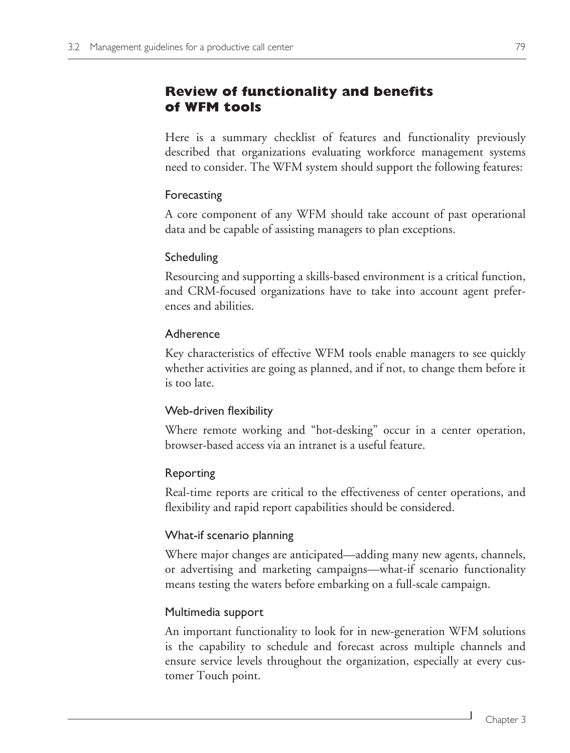## Review of functionality and benefits of WFM tools

Here is a summary checklist of features and functionality previously described that organizations evaluating workforce management systems need to consider. The WFM system should support the following features:

### Forecasting

A core component of any WFM should take account of past operational data and be capable of assisting managers to plan exceptions.

### Scheduling

Resourcing and supporting a skills-based environment is a critical function, and CRM-focused organizations have to take into account agent preferences and abilities.

### Adherence

Key characteristics of effective WFM tools enable managers to see quickly whether activities are going as planned, and if not, to change them before it is too late.

### Web-driven flexibility

Where remote working and "hot-desking" occur in a center operation, browser-based access via an intranet is a useful feature.

### Reporting

Real-time reports are critical to the effectiveness of center operations, and flexibility and rapid report capabilities should be considered.

### What-if scenario planning

Where major changes are anticipated—adding many new agents, channels, or advertising and marketing campaigns—what-if scenario functionality means testing the waters before embarking on a full-scale campaign.

### Multimedia support

An important functionality to look for in new-generation WFM solutions is the capability to schedule and forecast across multiple channels and ensure service levels throughout the organization, especially at every customer Touch point.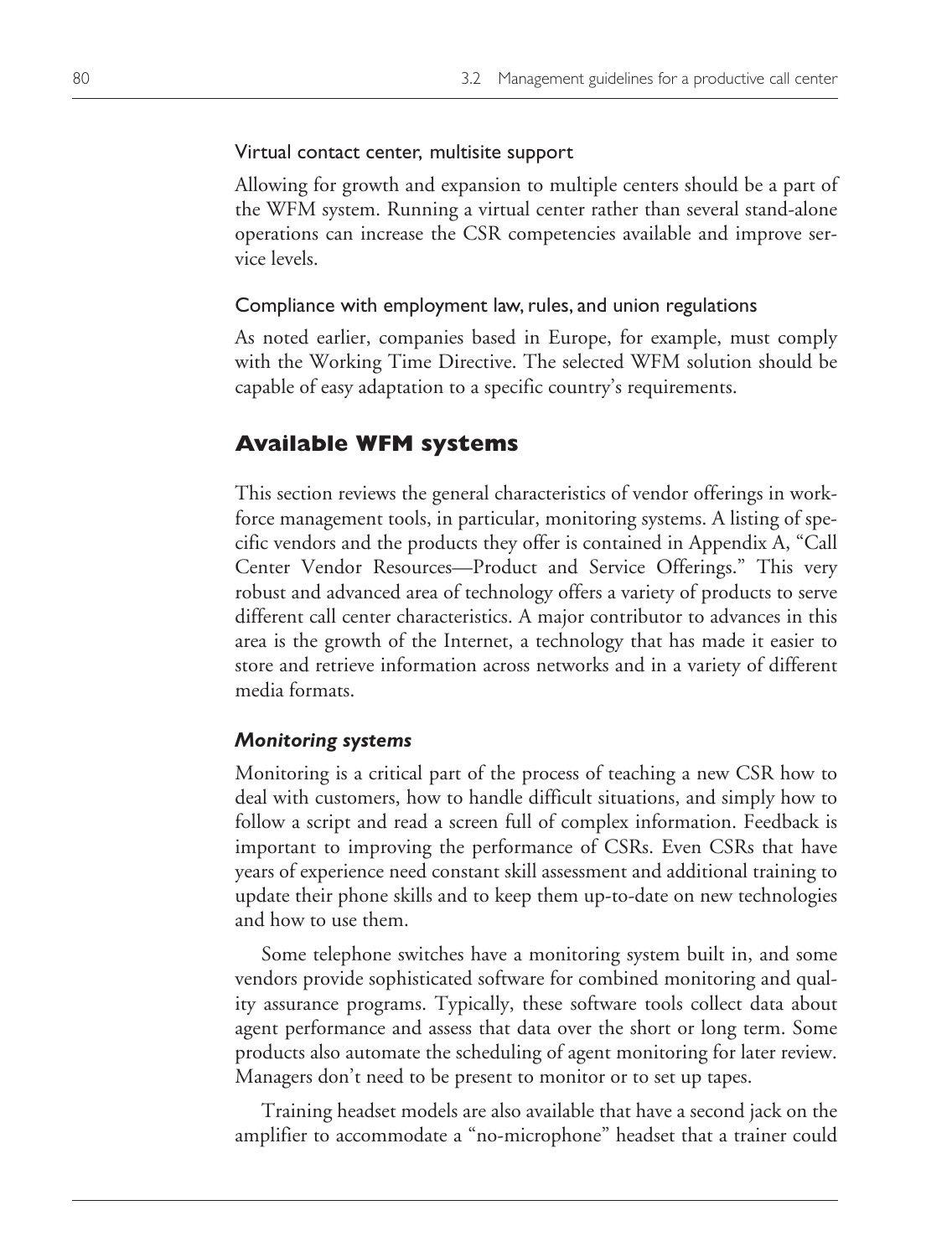#### Virtual contact center, multisite support

Allowing for growth and expansion to multiple centers should be a part of the WFM system. Running a virtual center rather than several stand-alone operations can increase the CSR competencies available and improve service levels.

#### Compliance with employment law, rules, and union regulations

As noted earlier, companies based in Europe, for example, must comply with the Working Time Directive. The selected WFM solution should be capable of easy adaptation to a specific country's requirements.

## Available WFM systems

This section reviews the general characteristics of vendor offerings in workforce management tools, in particular, monitoring systems. A listing of specific vendors and the products they offer is contained in Appendix A, "Call Center Vendor Resources—Product and Service Offerings." This very robust and advanced area of technology offers a variety of products to serve different call center characteristics. A major contributor to advances in this area is the growth of the Internet, a technology that has made it easier to store and retrieve information across networks and in a variety of different media formats.

### *Monitoring systems*

Monitoring is a critical part of the process of teaching a new CSR how to deal with customers, how to handle difficult situations, and simply how to follow a script and read a screen full of complex information. Feedback is important to improving the performance of CSRs. Even CSRs that have years of experience need constant skill assessment and additional training to update their phone skills and to keep them up-to-date on new technologies and how to use them.

Some telephone switches have a monitoring system built in, and some vendors provide sophisticated software for combined monitoring and quality assurance programs. Typically, these software tools collect data about agent performance and assess that data over the short or long term. Some products also automate the scheduling of agent monitoring for later review. Managers don't need to be present to monitor or to set up tapes.

Training headset models are also available that have a second jack on the amplifier to accommodate a "no-microphone" headset that a trainer could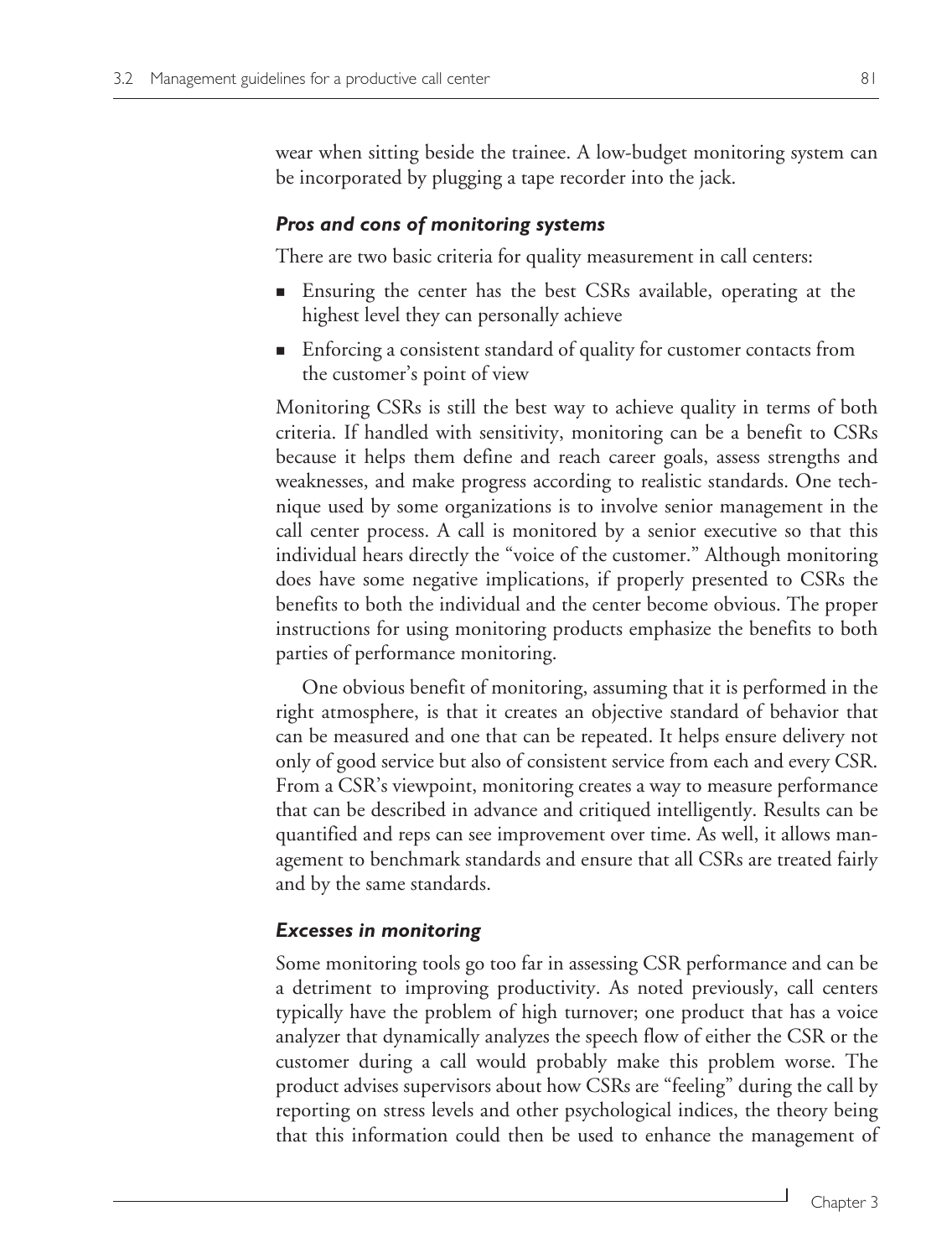wear when sitting beside the trainee. A low-budget monitoring system can be incorporated by plugging a tape recorder into the jack.

### *Pros and cons of monitoring systems*

There are two basic criteria for quality measurement in call centers:

- Ensuring the center has the best CSRs available, operating at the highest level they can personally achieve
- Enforcing a consistent standard of quality for customer contacts from the customer's point of view

Monitoring CSRs is still the best way to achieve quality in terms of both criteria. If handled with sensitivity, monitoring can be a benefit to CSRs because it helps them define and reach career goals, assess strengths and weaknesses, and make progress according to realistic standards. One technique used by some organizations is to involve senior management in the call center process. A call is monitored by a senior executive so that this individual hears directly the "voice of the customer." Although monitoring does have some negative implications, if properly presented to CSRs the benefits to both the individual and the center become obvious. The proper instructions for using monitoring products emphasize the benefits to both parties of performance monitoring.

One obvious benefit of monitoring, assuming that it is performed in the right atmosphere, is that it creates an objective standard of behavior that can be measured and one that can be repeated. It helps ensure delivery not only of good service but also of consistent service from each and every CSR. From a CSR's viewpoint, monitoring creates a way to measure performance that can be described in advance and critiqued intelligently. Results can be quantified and reps can see improvement over time. As well, it allows management to benchmark standards and ensure that all CSRs are treated fairly and by the same standards.

### *Excesses in monitoring*

Some monitoring tools go too far in assessing CSR performance and can be a detriment to improving productivity. As noted previously, call centers typically have the problem of high turnover; one product that has a voice analyzer that dynamically analyzes the speech flow of either the CSR or the customer during a call would probably make this problem worse. The product advises supervisors about how CSRs are "feeling" during the call by reporting on stress levels and other psychological indices, the theory being that this information could then be used to enhance the management of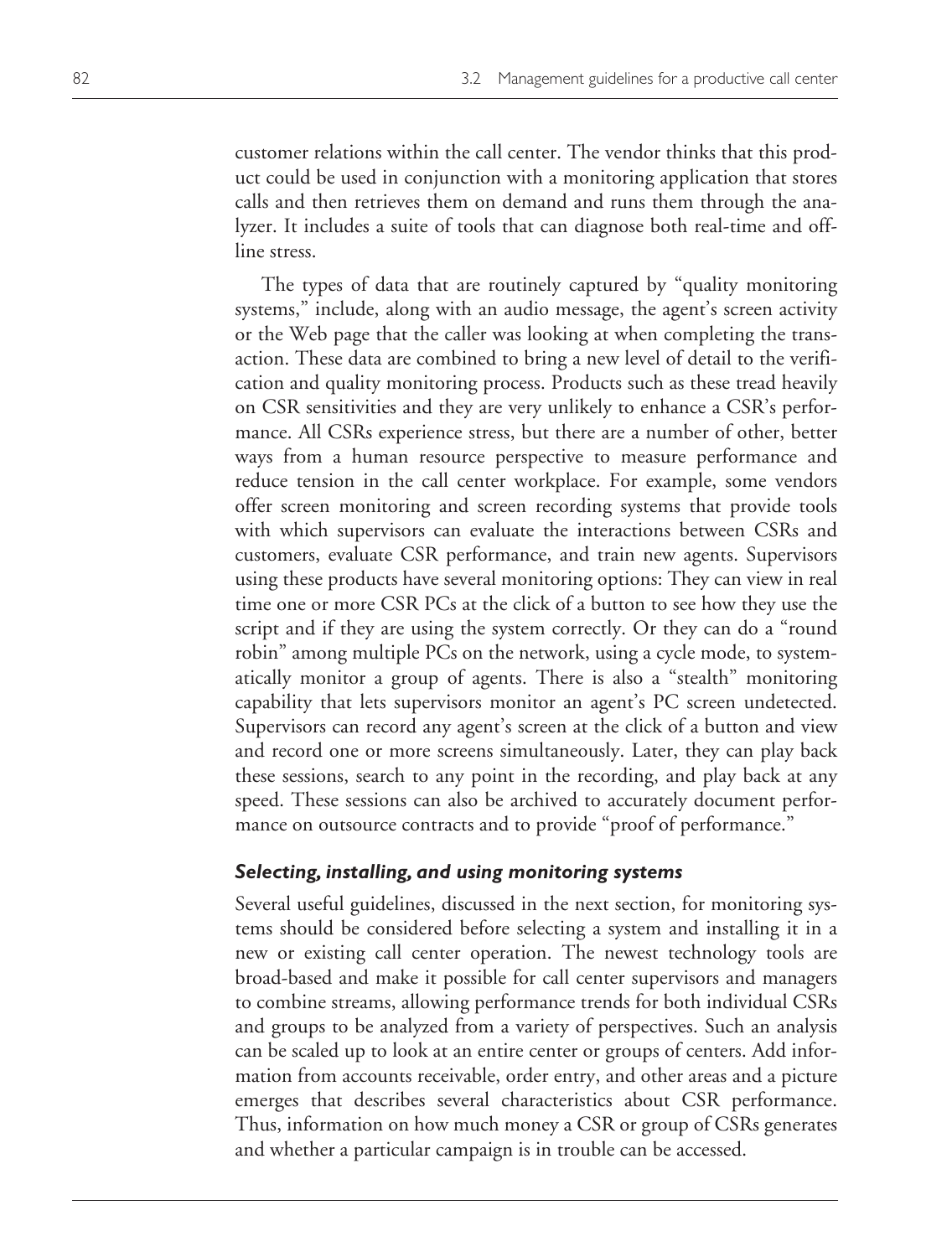customer relations within the call center. The vendor thinks that this product could be used in conjunction with a monitoring application that stores calls and then retrieves them on demand and runs them through the analyzer. It includes a suite of tools that can diagnose both real-time and offline stress.

The types of data that are routinely captured by "quality monitoring systems," include, along with an audio message, the agent's screen activity or the Web page that the caller was looking at when completing the transaction. These data are combined to bring a new level of detail to the verification and quality monitoring process. Products such as these tread heavily on CSR sensitivities and they are very unlikely to enhance a CSR's performance. All CSRs experience stress, but there are a number of other, better ways from a human resource perspective to measure performance and reduce tension in the call center workplace. For example, some vendors offer screen monitoring and screen recording systems that provide tools with which supervisors can evaluate the interactions between CSRs and customers, evaluate CSR performance, and train new agents. Supervisors using these products have several monitoring options: They can view in real time one or more CSR PCs at the click of a button to see how they use the script and if they are using the system correctly. Or they can do a "round robin" among multiple PCs on the network, using a cycle mode, to systematically monitor a group of agents. There is also a "stealth" monitoring capability that lets supervisors monitor an agent's PC screen undetected. Supervisors can record any agent's screen at the click of a button and view and record one or more screens simultaneously. Later, they can play back these sessions, search to any point in the recording, and play back at any speed. These sessions can also be archived to accurately document performance on outsource contracts and to provide "proof of performance."

#### *Selecting, installing, and using monitoring systems*

Several useful guidelines, discussed in the next section, for monitoring systems should be considered before selecting a system and installing it in a new or existing call center operation. The newest technology tools are broad-based and make it possible for call center supervisors and managers to combine streams, allowing performance trends for both individual CSRs and groups to be analyzed from a variety of perspectives. Such an analysis can be scaled up to look at an entire center or groups of centers. Add information from accounts receivable, order entry, and other areas and a picture emerges that describes several characteristics about CSR performance. Thus, information on how much money a CSR or group of CSRs generates and whether a particular campaign is in trouble can be accessed.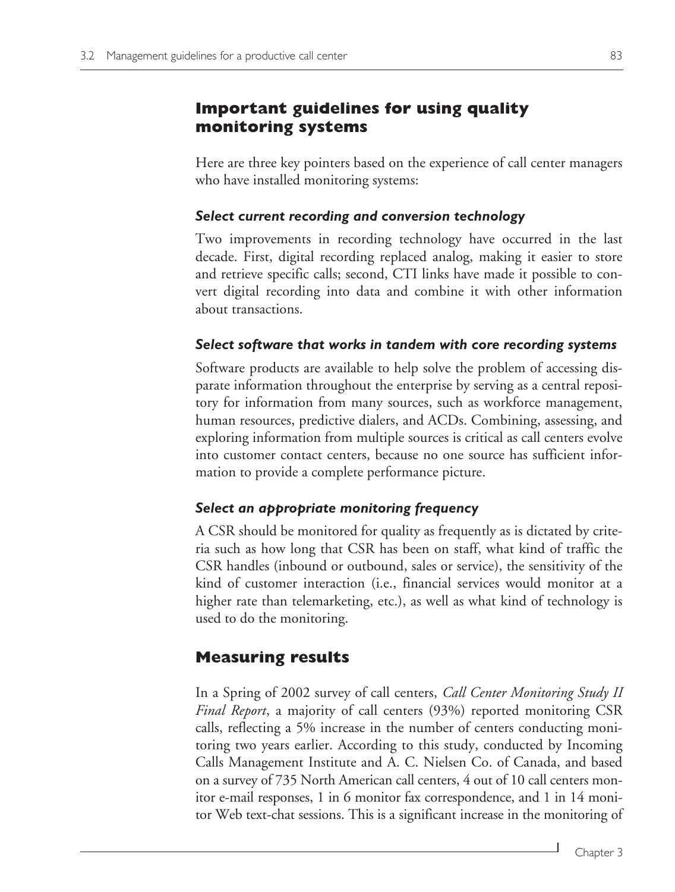## Important guidelines for using quality monitoring systems

Here are three key pointers based on the experience of call center managers who have installed monitoring systems:

### *Select current recording and conversion technology*

Two improvements in recording technology have occurred in the last decade. First, digital recording replaced analog, making it easier to store and retrieve specific calls; second, CTI links have made it possible to convert digital recording into data and combine it with other information about transactions.

### *Select software that works in tandem with core recording systems*

Software products are available to help solve the problem of accessing disparate information throughout the enterprise by serving as a central repository for information from many sources, such as workforce management, human resources, predictive dialers, and ACDs. Combining, assessing, and exploring information from multiple sources is critical as call centers evolve into customer contact centers, because no one source has sufficient information to provide a complete performance picture.

### *Select an appropriate monitoring frequency*

A CSR should be monitored for quality as frequently as is dictated by criteria such as how long that CSR has been on staff, what kind of traffic the CSR handles (inbound or outbound, sales or service), the sensitivity of the kind of customer interaction (i.e., financial services would monitor at a higher rate than telemarketing, etc.), as well as what kind of technology is used to do the monitoring.

## Measuring results

In a Spring of 2002 survey of call centers, *Call Center Monitoring Study II Final Report*, a majority of call centers (93%) reported monitoring CSR calls, reflecting a 5% increase in the number of centers conducting monitoring two years earlier. According to this study, conducted by Incoming Calls Management Institute and A. C. Nielsen Co. of Canada, and based on a survey of 735 North American call centers, 4 out of 10 call centers monitor e-mail responses, 1 in 6 monitor fax correspondence, and 1 in 14 monitor Web text-chat sessions. This is a significant increase in the monitoring of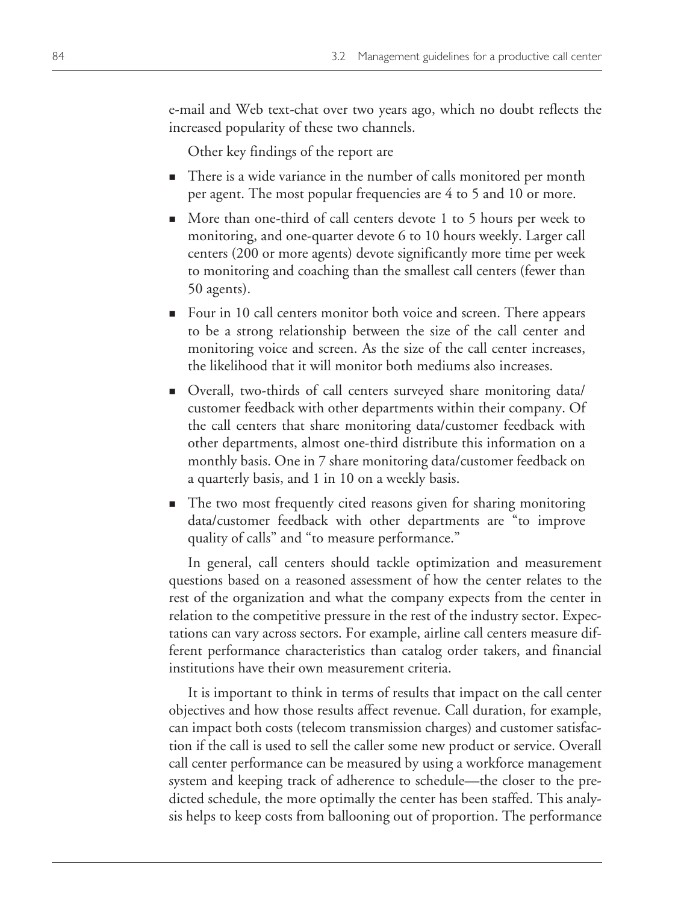e-mail and Web text-chat over two years ago, which no doubt reflects the increased popularity of these two channels.

Other key findings of the report are

- There is a wide variance in the number of calls monitored per month per agent. The most popular frequencies are 4 to 5 and 10 or more.
- More than one-third of call centers devote 1 to 5 hours per week to monitoring, and one-quarter devote 6 to 10 hours weekly. Larger call centers (200 or more agents) devote significantly more time per week to monitoring and coaching than the smallest call centers (fewer than 50 agents).
- Four in 10 call centers monitor both voice and screen. There appears to be a strong relationship between the size of the call center and monitoring voice and screen. As the size of the call center increases, the likelihood that it will monitor both mediums also increases.
- Overall, two-thirds of call centers surveyed share monitoring data/customer feedback with other departments within their company. Of the call centers that share monitoring data/customer feedback with other departments, almost one-third distribute this information on a monthly basis. One in 7 share monitoring data/customer feedback on a quarterly basis, and 1 in 10 on a weekly basis.
- The two most frequently cited reasons given for sharing monitoring data/customer feedback with other departments are "to improve quality of calls" and "to measure performance."

In general, call centers should tackle optimization and measurement questions based on a reasoned assessment of how the center relates to the rest of the organization and what the company expects from the center in relation to the competitive pressure in the rest of the industry sector. Expectations can vary across sectors. For example, airline call centers measure different performance characteristics than catalog order takers, and financial institutions have their own measurement criteria.

It is important to think in terms of results that impact on the call center objectives and how those results affect revenue. Call duration, for example, can impact both costs (telecom transmission charges) and customer satisfaction if the call is used to sell the caller some new product or service. Overall call center performance can be measured by using a workforce management system and keeping track of adherence to schedule—the closer to the predicted schedule, the more optimally the center has been staffed. This analysis helps to keep costs from ballooning out of proportion. The performance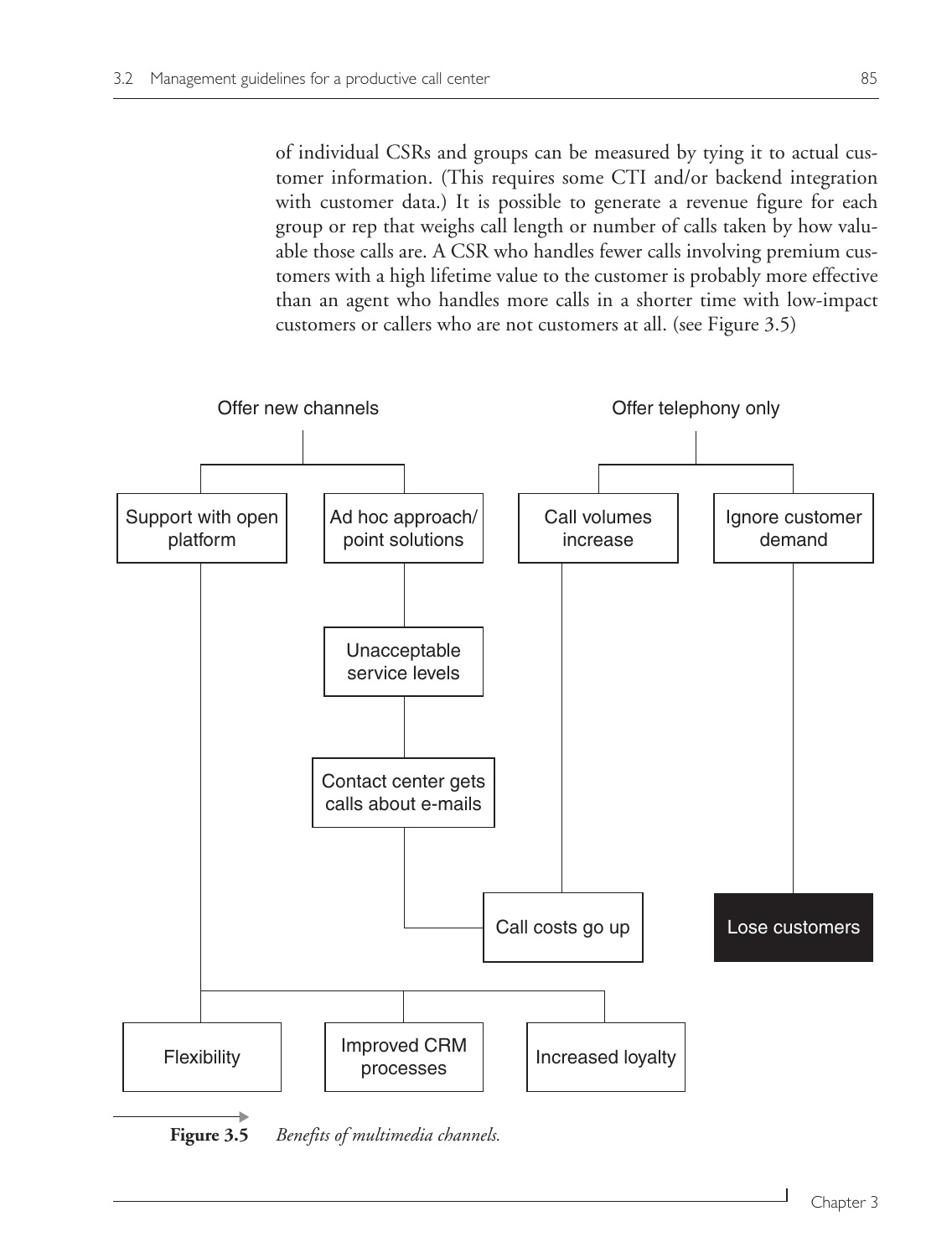of individual CSRs and groups can be measured by tying it to actual customer information. (This requires some CTI and/or backend integration with customer data.) It is possible to generate a revenue figure for each group or rep that weighs call length or number of calls taken by how valuable those calls are. A CSR who handles fewer calls involving premium customers with a high lifetime value to the customer is probably more effective than an agent who handles more calls in a shorter time with low-impact customers or callers who are not customers at all. (see Figure 3.5)

Offer new channels

Support with open platform

Ad hoc approach/ point solutions

Unacceptable service levels

Contact center gets calls about e-mails

Offer telephony only

Call volumes increase

Ignore customer demand

Call costs go up

Lose customers

Flexibility

Improved CRM processes

Increased loyalty

**Figure 3.5** *Benefits of multimedia channels.*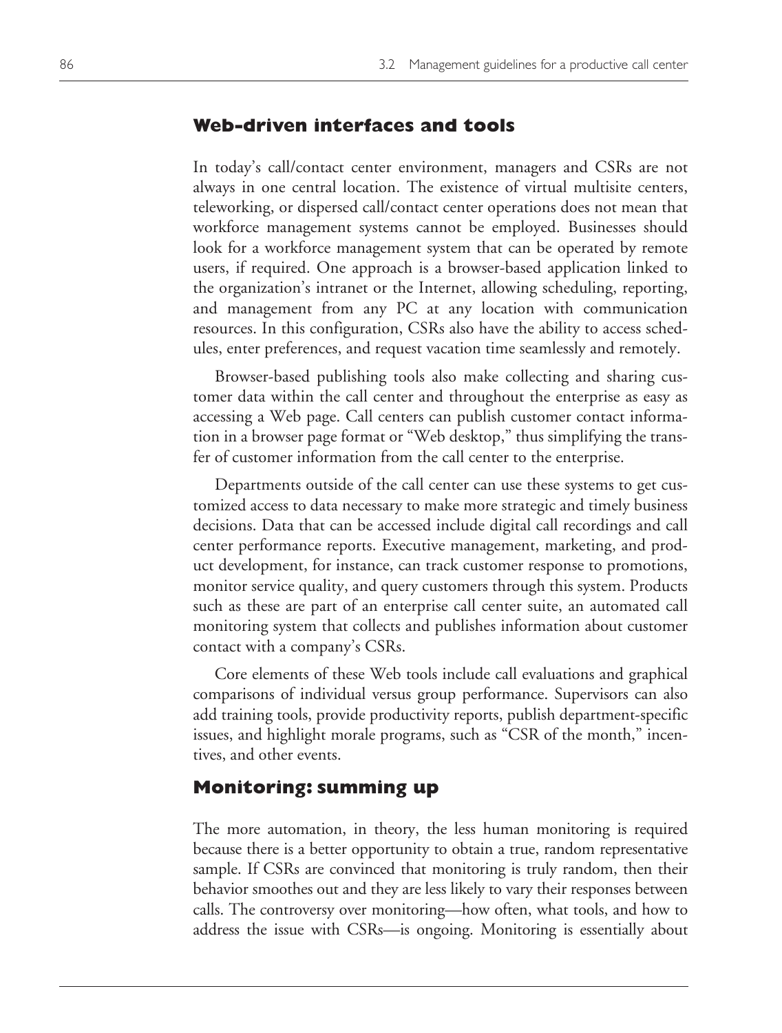## Web-driven interfaces and tools

In today's call/contact center environment, managers and CSRs are not always in one central location. The existence of virtual multisite centers, teleworking, or dispersed call/contact center operations does not mean that workforce management systems cannot be employed. Businesses should look for a workforce management system that can be operated by remote users, if required. One approach is a browser-based application linked to the organization's intranet or the Internet, allowing scheduling, reporting, and management from any PC at any location with communication resources. In this configuration, CSRs also have the ability to access schedules, enter preferences, and request vacation time seamlessly and remotely.

Browser-based publishing tools also make collecting and sharing customer data within the call center and throughout the enterprise as easy as accessing a Web page. Call centers can publish customer contact information in a browser page format or "Web desktop," thus simplifying the transfer of customer information from the call center to the enterprise.

Departments outside of the call center can use these systems to get customized access to data necessary to make more strategic and timely business decisions. Data that can be accessed include digital call recordings and call center performance reports. Executive management, marketing, and product development, for instance, can track customer response to promotions, monitor service quality, and query customers through this system. Products such as these are part of an enterprise call center suite, an automated call monitoring system that collects and publishes information about customer contact with a company's CSRs.

Core elements of these Web tools include call evaluations and graphical comparisons of individual versus group performance. Supervisors can also add training tools, provide productivity reports, publish department-specific issues, and highlight morale programs, such as "CSR of the month," incentives, and other events.

## Monitoring: summing up

The more automation, in theory, the less human monitoring is required because there is a better opportunity to obtain a true, random representative sample. If CSRs are convinced that monitoring is truly random, then their behavior smoothes out and they are less likely to vary their responses between calls. The controversy over monitoring—how often, what tools, and how to address the issue with CSRs—is ongoing. Monitoring is essentially about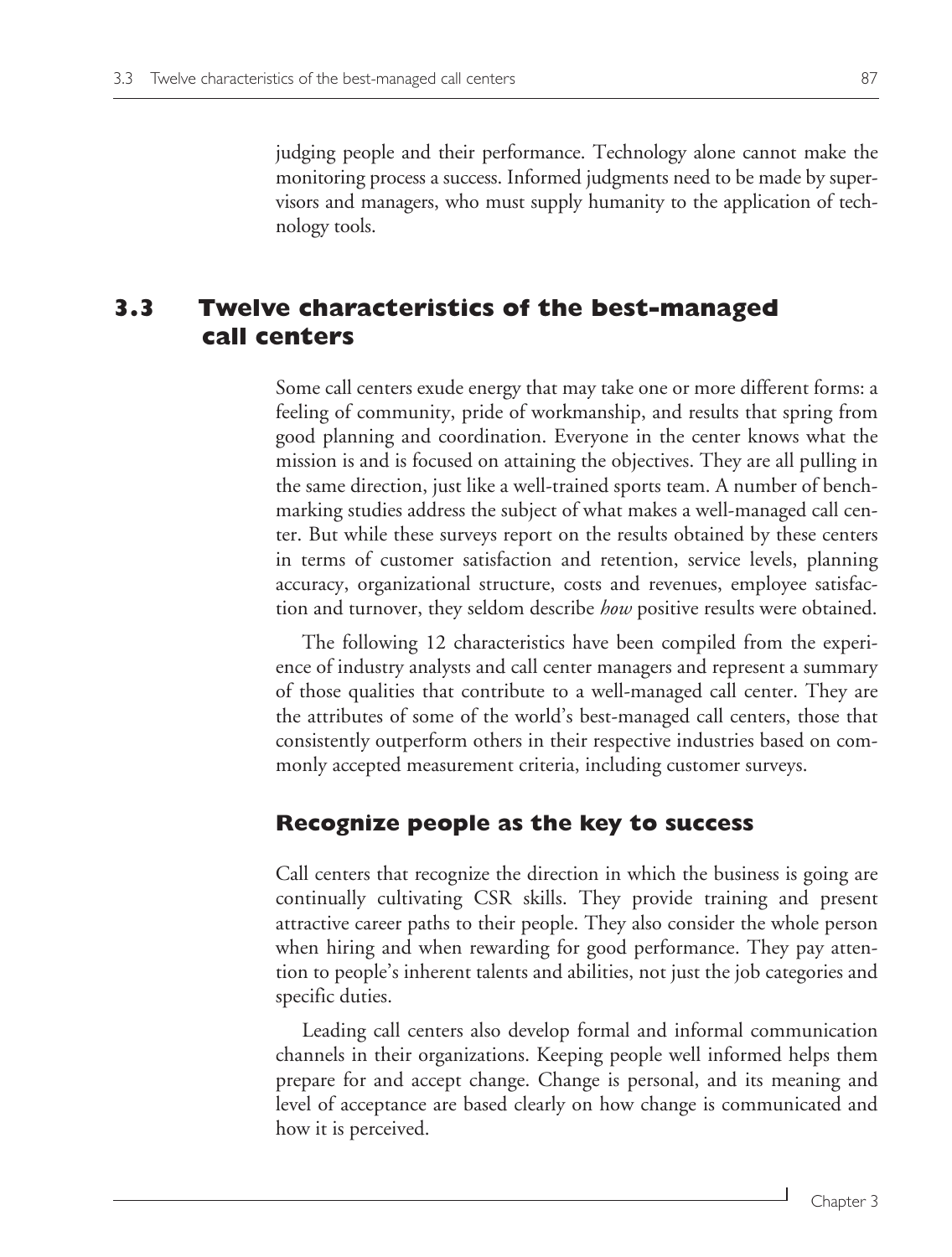judging people and their performance. Technology alone cannot make the monitoring process a success. Informed judgments need to be made by supervisors and managers, who must supply humanity to the application of technology tools.

## 3.3 Twelve characteristics of the best-managed call centers

Some call centers exude energy that may take one or more different forms: a feeling of community, pride of workmanship, and results that spring from good planning and coordination. Everyone in the center knows what the mission is and is focused on attaining the objectives. They are all pulling in the same direction, just like a well-trained sports team. A number of benchmarking studies address the subject of what makes a well-managed call center. But while these surveys report on the results obtained by these centers in terms of customer satisfaction and retention, service levels, planning accuracy, organizational structure, costs and revenues, employee satisfaction and turnover, they seldom describe *how* positive results were obtained.

The following 12 characteristics have been compiled from the experience of industry analysts and call center managers and represent a summary of those qualities that contribute to a well-managed call center. They are the attributes of some of the world's best-managed call centers, those that consistently outperform others in their respective industries based on commonly accepted measurement criteria, including customer surveys.

### Recognize people as the key to success

Call centers that recognize the direction in which the business is going are continually cultivating CSR skills. They provide training and present attractive career paths to their people. They also consider the whole person when hiring and when rewarding for good performance. They pay attention to people's inherent talents and abilities, not just the job categories and specific duties.

Leading call centers also develop formal and informal communication channels in their organizations. Keeping people well informed helps them prepare for and accept change. Change is personal, and its meaning and level of acceptance are based clearly on how change is communicated and how it is perceived.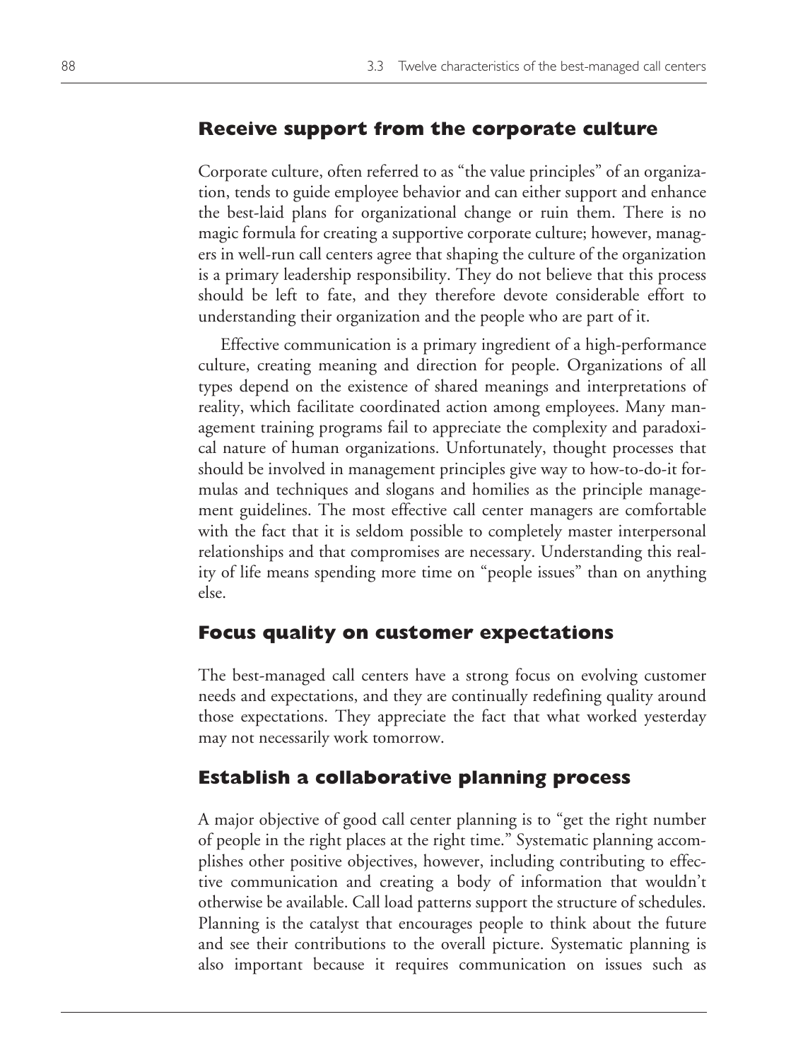### Receive support from the corporate culture

Corporate culture, often referred to as "the value principles" of an organization, tends to guide employee behavior and can either support and enhance the best-laid plans for organizational change or ruin them. There is no magic formula for creating a supportive corporate culture; however, managers in well-run call centers agree that shaping the culture of the organization is a primary leadership responsibility. They do not believe that this process should be left to fate, and they therefore devote considerable effort to understanding their organization and the people who are part of it.

Effective communication is a primary ingredient of a high-performance culture, creating meaning and direction for people. Organizations of all types depend on the existence of shared meanings and interpretations of reality, which facilitate coordinated action among employees. Many management training programs fail to appreciate the complexity and paradoxical nature of human organizations. Unfortunately, thought processes that should be involved in management principles give way to how-to-do-it formulas and techniques and slogans and homilies as the principle management guidelines. The most effective call center managers are comfortable with the fact that it is seldom possible to completely master interpersonal relationships and that compromises are necessary. Understanding this reality of life means spending more time on "people issues" than on anything else.

### Focus quality on customer expectations

The best-managed call centers have a strong focus on evolving customer needs and expectations, and they are continually redefining quality around those expectations. They appreciate the fact that what worked yesterday may not necessarily work tomorrow.

### Establish a collaborative planning process

A major objective of good call center planning is to "get the right number of people in the right places at the right time." Systematic planning accomplishes other positive objectives, however, including contributing to effective communication and creating a body of information that wouldn't otherwise be available. Call load patterns support the structure of schedules. Planning is the catalyst that encourages people to think about the future and see their contributions to the overall picture. Systematic planning is also important because it requires communication on issues such as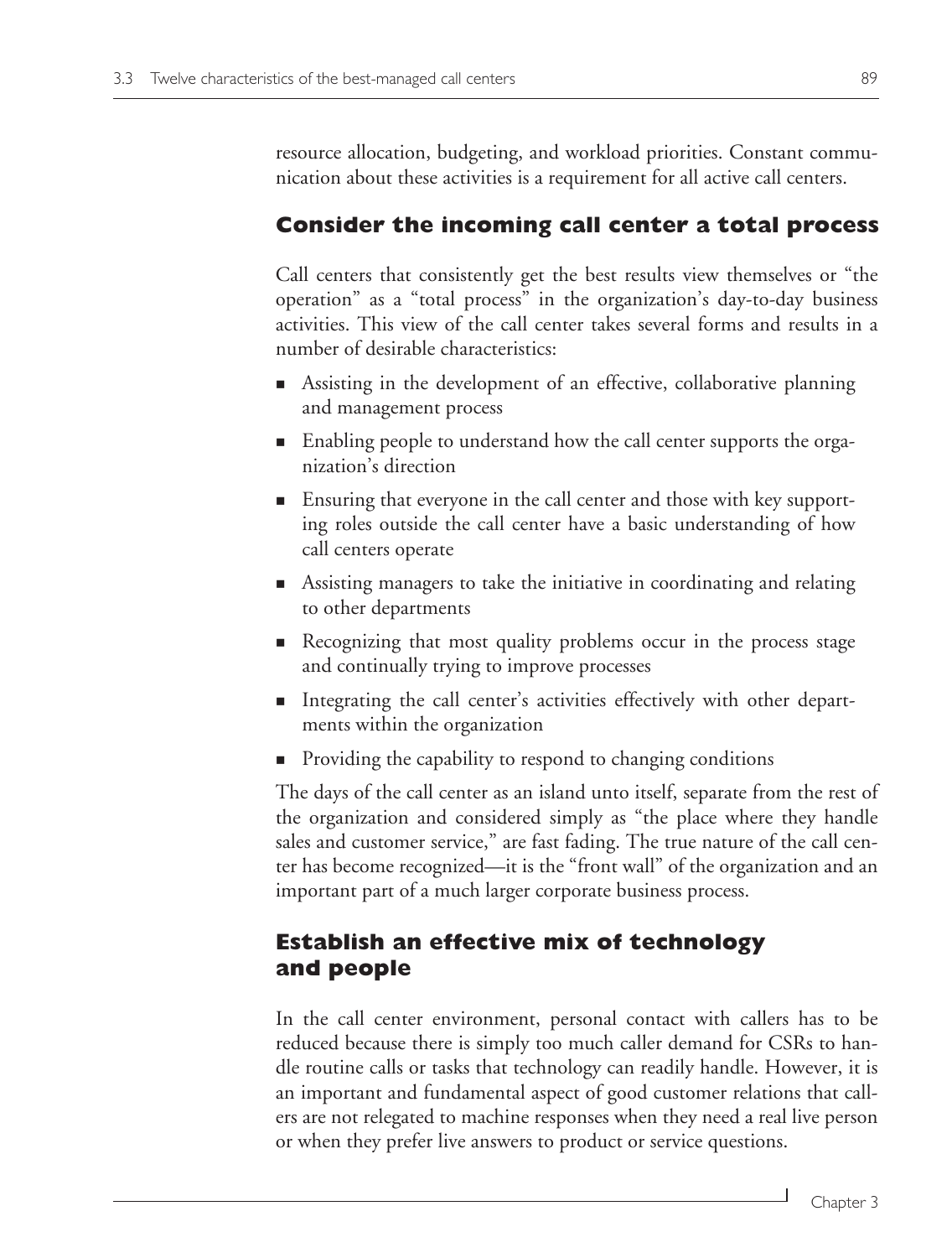resource allocation, budgeting, and workload priorities. Constant communication about these activities is a requirement for all active call centers.

## Consider the incoming call center a total process

Call centers that consistently get the best results view themselves or "the operation" as a "total process" in the organization's day-to-day business activities. This view of the call center takes several forms and results in a number of desirable characteristics:

- Assisting in the development of an effective, collaborative planning and management process
- Enabling people to understand how the call center supports the organization's direction
- Ensuring that everyone in the call center and those with key supporting roles outside the call center have a basic understanding of how call centers operate
- Assisting managers to take the initiative in coordinating and relating to other departments
- Recognizing that most quality problems occur in the process stage and continually trying to improve processes
- Integrating the call center's activities effectively with other departments within the organization
- Providing the capability to respond to changing conditions

The days of the call center as an island unto itself, separate from the rest of the organization and considered simply as "the place where they handle sales and customer service," are fast fading. The true nature of the call center has become recognized—it is the "front wall" of the organization and an important part of a much larger corporate business process.

## Establish an effective mix of technology and people

In the call center environment, personal contact with callers has to be reduced because there is simply too much caller demand for CSRs to handle routine calls or tasks that technology can readily handle. However, it is an important and fundamental aspect of good customer relations that callers are not relegated to machine responses when they need a real live person or when they prefer live answers to product or service questions.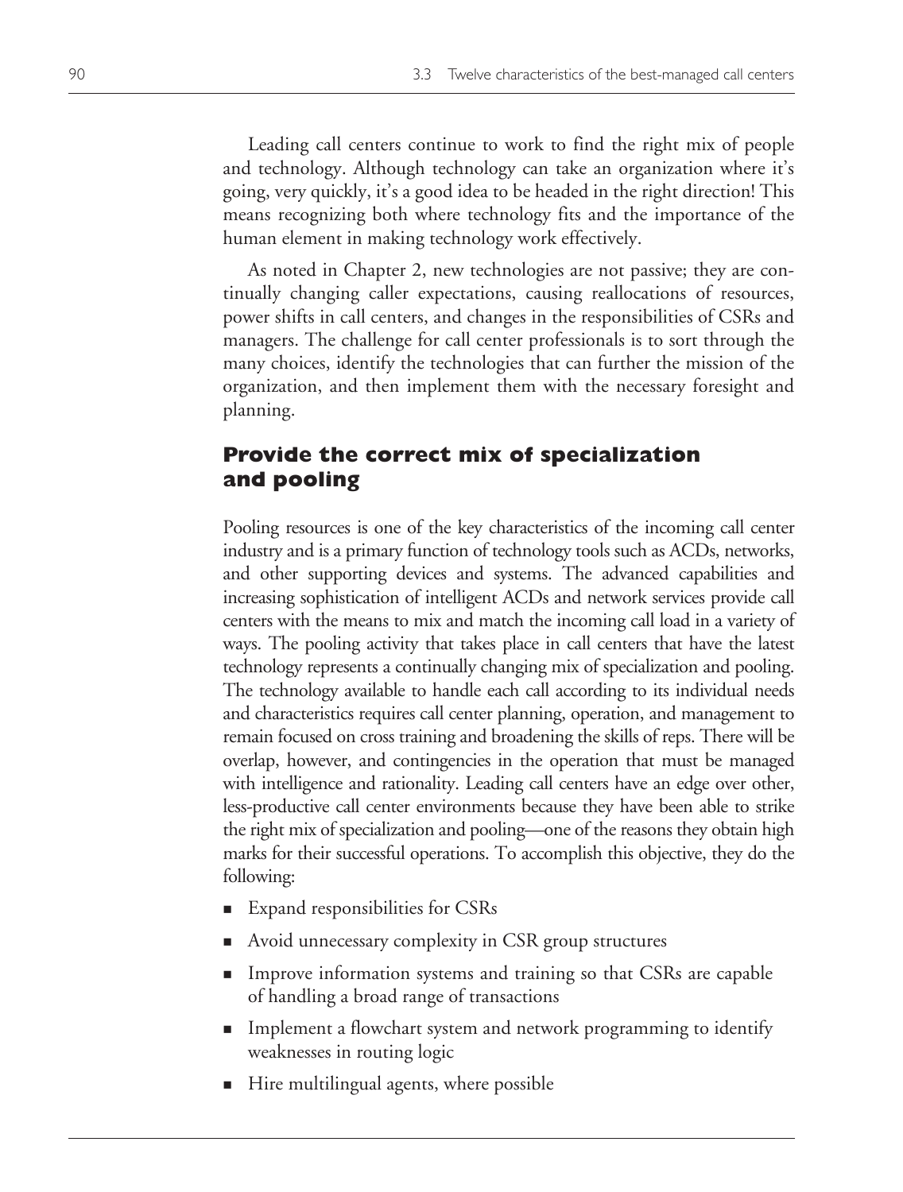Leading call centers continue to work to find the right mix of people and technology. Although technology can take an organization where it's going, very quickly, it's a good idea to be headed in the right direction! This means recognizing both where technology fits and the importance of the human element in making technology work effectively.

As noted in Chapter 2, new technologies are not passive; they are continually changing caller expectations, causing reallocations of resources, power shifts in call centers, and changes in the responsibilities of CSRs and managers. The challenge for call center professionals is to sort through the many choices, identify the technologies that can further the mission of the organization, and then implement them with the necessary foresight and planning.

### Provide the correct mix of specialization and pooling

Pooling resources is one of the key characteristics of the incoming call center industry and is a primary function of technology tools such as ACDs, networks, and other supporting devices and systems. The advanced capabilities and increasing sophistication of intelligent ACDs and network services provide call centers with the means to mix and match the incoming call load in a variety of ways. The pooling activity that takes place in call centers that have the latest technology represents a continually changing mix of specialization and pooling. The technology available to handle each call according to its individual needs and characteristics requires call center planning, operation, and management to remain focused on cross training and broadening the skills of reps. There will be overlap, however, and contingencies in the operation that must be managed with intelligence and rationality. Leading call centers have an edge over other, less-productive call center environments because they have been able to strike the right mix of specialization and pooling—one of the reasons they obtain high marks for their successful operations. To accomplish this objective, they do the following:

- Expand responsibilities for CSRs
- Avoid unnecessary complexity in CSR group structures
- Improve information systems and training so that CSRs are capable of handling a broad range of transactions
- Implement a flowchart system and network programming to identify weaknesses in routing logic
- Hire multilingual agents, where possible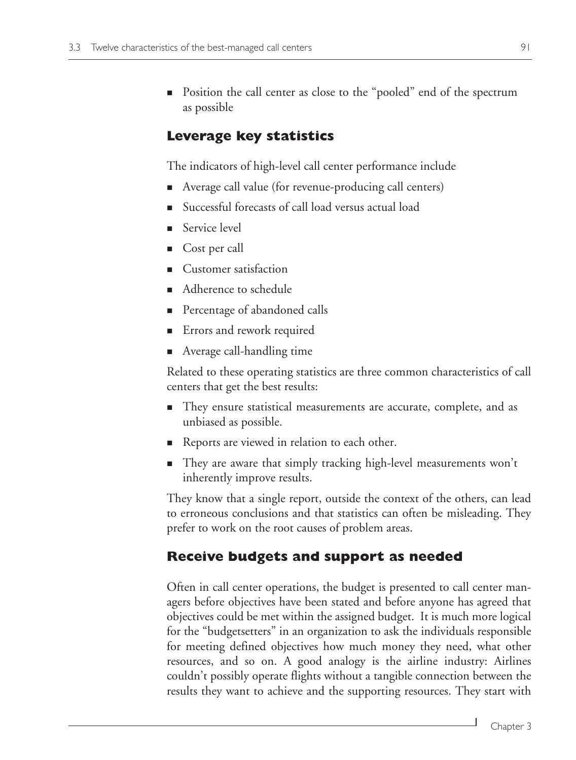- Position the call center as close to the "pooled" end of the spectrum as possible

### Leverage key statistics

The indicators of high-level call center performance include

- Average call value (for revenue-producing call centers)
- Successful forecasts of call load versus actual load
- Service level
- Cost per call
- Customer satisfaction
- Adherence to schedule
- Percentage of abandoned calls
- Errors and rework required
- Average call-handling time

Related to these operating statistics are three common characteristics of call centers that get the best results:

- They ensure statistical measurements are accurate, complete, and as unbiased as possible.
- Reports are viewed in relation to each other.
- They are aware that simply tracking high-level measurements won't inherently improve results.

They know that a single report, outside the context of the others, can lead to erroneous conclusions and that statistics can often be misleading. They prefer to work on the root causes of problem areas.

### Receive budgets and support as needed

Often in call center operations, the budget is presented to call center managers before objectives have been stated and before anyone has agreed that objectives could be met within the assigned budget. It is much more logical for the "budgetsetters" in an organization to ask the individuals responsible for meeting defined objectives how much money they need, what other resources, and so on. A good analogy is the airline industry: Airlines couldn't possibly operate flights without a tangible connection between the results they want to achieve and the supporting resources. They start with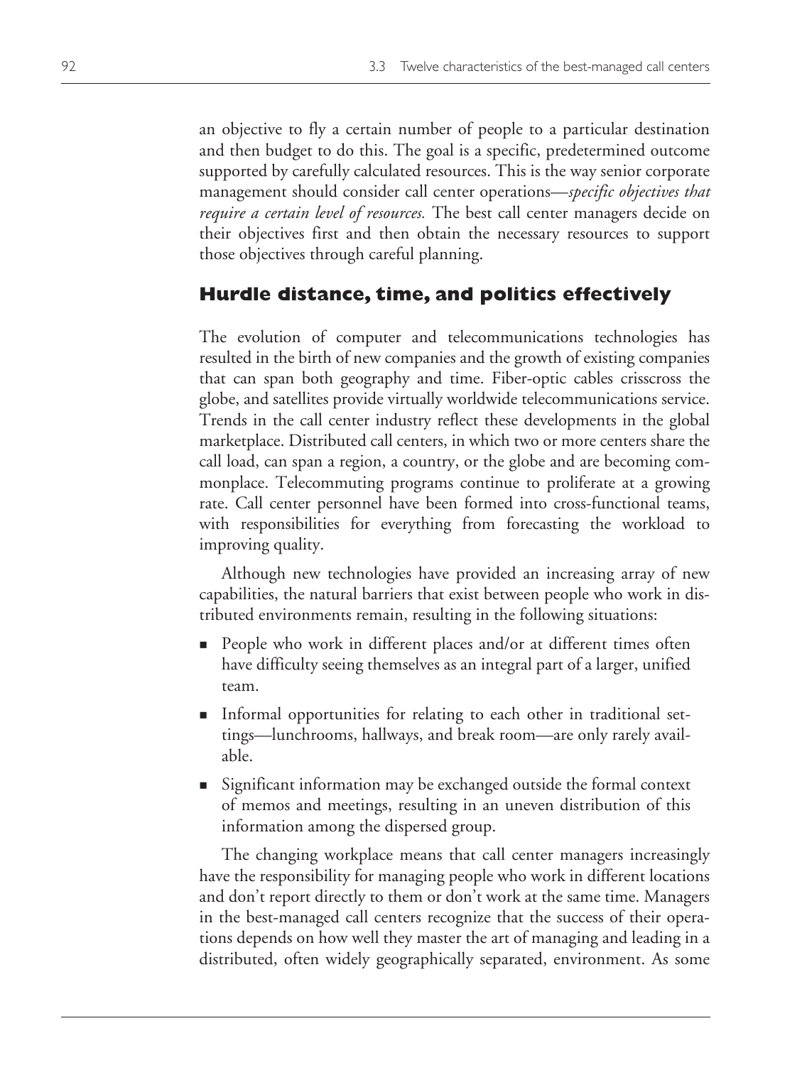an objective to fly a certain number of people to a particular destination and then budget to do this. The goal is a specific, predetermined outcome supported by carefully calculated resources. This is the way senior corporate management should consider call center operations—*specific objectives that require a certain level of resources.* The best call center managers decide on their objectives first and then obtain the necessary resources to support those objectives through careful planning.

## Hurdle distance, time, and politics effectively

The evolution of computer and telecommunications technologies has resulted in the birth of new companies and the growth of existing companies that can span both geography and time. Fiber-optic cables crisscross the globe, and satellites provide virtually worldwide telecommunications service. Trends in the call center industry reflect these developments in the global marketplace. Distributed call centers, in which two or more centers share the call load, can span a region, a country, or the globe and are becoming commonplace. Telecommuting programs continue to proliferate at a growing rate. Call center personnel have been formed into cross-functional teams, with responsibilities for everything from forecasting the workload to improving quality.

Although new technologies have provided an increasing array of new capabilities, the natural barriers that exist between people who work in distributed environments remain, resulting in the following situations:

- People who work in different places and/or at different times often have difficulty seeing themselves as an integral part of a larger, unified team.
- Informal opportunities for relating to each other in traditional settings—lunchrooms, hallways, and break room—are only rarely available.
- Significant information may be exchanged outside the formal context of memos and meetings, resulting in an uneven distribution of this information among the dispersed group.

The changing workplace means that call center managers increasingly have the responsibility for managing people who work in different locations and don't report directly to them or don't work at the same time. Managers in the best-managed call centers recognize that the success of their operations depends on how well they master the art of managing and leading in a distributed, often widely geographically separated, environment. As some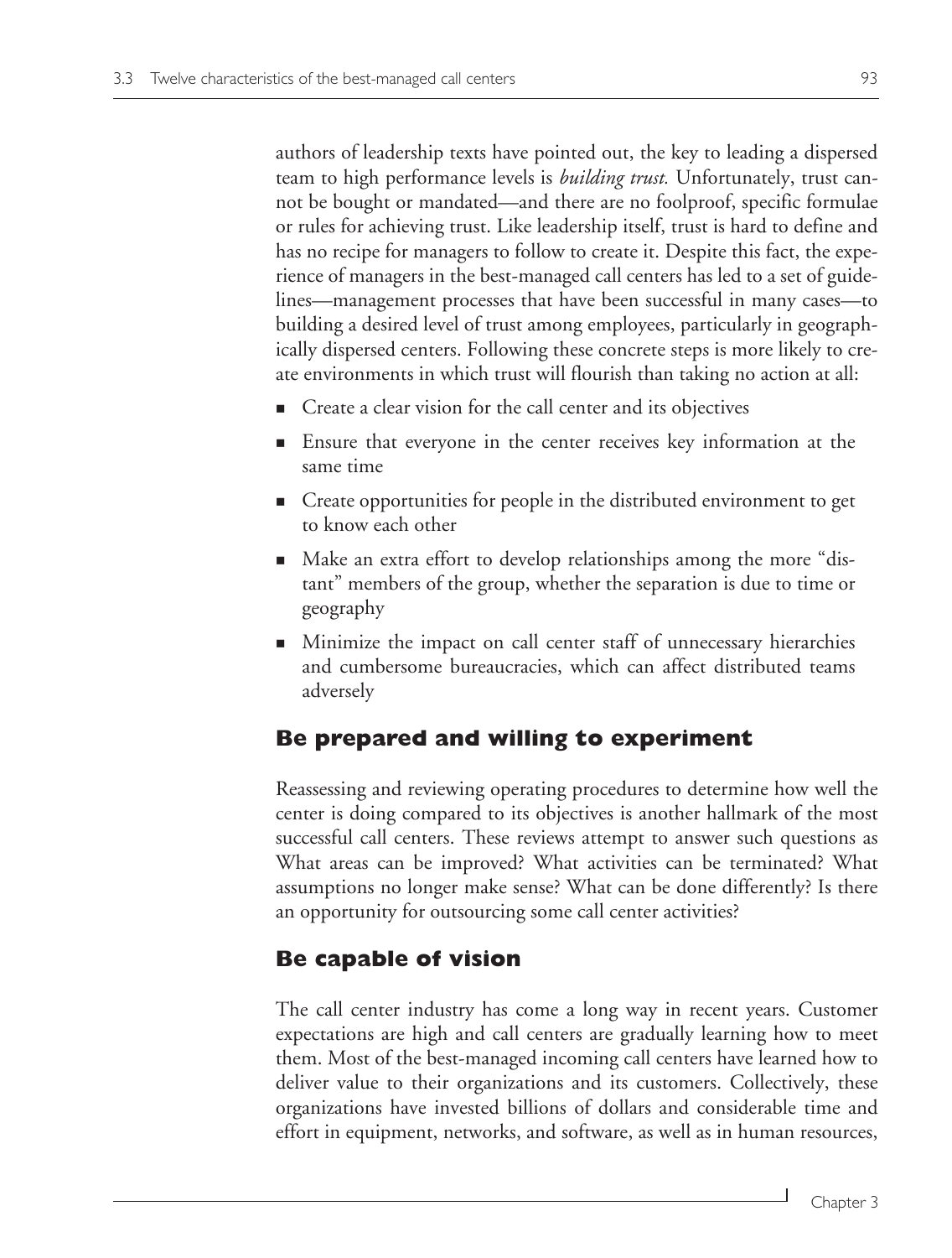authors of leadership texts have pointed out, the key to leading a dispersed team to high performance levels is *building trust.* Unfortunately, trust cannot be bought or mandated—and there are no foolproof, specific formulae or rules for achieving trust. Like leadership itself, trust is hard to define and has no recipe for managers to follow to create it. Despite this fact, the experience of managers in the best-managed call centers has led to a set of guidelines—management processes that have been successful in many cases—to building a desired level of trust among employees, particularly in geographically dispersed centers. Following these concrete steps is more likely to create environments in which trust will flourish than taking no action at all:

- Create a clear vision for the call center and its objectives
- Ensure that everyone in the center receives key information at the same time
- Create opportunities for people in the distributed environment to get to know each other
- Make an extra effort to develop relationships among the more "distant" members of the group, whether the separation is due to time or geography
- Minimize the impact on call center staff of unnecessary hierarchies and cumbersome bureaucracies, which can affect distributed teams adversely

## Be prepared and willing to experiment

Reassessing and reviewing operating procedures to determine how well the center is doing compared to its objectives is another hallmark of the most successful call centers. These reviews attempt to answer such questions as What areas can be improved? What activities can be terminated? What assumptions no longer make sense? What can be done differently? Is there an opportunity for outsourcing some call center activities?

## Be capable of vision

The call center industry has come a long way in recent years. Customer expectations are high and call centers are gradually learning how to meet them. Most of the best-managed incoming call centers have learned how to deliver value to their organizations and its customers. Collectively, these organizations have invested billions of dollars and considerable time and effort in equipment, networks, and software, as well as in human resources,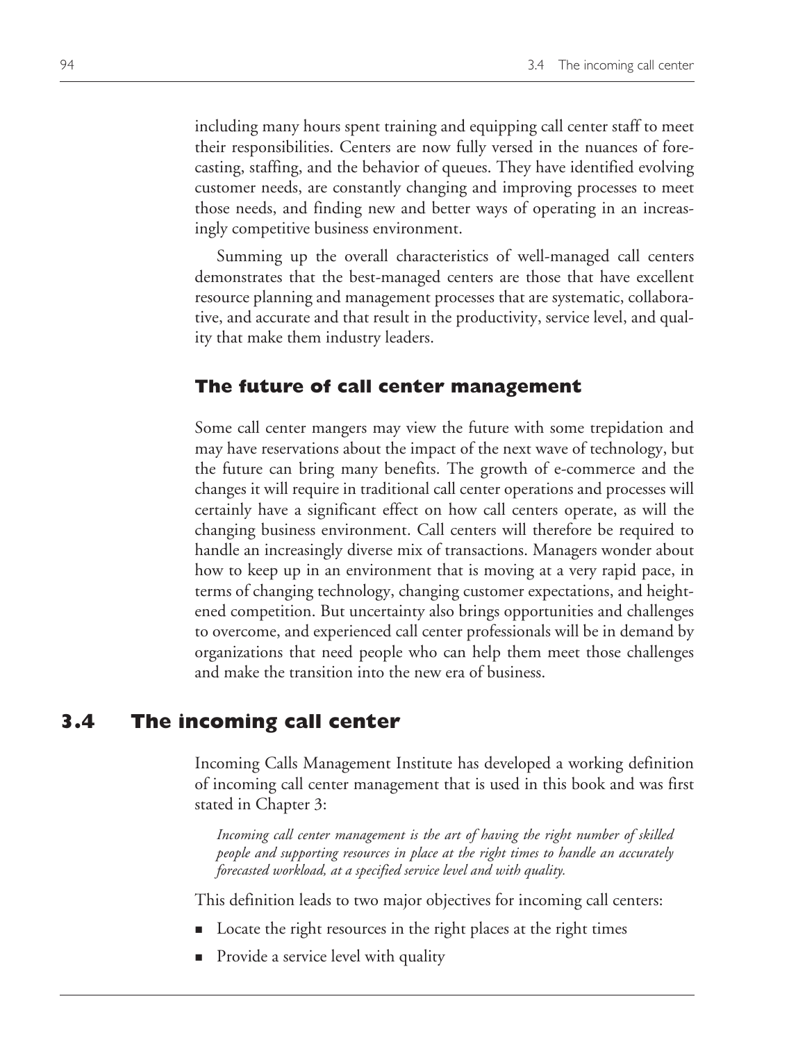including many hours spent training and equipping call center staff to meet their responsibilities. Centers are now fully versed in the nuances of forecasting, staffing, and the behavior of queues. They have identified evolving customer needs, are constantly changing and improving processes to meet those needs, and finding new and better ways of operating in an increasingly competitive business environment.

Summing up the overall characteristics of well-managed call centers demonstrates that the best-managed centers are those that have excellent resource planning and management processes that are systematic, collaborative, and accurate and that result in the productivity, service level, and quality that make them industry leaders.

### The future of call center management

Some call center mangers may view the future with some trepidation and may have reservations about the impact of the next wave of technology, but the future can bring many benefits. The growth of e-commerce and the changes it will require in traditional call center operations and processes will certainly have a significant effect on how call centers operate, as will the changing business environment. Call centers will therefore be required to handle an increasingly diverse mix of transactions. Managers wonder about how to keep up in an environment that is moving at a very rapid pace, in terms of changing technology, changing customer expectations, and heightened competition. But uncertainty also brings opportunities and challenges to overcome, and experienced call center professionals will be in demand by organizations that need people who can help them meet those challenges and make the transition into the new era of business.

## 3.4 The incoming call center

Incoming Calls Management Institute has developed a working definition of incoming call center management that is used in this book and was first stated in Chapter 3:

*Incoming call center management is the art of having the right number of skilled people and supporting resources in place at the right times to handle an accurately forecasted workload, at a specified service level and with quality.*

This definition leads to two major objectives for incoming call centers:

- Locate the right resources in the right places at the right times
- Provide a service level with quality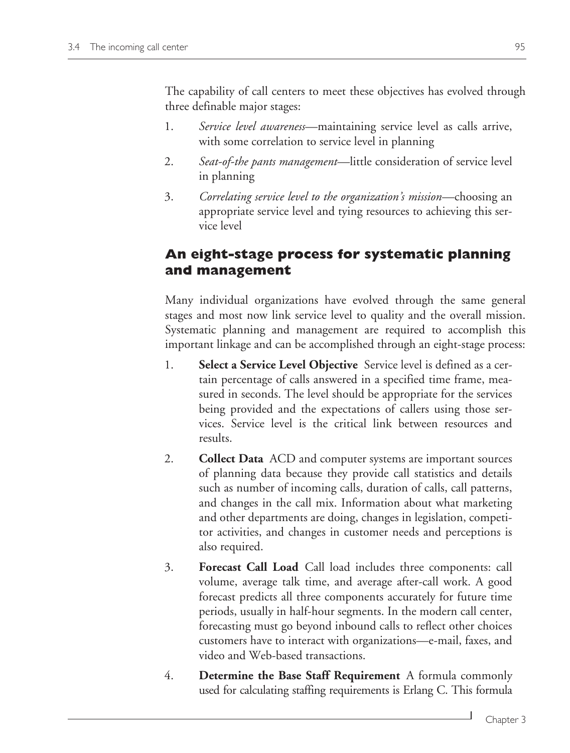The capability of call centers to meet these objectives has evolved through three definable major stages:

1. *Service level awareness*—maintaining service level as calls arrive, with some correlation to service level in planning
2. *Seat-of-the pants management*—little consideration of service level in planning
3. *Correlating service level to the organization's mission*—choosing an appropriate service level and tying resources to achieving this service level

## An eight-stage process for systematic planning and management

Many individual organizations have evolved through the same general stages and most now link service level to quality and the overall mission. Systematic planning and management are required to accomplish this important linkage and can be accomplished through an eight-stage process:

1. **Select a Service Level Objective** Service level is defined as a certain percentage of calls answered in a specified time frame, measured in seconds. The level should be appropriate for the services being provided and the expectations of callers using those services. Service level is the critical link between resources and results.
2. **Collect Data** ACD and computer systems are important sources of planning data because they provide call statistics and details such as number of incoming calls, duration of calls, call patterns, and changes in the call mix. Information about what marketing and other departments are doing, changes in legislation, competitor activities, and changes in customer needs and perceptions is also required.
3. **Forecast Call Load** Call load includes three components: call volume, average talk time, and average after-call work. A good forecast predicts all three components accurately for future time periods, usually in half-hour segments. In the modern call center, forecasting must go beyond inbound calls to reflect other choices customers have to interact with organizations—e-mail, faxes, and video and Web-based transactions.
4. **Determine the Base Staff Requirement** A formula commonly used for calculating staffing requirements is Erlang C. This formula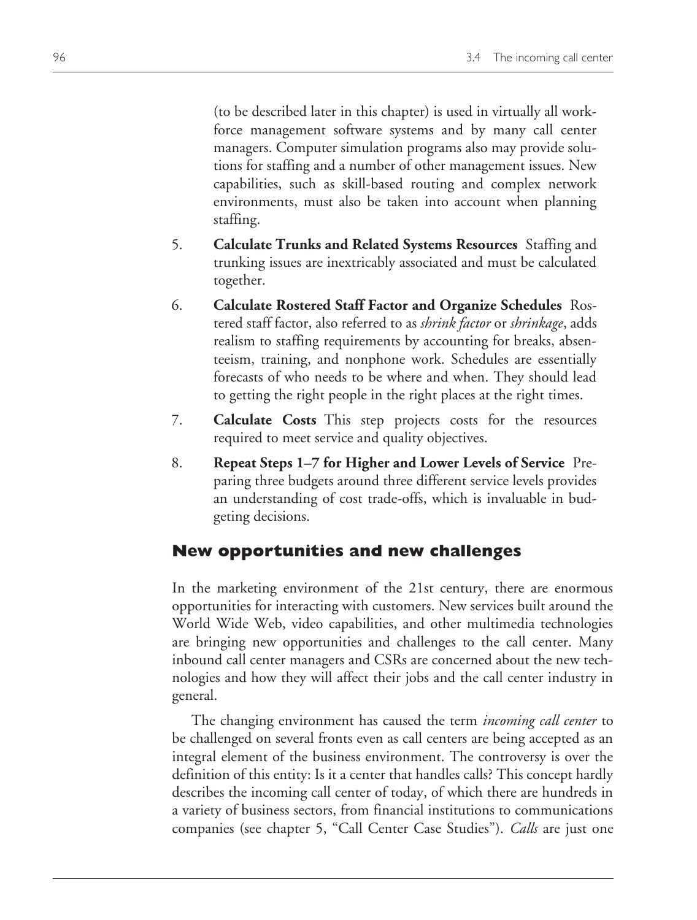(to be described later in this chapter) is used in virtually all workforce management software systems and by many call center managers. Computer simulation programs also may provide solutions for staffing and a number of other management issues. New capabilities, such as skill-based routing and complex network environments, must also be taken into account when planning staffing.

5. **Calculate Trunks and Related Systems Resources** Staffing and trunking issues are inextricably associated and must be calculated together.

6. **Calculate Rostered Staff Factor and Organize Schedules** Rostered staff factor, also referred to as *shrink factor* or *shrinkage*, adds realism to staffing requirements by accounting for breaks, absenteeism, training, and nonphone work. Schedules are essentially forecasts of who needs to be where and when. They should lead to getting the right people in the right places at the right times.

7. **Calculate Costs** This step projects costs for the resources required to meet service and quality objectives.

8. **Repeat Steps 1–7 for Higher and Lower Levels of Service** Preparing three budgets around three different service levels provides an understanding of cost trade-offs, which is invaluable in budgeting decisions.

## New opportunities and new challenges

In the marketing environment of the 21st century, there are enormous opportunities for interacting with customers. New services built around the World Wide Web, video capabilities, and other multimedia technologies are bringing new opportunities and challenges to the call center. Many inbound call center managers and CSRs are concerned about the new technologies and how they will affect their jobs and the call center industry in general.

The changing environment has caused the term *incoming call center* to be challenged on several fronts even as call centers are being accepted as an integral element of the business environment. The controversy is over the definition of this entity: Is it a center that handles calls? This concept hardly describes the incoming call center of today, of which there are hundreds in a variety of business sectors, from financial institutions to communications companies (see chapter 5, "Call Center Case Studies"). *Calls* are just one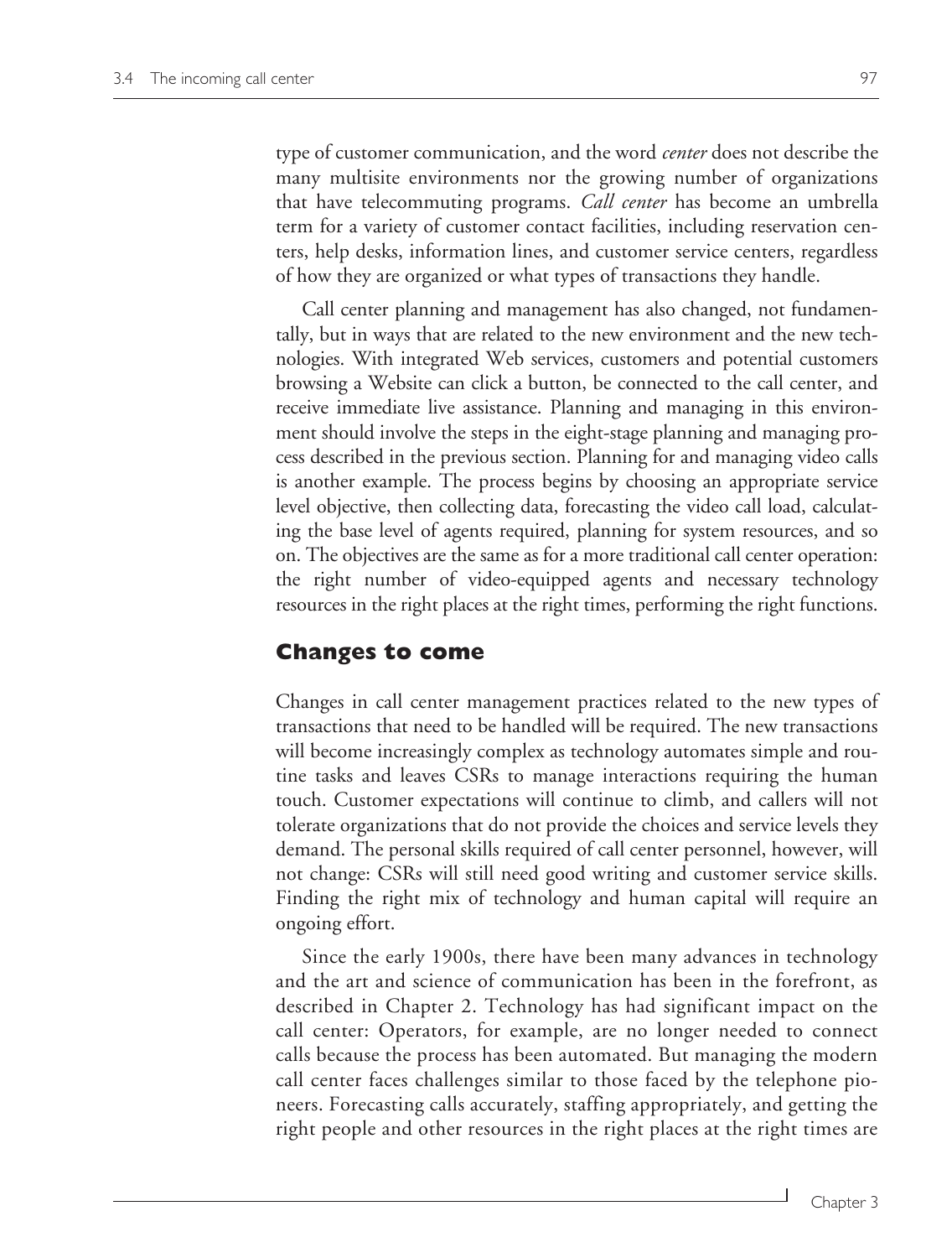type of customer communication, and the word *center* does not describe the many multisite environments nor the growing number of organizations that have telecommuting programs. *Call center* has become an umbrella term for a variety of customer contact facilities, including reservation centers, help desks, information lines, and customer service centers, regardless of how they are organized or what types of transactions they handle.

Call center planning and management has also changed, not fundamentally, but in ways that are related to the new environment and the new technologies. With integrated Web services, customers and potential customers browsing a Website can click a button, be connected to the call center, and receive immediate live assistance. Planning and managing in this environment should involve the steps in the eight-stage planning and managing process described in the previous section. Planning for and managing video calls is another example. The process begins by choosing an appropriate service level objective, then collecting data, forecasting the video call load, calculating the base level of agents required, planning for system resources, and so on. The objectives are the same as for a more traditional call center operation: the right number of video-equipped agents and necessary technology resources in the right places at the right times, performing the right functions.

## Changes to come

Changes in call center management practices related to the new types of transactions that need to be handled will be required. The new transactions will become increasingly complex as technology automates simple and routine tasks and leaves CSRs to manage interactions requiring the human touch. Customer expectations will continue to climb, and callers will not tolerate organizations that do not provide the choices and service levels they demand. The personal skills required of call center personnel, however, will not change: CSRs will still need good writing and customer service skills. Finding the right mix of technology and human capital will require an ongoing effort.

Since the early 1900s, there have been many advances in technology and the art and science of communication has been in the forefront, as described in Chapter 2. Technology has had significant impact on the call center: Operators, for example, are no longer needed to connect calls because the process has been automated. But managing the modern call center faces challenges similar to those faced by the telephone pioneers. Forecasting calls accurately, staffing appropriately, and getting the right people and other resources in the right places at the right times are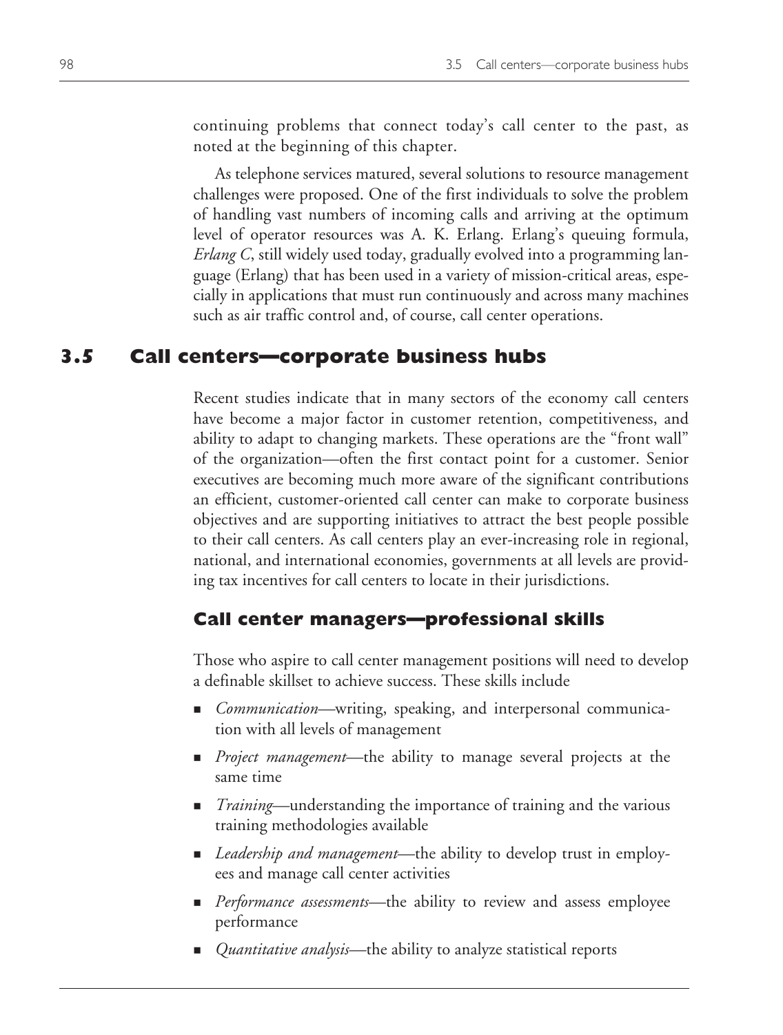continuing problems that connect today's call center to the past, as noted at the beginning of this chapter.

As telephone services matured, several solutions to resource management challenges were proposed. One of the first individuals to solve the problem of handling vast numbers of incoming calls and arriving at the optimum level of operator resources was A. K. Erlang. Erlang's queuing formula, *Erlang C*, still widely used today, gradually evolved into a programming language (Erlang) that has been used in a variety of mission-critical areas, especially in applications that must run continuously and across many machines such as air traffic control and, of course, call center operations.

## 3.5 Call centers—corporate business hubs

Recent studies indicate that in many sectors of the economy call centers have become a major factor in customer retention, competitiveness, and ability to adapt to changing markets. These operations are the "front wall" of the organization—often the first contact point for a customer. Senior executives are becoming much more aware of the significant contributions an efficient, customer-oriented call center can make to corporate business objectives and are supporting initiatives to attract the best people possible to their call centers. As call centers play an ever-increasing role in regional, national, and international economies, governments at all levels are providing tax incentives for call centers to locate in their jurisdictions.

### Call center managers—professional skills

Those who aspire to call center management positions will need to develop a definable skillset to achieve success. These skills include

- *Communication*—writing, speaking, and interpersonal communication with all levels of management
- *Project management*—the ability to manage several projects at the same time
- *Training*—understanding the importance of training and the various training methodologies available
- *Leadership and management*—the ability to develop trust in employees and manage call center activities
- *Performance assessments*—the ability to review and assess employee performance
- *Quantitative analysis*—the ability to analyze statistical reports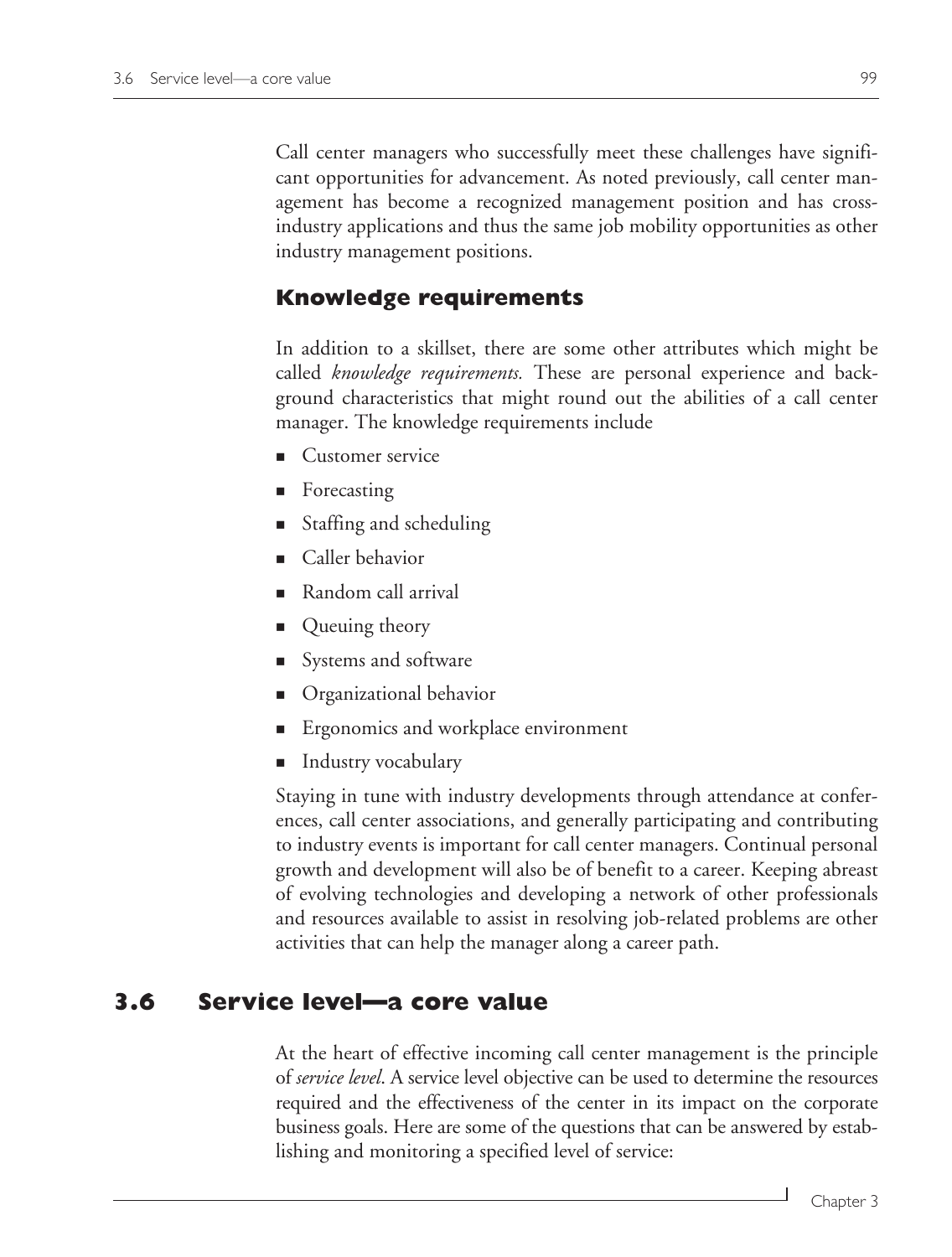Call center managers who successfully meet these challenges have significant opportunities for advancement. As noted previously, call center management has become a recognized management position and has cross-industry applications and thus the same job mobility opportunities as other industry management positions.

### Knowledge requirements

In addition to a skillset, there are some other attributes which might be called *knowledge requirements.* These are personal experience and background characteristics that might round out the abilities of a call center manager. The knowledge requirements include

- Customer service
- Forecasting
- Staffing and scheduling
- Caller behavior
- Random call arrival
- Queuing theory
- Systems and software
- Organizational behavior
- Ergonomics and workplace environment
- Industry vocabulary

Staying in tune with industry developments through attendance at conferences, call center associations, and generally participating and contributing to industry events is important for call center managers. Continual personal growth and development will also be of benefit to a career. Keeping abreast of evolving technologies and developing a network of other professionals and resources available to assist in resolving job-related problems are other activities that can help the manager along a career path.

## 3.6 Service level—a core value

At the heart of effective incoming call center management is the principle of *service level*. A service level objective can be used to determine the resources required and the effectiveness of the center in its impact on the corporate business goals. Here are some of the questions that can be answered by establishing and monitoring a specified level of service: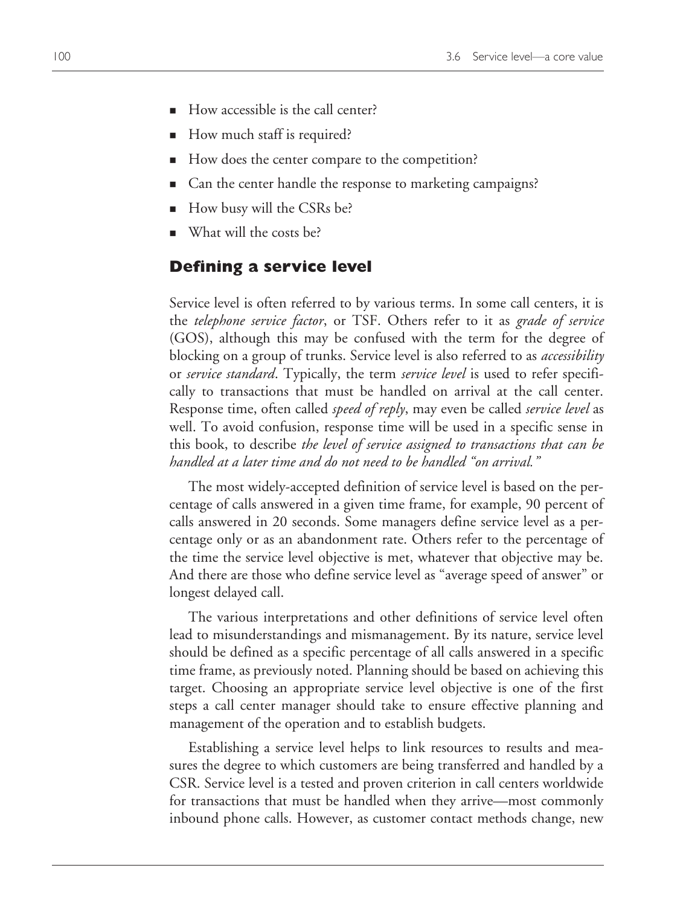- How accessible is the call center?
- How much staff is required?
- How does the center compare to the competition?
- Can the center handle the response to marketing campaigns?
- How busy will the CSRs be?
- What will the costs be?

## Defining a service level

Service level is often referred to by various terms. In some call centers, it is the *telephone service factor*, or TSF. Others refer to it as *grade of service* (GOS), although this may be confused with the term for the degree of blocking on a group of trunks. Service level is also referred to as *accessibility* or *service standard*. Typically, the term *service level* is used to refer specifically to transactions that must be handled on arrival at the call center. Response time, often called *speed of reply*, may even be called *service level* as well. To avoid confusion, response time will be used in a specific sense in this book, to describe *the level of service assigned to transactions that can be handled at a later time and do not need to be handled "on arrival."*

The most widely-accepted definition of service level is based on the percentage of calls answered in a given time frame, for example, 90 percent of calls answered in 20 seconds. Some managers define service level as a percentage only or as an abandonment rate. Others refer to the percentage of the time the service level objective is met, whatever that objective may be. And there are those who define service level as "average speed of answer" or longest delayed call.

The various interpretations and other definitions of service level often lead to misunderstandings and mismanagement. By its nature, service level should be defined as a specific percentage of all calls answered in a specific time frame, as previously noted. Planning should be based on achieving this target. Choosing an appropriate service level objective is one of the first steps a call center manager should take to ensure effective planning and management of the operation and to establish budgets.

Establishing a service level helps to link resources to results and measures the degree to which customers are being transferred and handled by a CSR. Service level is a tested and proven criterion in call centers worldwide for transactions that must be handled when they arrive—most commonly inbound phone calls. However, as customer contact methods change, new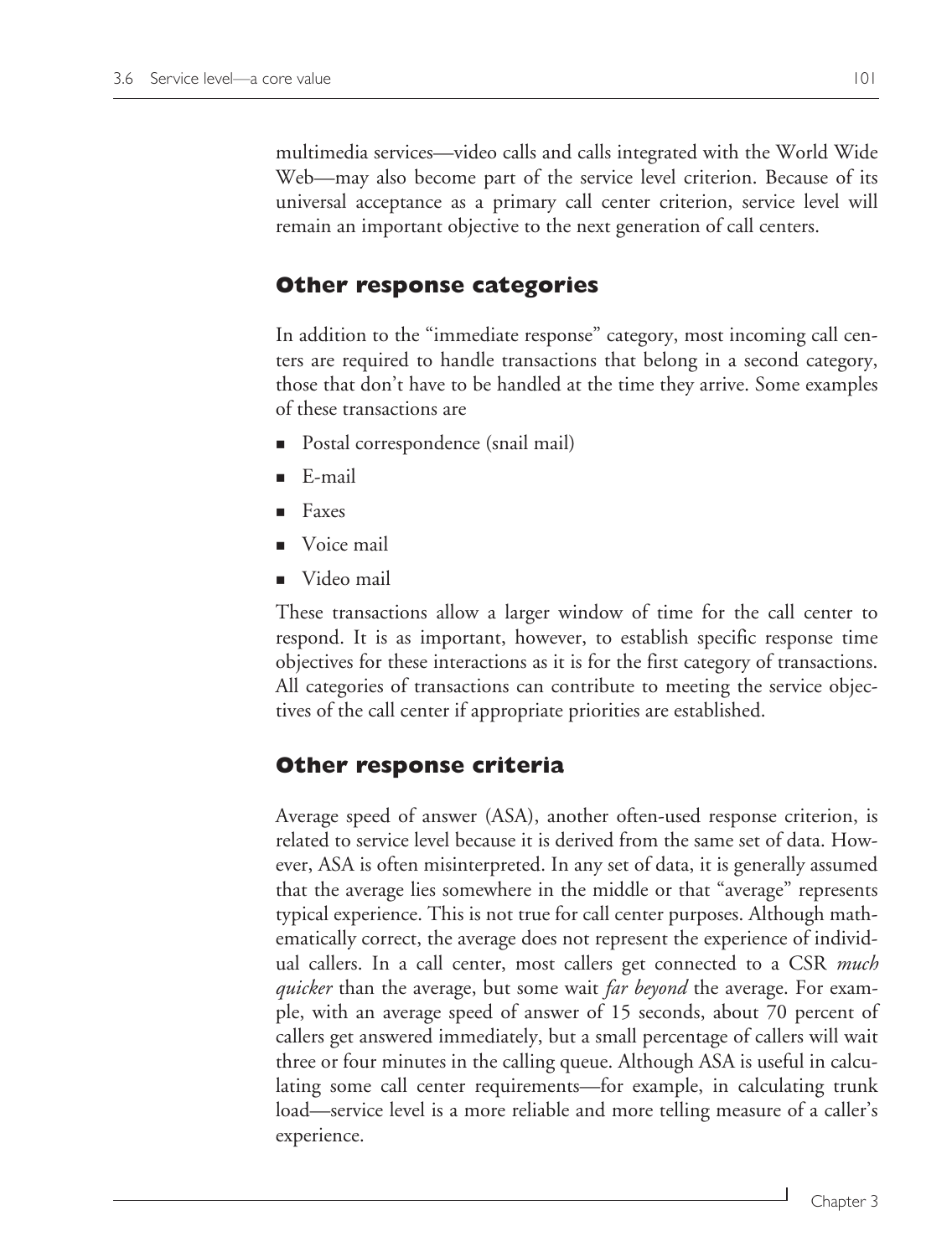multimedia services—video calls and calls integrated with the World Wide Web—may also become part of the service level criterion. Because of its universal acceptance as a primary call center criterion, service level will remain an important objective to the next generation of call centers.

### Other response categories

In addition to the "immediate response" category, most incoming call centers are required to handle transactions that belong in a second category, those that don't have to be handled at the time they arrive. Some examples of these transactions are

- Postal correspondence (snail mail)
- E-mail
- Faxes
- Voice mail
- Video mail

These transactions allow a larger window of time for the call center to respond. It is as important, however, to establish specific response time objectives for these interactions as it is for the first category of transactions. All categories of transactions can contribute to meeting the service objectives of the call center if appropriate priorities are established.

### Other response criteria

Average speed of answer (ASA), another often-used response criterion, is related to service level because it is derived from the same set of data. However, ASA is often misinterpreted. In any set of data, it is generally assumed that the average lies somewhere in the middle or that "average" represents typical experience. This is not true for call center purposes. Although mathematically correct, the average does not represent the experience of individual callers. In a call center, most callers get connected to a CSR *much quicker* than the average, but some wait *far beyond* the average. For example, with an average speed of answer of 15 seconds, about 70 percent of callers get answered immediately, but a small percentage of callers will wait three or four minutes in the calling queue. Although ASA is useful in calculating some call center requirements—for example, in calculating trunk load—service level is a more reliable and more telling measure of a caller's experience.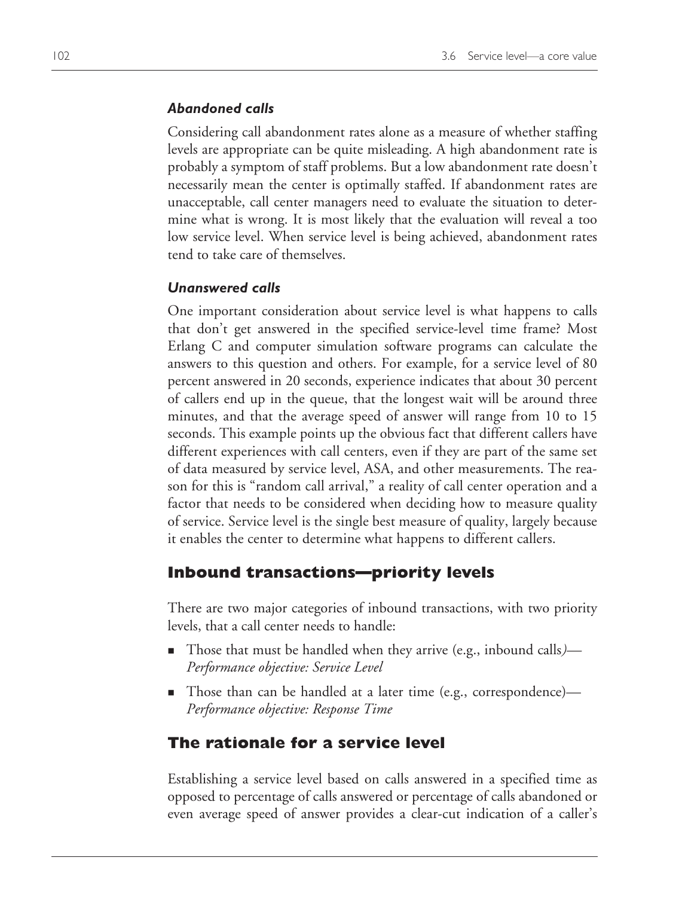#### *Abandoned calls*

Considering call abandonment rates alone as a measure of whether staffing levels are appropriate can be quite misleading. A high abandonment rate is probably a symptom of staff problems. But a low abandonment rate doesn't necessarily mean the center is optimally staffed. If abandonment rates are unacceptable, call center managers need to evaluate the situation to determine what is wrong. It is most likely that the evaluation will reveal a too low service level. When service level is being achieved, abandonment rates tend to take care of themselves.

#### *Unanswered calls*

One important consideration about service level is what happens to calls that don't get answered in the specified service-level time frame? Most Erlang C and computer simulation software programs can calculate the answers to this question and others. For example, for a service level of 80 percent answered in 20 seconds, experience indicates that about 30 percent of callers end up in the queue, that the longest wait will be around three minutes, and that the average speed of answer will range from 10 to 15 seconds. This example points up the obvious fact that different callers have different experiences with call centers, even if they are part of the same set of data measured by service level, ASA, and other measurements. The reason for this is "random call arrival," a reality of call center operation and a factor that needs to be considered when deciding how to measure quality of service. Service level is the single best measure of quality, largely because it enables the center to determine what happens to different callers.

### Inbound transactions—priority levels

There are two major categories of inbound transactions, with two priority levels, that a call center needs to handle:

- Those that must be handled when they arrive (e.g., inbound calls)—*Performance objective: Service Level*
- Those than can be handled at a later time (e.g., correspondence)—*Performance objective: Response Time*

### The rationale for a service level

Establishing a service level based on calls answered in a specified time as opposed to percentage of calls answered or percentage of calls abandoned or even average speed of answer provides a clear-cut indication of a caller's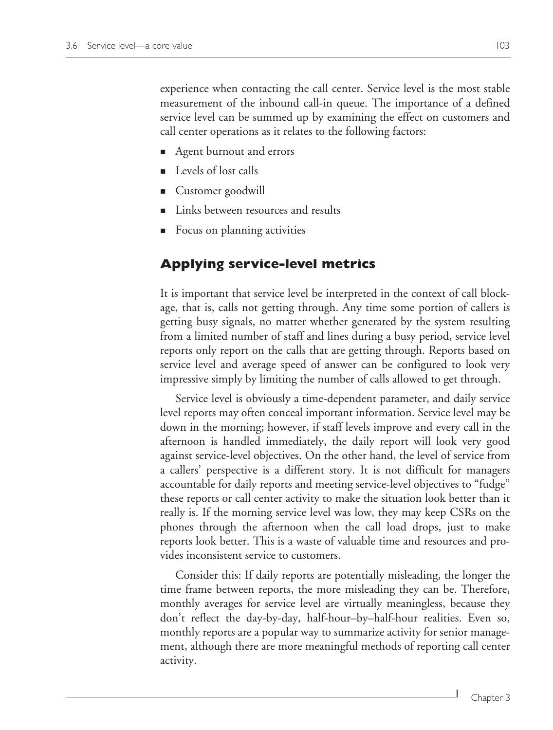experience when contacting the call center. Service level is the most stable measurement of the inbound call-in queue. The importance of a defined service level can be summed up by examining the effect on customers and call center operations as it relates to the following factors:

- Agent burnout and errors
- Levels of lost calls
- Customer goodwill
- Links between resources and results
- Focus on planning activities

## Applying service-level metrics

It is important that service level be interpreted in the context of call blockage, that is, calls not getting through. Any time some portion of callers is getting busy signals, no matter whether generated by the system resulting from a limited number of staff and lines during a busy period, service level reports only report on the calls that are getting through. Reports based on service level and average speed of answer can be configured to look very impressive simply by limiting the number of calls allowed to get through.

Service level is obviously a time-dependent parameter, and daily service level reports may often conceal important information. Service level may be down in the morning; however, if staff levels improve and every call in the afternoon is handled immediately, the daily report will look very good against service-level objectives. On the other hand, the level of service from a callers' perspective is a different story. It is not difficult for managers accountable for daily reports and meeting service-level objectives to "fudge" these reports or call center activity to make the situation look better than it really is. If the morning service level was low, they may keep CSRs on the phones through the afternoon when the call load drops, just to make reports look better. This is a waste of valuable time and resources and provides inconsistent service to customers.

Consider this: If daily reports are potentially misleading, the longer the time frame between reports, the more misleading they can be. Therefore, monthly averages for service level are virtually meaningless, because they don't reflect the day-by-day, half-hour–by–half-hour realities. Even so, monthly reports are a popular way to summarize activity for senior management, although there are more meaningful methods of reporting call center activity.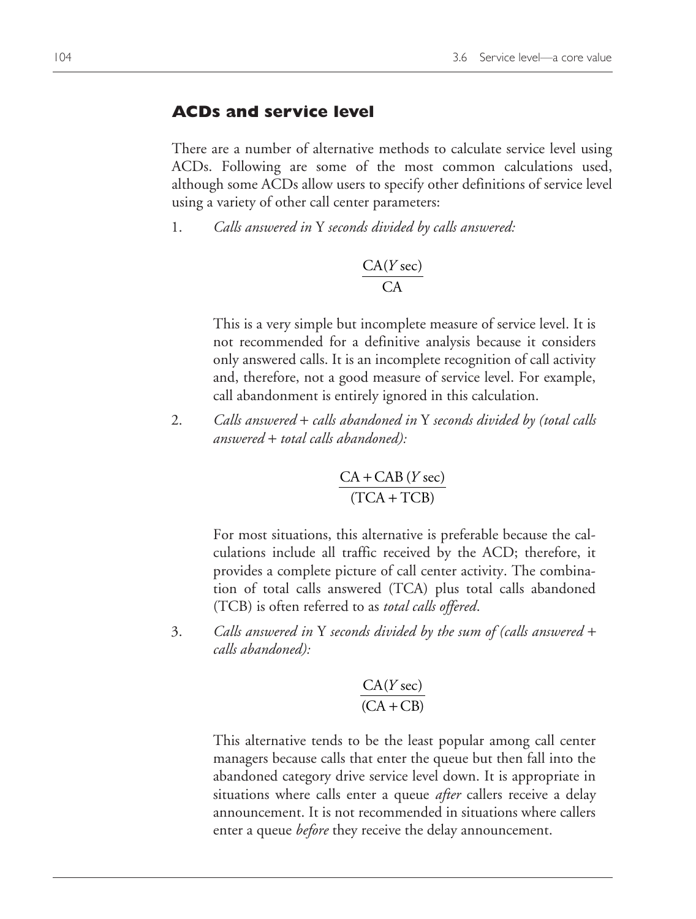## ACDs and service level

There are a number of alternative methods to calculate service level using ACDs. Following are some of the most common calculations used, although some ACDs allow users to specify other definitions of service level using a variety of other call center parameters:

1. *Calls answered in* Y *seconds divided by calls answered:*

$$\frac{\text{CA}(Y\,\text{sec})}{\text{CA}}$$

   This is a very simple but incomplete measure of service level. It is not recommended for a definitive analysis because it considers only answered calls. It is an incomplete recognition of call activity and, therefore, not a good measure of service level. For example, call abandonment is entirely ignored in this calculation.

2. *Calls answered + calls abandoned in* Y *seconds divided by (total calls answered + total calls abandoned):*

$$\frac{\text{CA} + \text{CAB}\,(Y\,\text{sec})}{(\text{TCA} + \text{TCB})}$$

   For most situations, this alternative is preferable because the calculations include all traffic received by the ACD; therefore, it provides a complete picture of call center activity. The combination of total calls answered (TCA) plus total calls abandoned (TCB) is often referred to as *total calls offered*.

3. *Calls answered in* Y *seconds divided by the sum of (calls answered + calls abandoned):*

$$\frac{\text{CA}(Y\,\text{sec})}{(\text{CA} + \text{CB})}$$

   This alternative tends to be the least popular among call center managers because calls that enter the queue but then fall into the abandoned category drive service level down. It is appropriate in situations where calls enter a queue *after* callers receive a delay announcement. It is not recommended in situations where callers enter a queue *before* they receive the delay announcement.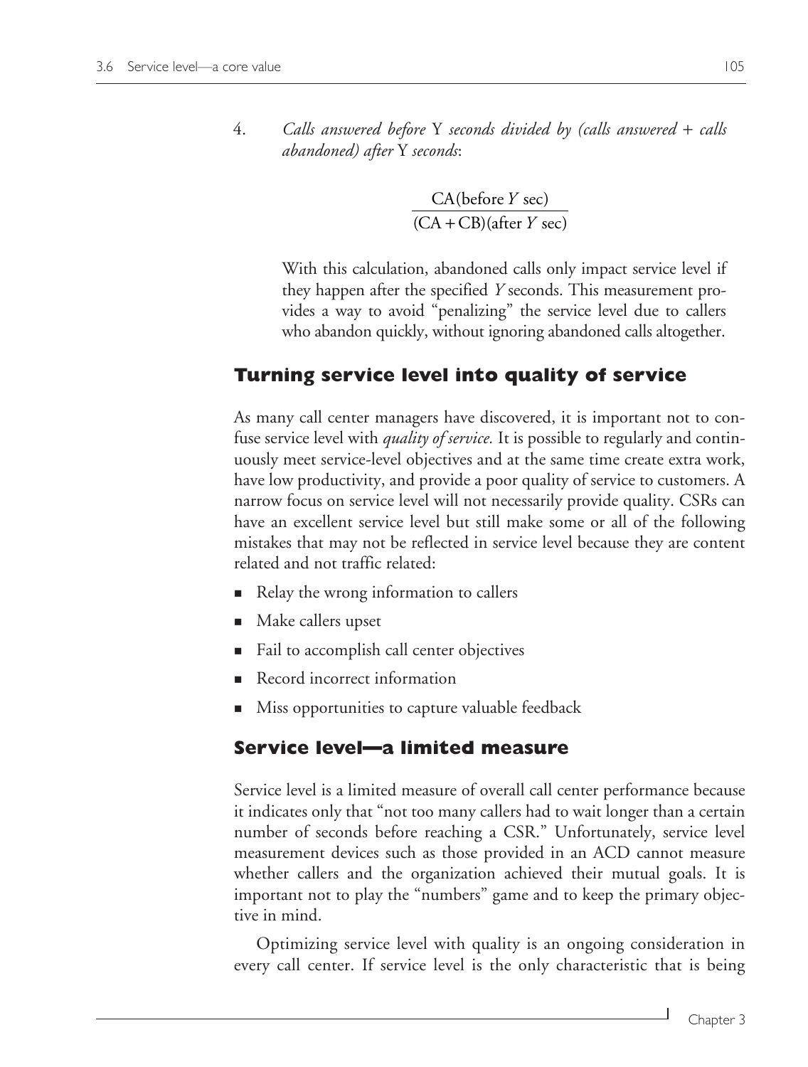4. *Calls answered before* Y *seconds divided by (calls answered + calls abandoned) after* Y *seconds*:

$$\frac{\text{CA(before } Y \text{ sec)}}{\text{(CA + CB)(after } Y \text{ sec)}}$$

With this calculation, abandoned calls only impact service level if they happen after the specified *Y* seconds. This measurement provides a way to avoid "penalizing" the service level due to callers who abandon quickly, without ignoring abandoned calls altogether.

## Turning service level into quality of service

As many call center managers have discovered, it is important not to confuse service level with *quality of service.* It is possible to regularly and continuously meet service-level objectives and at the same time create extra work, have low productivity, and provide a poor quality of service to customers. A narrow focus on service level will not necessarily provide quality. CSRs can have an excellent service level but still make some or all of the following mistakes that may not be reflected in service level because they are content related and not traffic related:

- Relay the wrong information to callers
- Make callers upset
- Fail to accomplish call center objectives
- Record incorrect information
- Miss opportunities to capture valuable feedback

## Service level—a limited measure

Service level is a limited measure of overall call center performance because it indicates only that "not too many callers had to wait longer than a certain number of seconds before reaching a CSR." Unfortunately, service level measurement devices such as those provided in an ACD cannot measure whether callers and the organization achieved their mutual goals. It is important not to play the "numbers" game and to keep the primary objective in mind.

Optimizing service level with quality is an ongoing consideration in every call center. If service level is the only characteristic that is being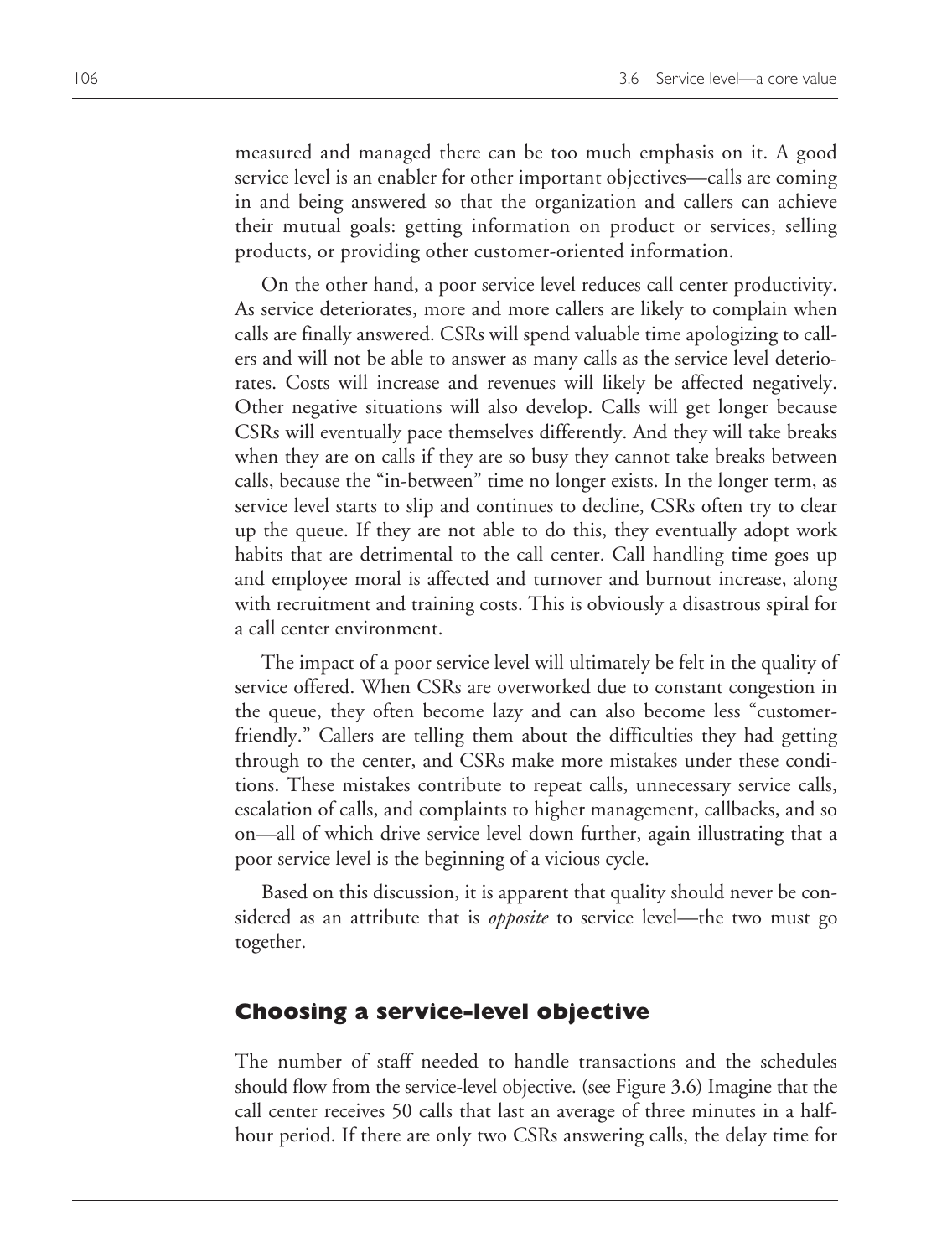measured and managed there can be too much emphasis on it. A good service level is an enabler for other important objectives—calls are coming in and being answered so that the organization and callers can achieve their mutual goals: getting information on product or services, selling products, or providing other customer-oriented information.

On the other hand, a poor service level reduces call center productivity. As service deteriorates, more and more callers are likely to complain when calls are finally answered. CSRs will spend valuable time apologizing to callers and will not be able to answer as many calls as the service level deteriorates. Costs will increase and revenues will likely be affected negatively. Other negative situations will also develop. Calls will get longer because CSRs will eventually pace themselves differently. And they will take breaks when they are on calls if they are so busy they cannot take breaks between calls, because the "in-between" time no longer exists. In the longer term, as service level starts to slip and continues to decline, CSRs often try to clear up the queue. If they are not able to do this, they eventually adopt work habits that are detrimental to the call center. Call handling time goes up and employee moral is affected and turnover and burnout increase, along with recruitment and training costs. This is obviously a disastrous spiral for a call center environment.

The impact of a poor service level will ultimately be felt in the quality of service offered. When CSRs are overworked due to constant congestion in the queue, they often become lazy and can also become less "customer-friendly." Callers are telling them about the difficulties they had getting through to the center, and CSRs make more mistakes under these conditions. These mistakes contribute to repeat calls, unnecessary service calls, escalation of calls, and complaints to higher management, callbacks, and so on—all of which drive service level down further, again illustrating that a poor service level is the beginning of a vicious cycle.

Based on this discussion, it is apparent that quality should never be considered as an attribute that is *opposite* to service level—the two must go together.

### Choosing a service-level objective

The number of staff needed to handle transactions and the schedules should flow from the service-level objective. (see Figure 3.6) Imagine that the call center receives 50 calls that last an average of three minutes in a half-hour period. If there are only two CSRs answering calls, the delay time for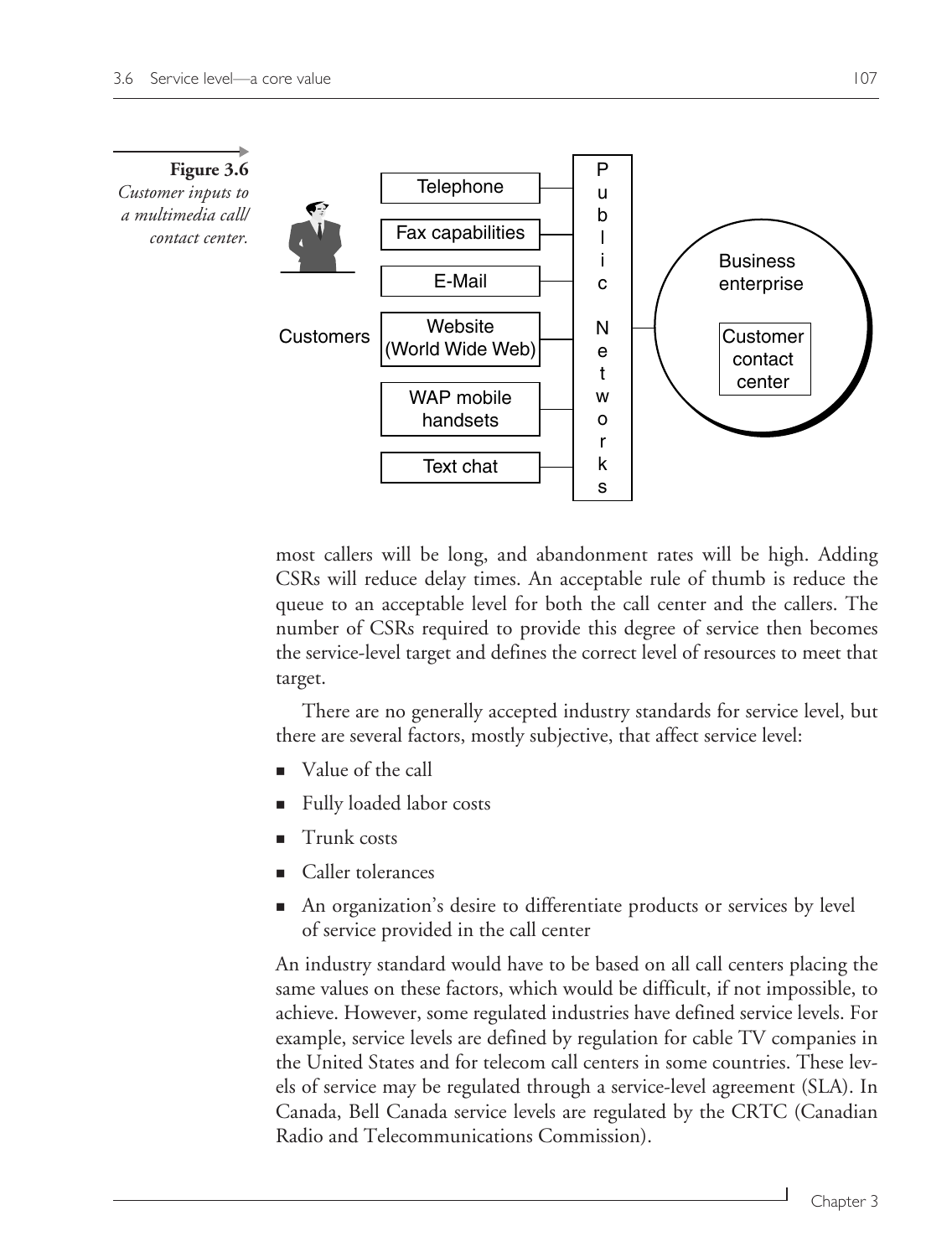**Figure 3.6**
*Customer inputs to a multimedia call/contact center.*

most callers will be long, and abandonment rates will be high. Adding CSRs will reduce delay times. An acceptable rule of thumb is reduce the queue to an acceptable level for both the call center and the callers. The number of CSRs required to provide this degree of service then becomes the service-level target and defines the correct level of resources to meet that target.

There are no generally accepted industry standards for service level, but there are several factors, mostly subjective, that affect service level:

- Value of the call
- Fully loaded labor costs
- Trunk costs
- Caller tolerances
- An organization's desire to differentiate products or services by level of service provided in the call center

An industry standard would have to be based on all call centers placing the same values on these factors, which would be difficult, if not impossible, to achieve. However, some regulated industries have defined service levels. For example, service levels are defined by regulation for cable TV companies in the United States and for telecom call centers in some countries. These levels of service may be regulated through a service-level agreement (SLA). In Canada, Bell Canada service levels are regulated by the CRTC (Canadian Radio and Telecommunications Commission).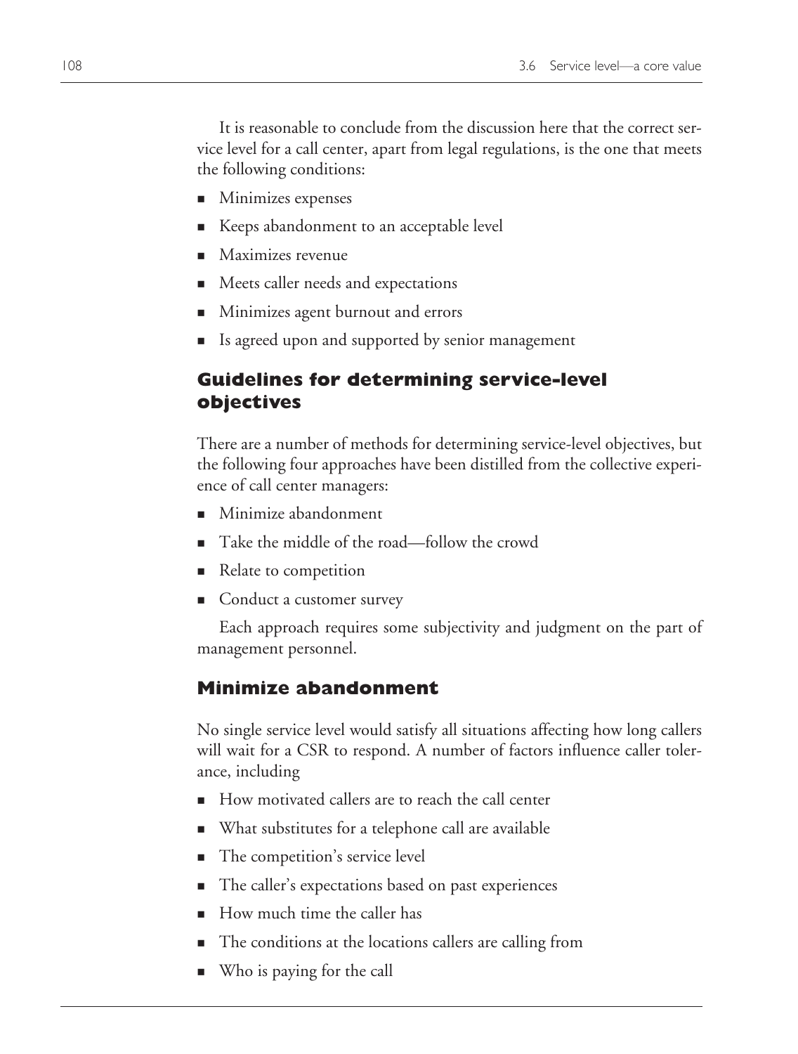It is reasonable to conclude from the discussion here that the correct service level for a call center, apart from legal regulations, is the one that meets the following conditions:

- Minimizes expenses
- Keeps abandonment to an acceptable level
- Maximizes revenue
- Meets caller needs and expectations
- Minimizes agent burnout and errors
- Is agreed upon and supported by senior management

## Guidelines for determining service-level objectives

There are a number of methods for determining service-level objectives, but the following four approaches have been distilled from the collective experience of call center managers:

- Minimize abandonment
- Take the middle of the road—follow the crowd
- Relate to competition
- Conduct a customer survey

Each approach requires some subjectivity and judgment on the part of management personnel.

## Minimize abandonment

No single service level would satisfy all situations affecting how long callers will wait for a CSR to respond. A number of factors influence caller tolerance, including

- How motivated callers are to reach the call center
- What substitutes for a telephone call are available
- The competition's service level
- The caller's expectations based on past experiences
- How much time the caller has
- The conditions at the locations callers are calling from
- Who is paying for the call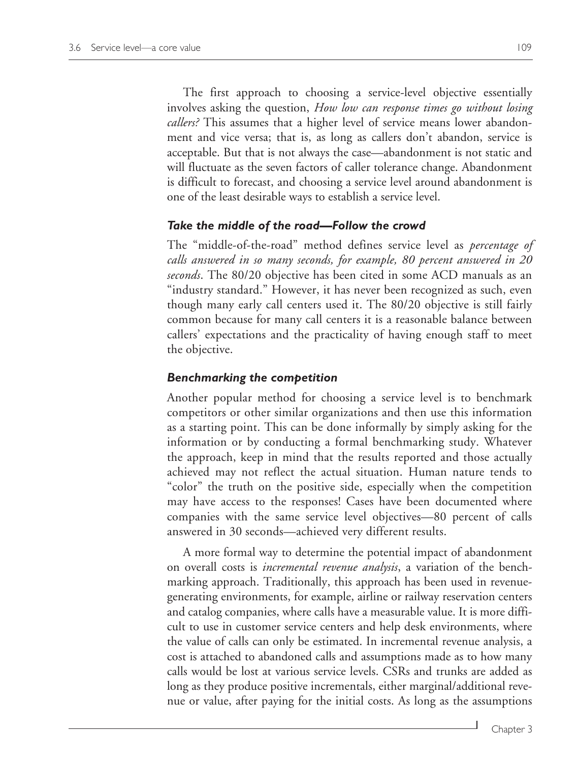The first approach to choosing a service-level objective essentially involves asking the question, *How low can response times go without losing callers?* This assumes that a higher level of service means lower abandonment and vice versa; that is, as long as callers don't abandon, service is acceptable. But that is not always the case—abandonment is not static and will fluctuate as the seven factors of caller tolerance change. Abandonment is difficult to forecast, and choosing a service level around abandonment is one of the least desirable ways to establish a service level.

### *Take the middle of the road—Follow the crowd*

The "middle-of-the-road" method defines service level as *percentage of calls answered in so many seconds, for example, 80 percent answered in 20 seconds*. The 80/20 objective has been cited in some ACD manuals as an "industry standard." However, it has never been recognized as such, even though many early call centers used it. The 80/20 objective is still fairly common because for many call centers it is a reasonable balance between callers' expectations and the practicality of having enough staff to meet the objective.

### *Benchmarking the competition*

Another popular method for choosing a service level is to benchmark competitors or other similar organizations and then use this information as a starting point. This can be done informally by simply asking for the information or by conducting a formal benchmarking study. Whatever the approach, keep in mind that the results reported and those actually achieved may not reflect the actual situation. Human nature tends to "color" the truth on the positive side, especially when the competition may have access to the responses! Cases have been documented where companies with the same service level objectives—80 percent of calls answered in 30 seconds—achieved very different results.

A more formal way to determine the potential impact of abandonment on overall costs is *incremental revenue analysis*, a variation of the benchmarking approach. Traditionally, this approach has been used in revenue-generating environments, for example, airline or railway reservation centers and catalog companies, where calls have a measurable value. It is more difficult to use in customer service centers and help desk environments, where the value of calls can only be estimated. In incremental revenue analysis, a cost is attached to abandoned calls and assumptions made as to how many calls would be lost at various service levels. CSRs and trunks are added as long as they produce positive incrementals, either marginal/additional revenue or value, after paying for the initial costs. As long as the assumptions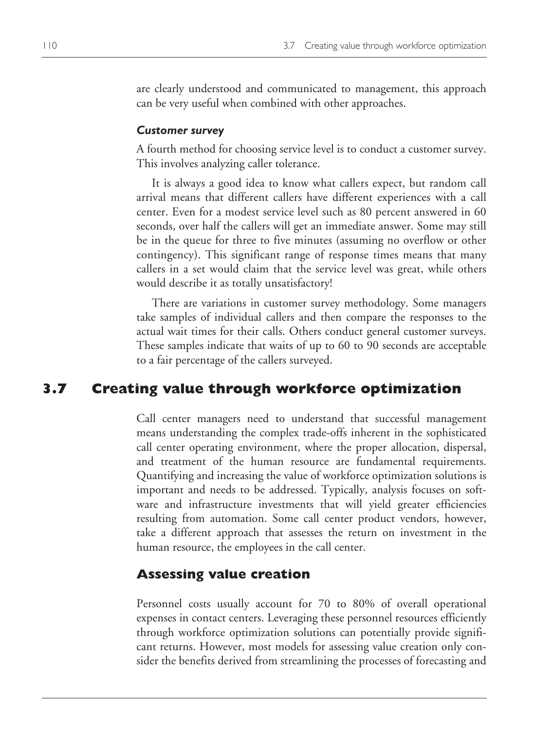are clearly understood and communicated to management, this approach can be very useful when combined with other approaches.

#### *Customer survey*

A fourth method for choosing service level is to conduct a customer survey. This involves analyzing caller tolerance.

It is always a good idea to know what callers expect, but random call arrival means that different callers have different experiences with a call center. Even for a modest service level such as 80 percent answered in 60 seconds, over half the callers will get an immediate answer. Some may still be in the queue for three to five minutes (assuming no overflow or other contingency). This significant range of response times means that many callers in a set would claim that the service level was great, while others would describe it as totally unsatisfactory!

There are variations in customer survey methodology. Some managers take samples of individual callers and then compare the responses to the actual wait times for their calls. Others conduct general customer surveys. These samples indicate that waits of up to 60 to 90 seconds are acceptable to a fair percentage of the callers surveyed.

## 3.7 Creating value through workforce optimization

Call center managers need to understand that successful management means understanding the complex trade-offs inherent in the sophisticated call center operating environment, where the proper allocation, dispersal, and treatment of the human resource are fundamental requirements. Quantifying and increasing the value of workforce optimization solutions is important and needs to be addressed. Typically, analysis focuses on software and infrastructure investments that will yield greater efficiencies resulting from automation. Some call center product vendors, however, take a different approach that assesses the return on investment in the human resource, the employees in the call center.

### Assessing value creation

Personnel costs usually account for 70 to 80% of overall operational expenses in contact centers. Leveraging these personnel resources efficiently through workforce optimization solutions can potentially provide significant returns. However, most models for assessing value creation only consider the benefits derived from streamlining the processes of forecasting and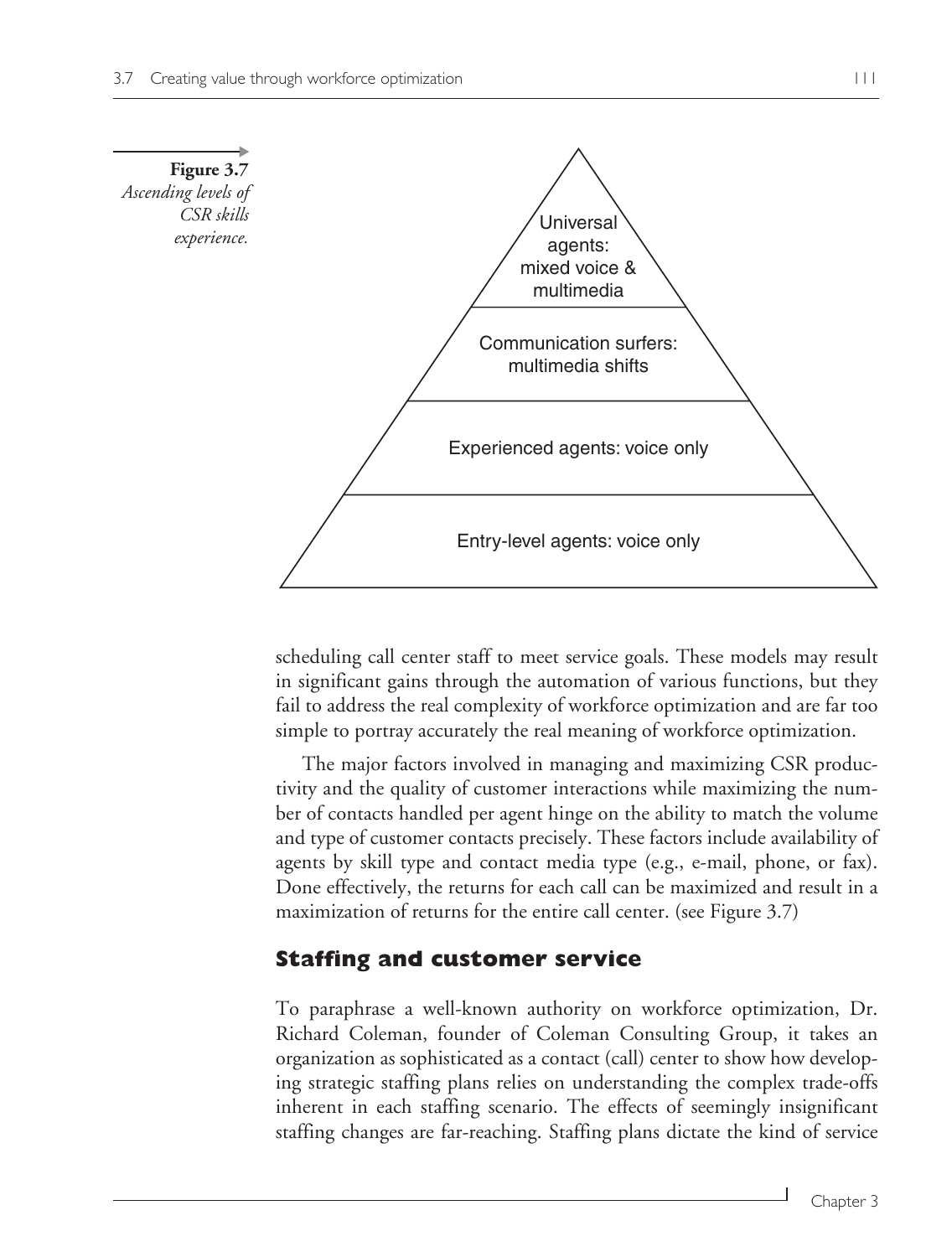**Figure 3.7** *Ascending levels of CSR skills experience.*

Universal agents: mixed voice & multimedia

Communication surfers: multimedia shifts

Experienced agents: voice only

Entry-level agents: voice only

scheduling call center staff to meet service goals. These models may result in significant gains through the automation of various functions, but they fail to address the real complexity of workforce optimization and are far too simple to portray accurately the real meaning of workforce optimization.

The major factors involved in managing and maximizing CSR productivity and the quality of customer interactions while maximizing the number of contacts handled per agent hinge on the ability to match the volume and type of customer contacts precisely. These factors include availability of agents by skill type and contact media type (e.g., e-mail, phone, or fax). Done effectively, the returns for each call can be maximized and result in a maximization of returns for the entire call center. (see Figure 3.7)

## Staffing and customer service

To paraphrase a well-known authority on workforce optimization, Dr. Richard Coleman, founder of Coleman Consulting Group, it takes an organization as sophisticated as a contact (call) center to show how developing strategic staffing plans relies on understanding the complex trade-offs inherent in each staffing scenario. The effects of seemingly insignificant staffing changes are far-reaching. Staffing plans dictate the kind of service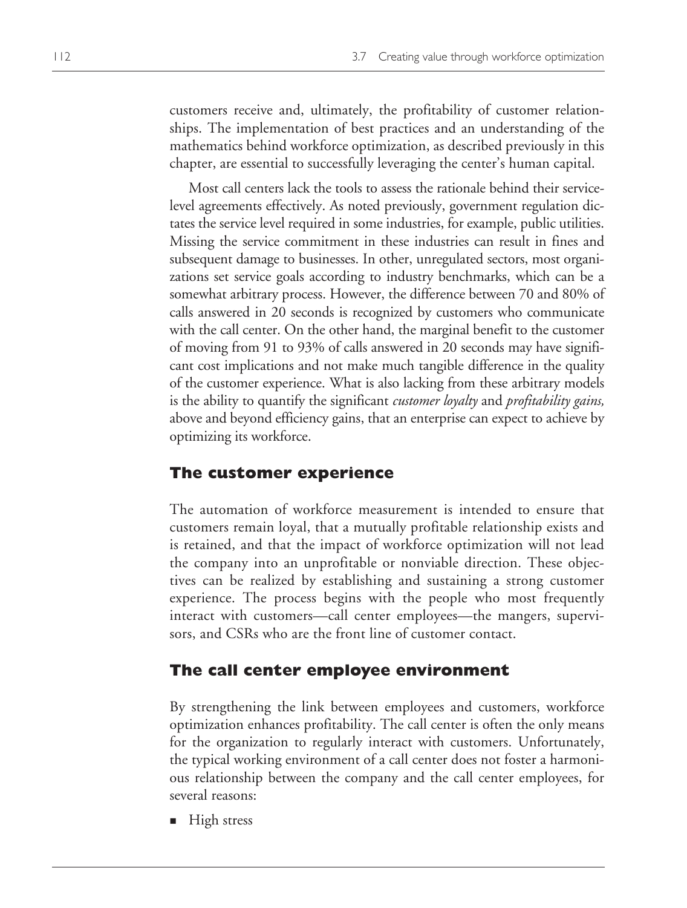customers receive and, ultimately, the profitability of customer relationships. The implementation of best practices and an understanding of the mathematics behind workforce optimization, as described previously in this chapter, are essential to successfully leveraging the center's human capital.

Most call centers lack the tools to assess the rationale behind their service-level agreements effectively. As noted previously, government regulation dictates the service level required in some industries, for example, public utilities. Missing the service commitment in these industries can result in fines and subsequent damage to businesses. In other, unregulated sectors, most organizations set service goals according to industry benchmarks, which can be a somewhat arbitrary process. However, the difference between 70 and 80% of calls answered in 20 seconds is recognized by customers who communicate with the call center. On the other hand, the marginal benefit to the customer of moving from 91 to 93% of calls answered in 20 seconds may have significant cost implications and not make much tangible difference in the quality of the customer experience. What is also lacking from these arbitrary models is the ability to quantify the significant *customer loyalty* and *profitability gains,* above and beyond efficiency gains, that an enterprise can expect to achieve by optimizing its workforce.

## The customer experience

The automation of workforce measurement is intended to ensure that customers remain loyal, that a mutually profitable relationship exists and is retained, and that the impact of workforce optimization will not lead the company into an unprofitable or nonviable direction. These objectives can be realized by establishing and sustaining a strong customer experience. The process begins with the people who most frequently interact with customers—call center employees—the mangers, supervisors, and CSRs who are the front line of customer contact.

## The call center employee environment

By strengthening the link between employees and customers, workforce optimization enhances profitability. The call center is often the only means for the organization to regularly interact with customers. Unfortunately, the typical working environment of a call center does not foster a harmonious relationship between the company and the call center employees, for several reasons:

- High stress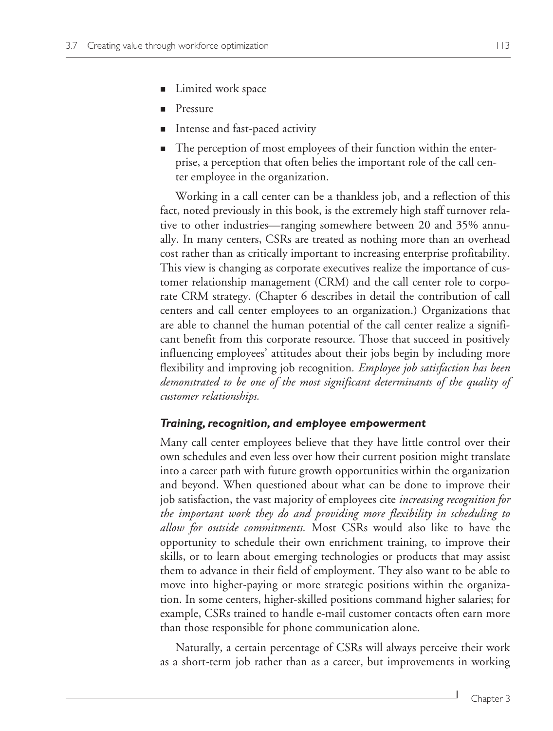- Limited work space
- Pressure
- Intense and fast-paced activity
- The perception of most employees of their function within the enterprise, a perception that often belies the important role of the call center employee in the organization.

Working in a call center can be a thankless job, and a reflection of this fact, noted previously in this book, is the extremely high staff turnover relative to other industries—ranging somewhere between 20 and 35% annually. In many centers, CSRs are treated as nothing more than an overhead cost rather than as critically important to increasing enterprise profitability. This view is changing as corporate executives realize the importance of customer relationship management (CRM) and the call center role to corporate CRM strategy. (Chapter 6 describes in detail the contribution of call centers and call center employees to an organization.) Organizations that are able to channel the human potential of the call center realize a significant benefit from this corporate resource. Those that succeed in positively influencing employees' attitudes about their jobs begin by including more flexibility and improving job recognition. *Employee job satisfaction has been demonstrated to be one of the most significant determinants of the quality of customer relationships.*

### *Training, recognition, and employee empowerment*

Many call center employees believe that they have little control over their own schedules and even less over how their current position might translate into a career path with future growth opportunities within the organization and beyond. When questioned about what can be done to improve their job satisfaction, the vast majority of employees cite *increasing recognition for the important work they do and providing more flexibility in scheduling to allow for outside commitments.* Most CSRs would also like to have the opportunity to schedule their own enrichment training, to improve their skills, or to learn about emerging technologies or products that may assist them to advance in their field of employment. They also want to be able to move into higher-paying or more strategic positions within the organization. In some centers, higher-skilled positions command higher salaries; for example, CSRs trained to handle e-mail customer contacts often earn more than those responsible for phone communication alone.

Naturally, a certain percentage of CSRs will always perceive their work as a short-term job rather than as a career, but improvements in working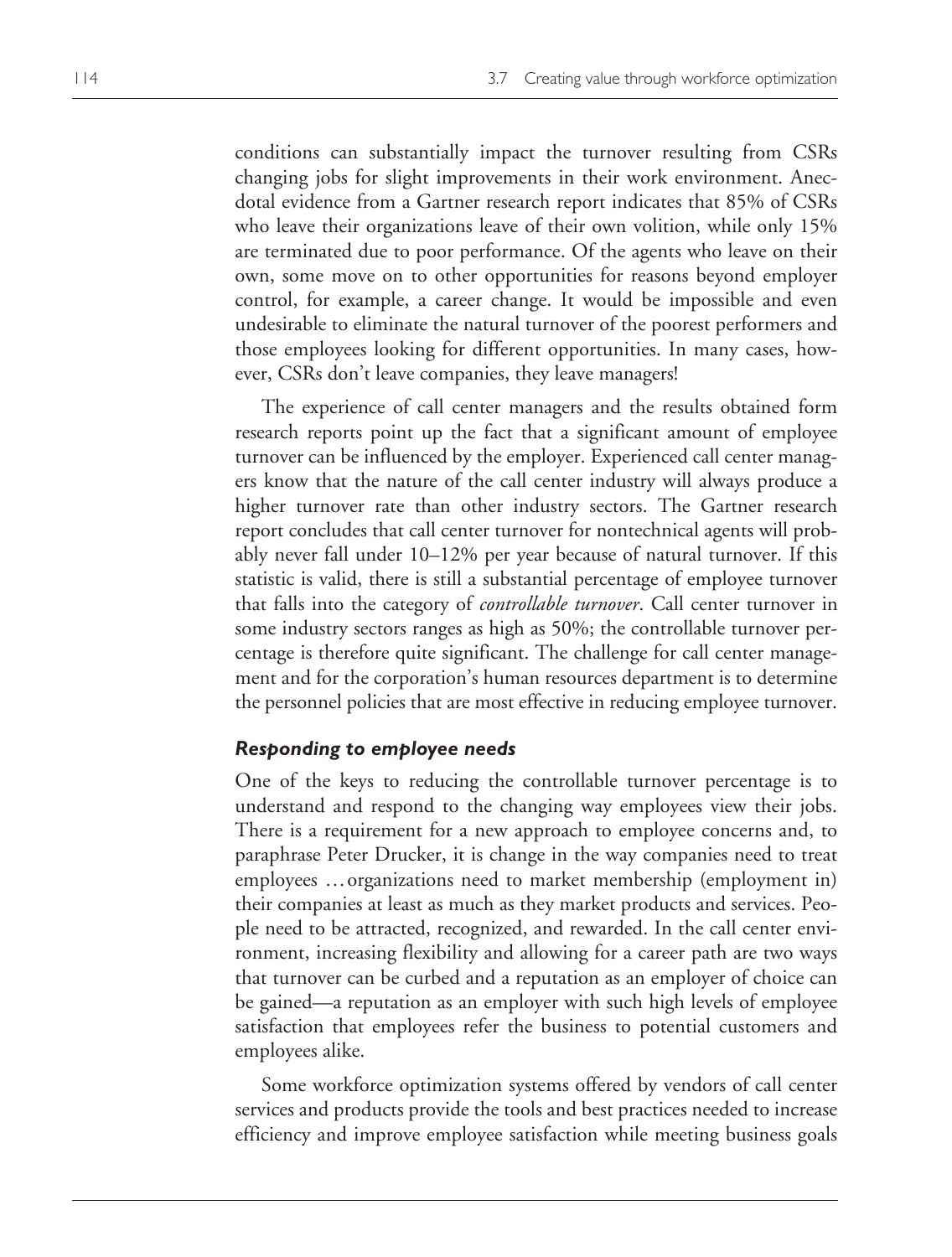conditions can substantially impact the turnover resulting from CSRs changing jobs for slight improvements in their work environment. Anecdotal evidence from a Gartner research report indicates that 85% of CSRs who leave their organizations leave of their own volition, while only 15% are terminated due to poor performance. Of the agents who leave on their own, some move on to other opportunities for reasons beyond employer control, for example, a career change. It would be impossible and even undesirable to eliminate the natural turnover of the poorest performers and those employees looking for different opportunities. In many cases, however, CSRs don't leave companies, they leave managers!

The experience of call center managers and the results obtained form research reports point up the fact that a significant amount of employee turnover can be influenced by the employer. Experienced call center managers know that the nature of the call center industry will always produce a higher turnover rate than other industry sectors. The Gartner research report concludes that call center turnover for nontechnical agents will probably never fall under 10–12% per year because of natural turnover. If this statistic is valid, there is still a substantial percentage of employee turnover that falls into the category of *controllable turnover*. Call center turnover in some industry sectors ranges as high as 50%; the controllable turnover percentage is therefore quite significant. The challenge for call center management and for the corporation's human resources department is to determine the personnel policies that are most effective in reducing employee turnover.

### *Responding to employee needs*

One of the keys to reducing the controllable turnover percentage is to understand and respond to the changing way employees view their jobs. There is a requirement for a new approach to employee concerns and, to paraphrase Peter Drucker, it is change in the way companies need to treat employees …organizations need to market membership (employment in) their companies at least as much as they market products and services. People need to be attracted, recognized, and rewarded. In the call center environment, increasing flexibility and allowing for a career path are two ways that turnover can be curbed and a reputation as an employer of choice can be gained—a reputation as an employer with such high levels of employee satisfaction that employees refer the business to potential customers and employees alike.

Some workforce optimization systems offered by vendors of call center services and products provide the tools and best practices needed to increase efficiency and improve employee satisfaction while meeting business goals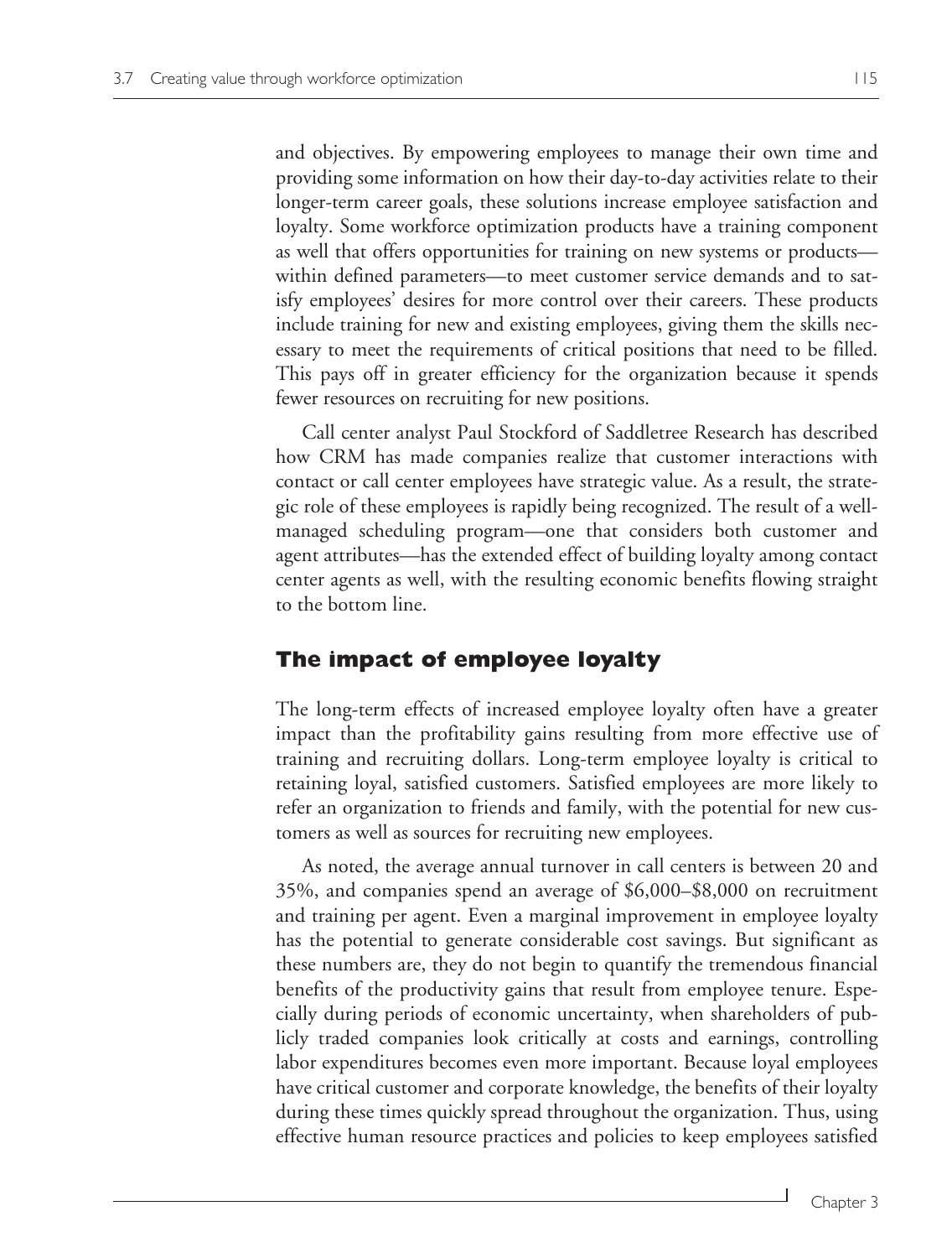and objectives. By empowering employees to manage their own time and providing some information on how their day-to-day activities relate to their longer-term career goals, these solutions increase employee satisfaction and loyalty. Some workforce optimization products have a training component as well that offers opportunities for training on new systems or products—within defined parameters—to meet customer service demands and to satisfy employees' desires for more control over their careers. These products include training for new and existing employees, giving them the skills necessary to meet the requirements of critical positions that need to be filled. This pays off in greater efficiency for the organization because it spends fewer resources on recruiting for new positions.

Call center analyst Paul Stockford of Saddletree Research has described how CRM has made companies realize that customer interactions with contact or call center employees have strategic value. As a result, the strategic role of these employees is rapidly being recognized. The result of a well-managed scheduling program—one that considers both customer and agent attributes—has the extended effect of building loyalty among contact center agents as well, with the resulting economic benefits flowing straight to the bottom line.

### The impact of employee loyalty

The long-term effects of increased employee loyalty often have a greater impact than the profitability gains resulting from more effective use of training and recruiting dollars. Long-term employee loyalty is critical to retaining loyal, satisfied customers. Satisfied employees are more likely to refer an organization to friends and family, with the potential for new customers as well as sources for recruiting new employees.

As noted, the average annual turnover in call centers is between 20 and 35%, and companies spend an average of $6,000–$8,000 on recruitment and training per agent. Even a marginal improvement in employee loyalty has the potential to generate considerable cost savings. But significant as these numbers are, they do not begin to quantify the tremendous financial benefits of the productivity gains that result from employee tenure. Especially during periods of economic uncertainty, when shareholders of publicly traded companies look critically at costs and earnings, controlling labor expenditures becomes even more important. Because loyal employees have critical customer and corporate knowledge, the benefits of their loyalty during these times quickly spread throughout the organization. Thus, using effective human resource practices and policies to keep employees satisfied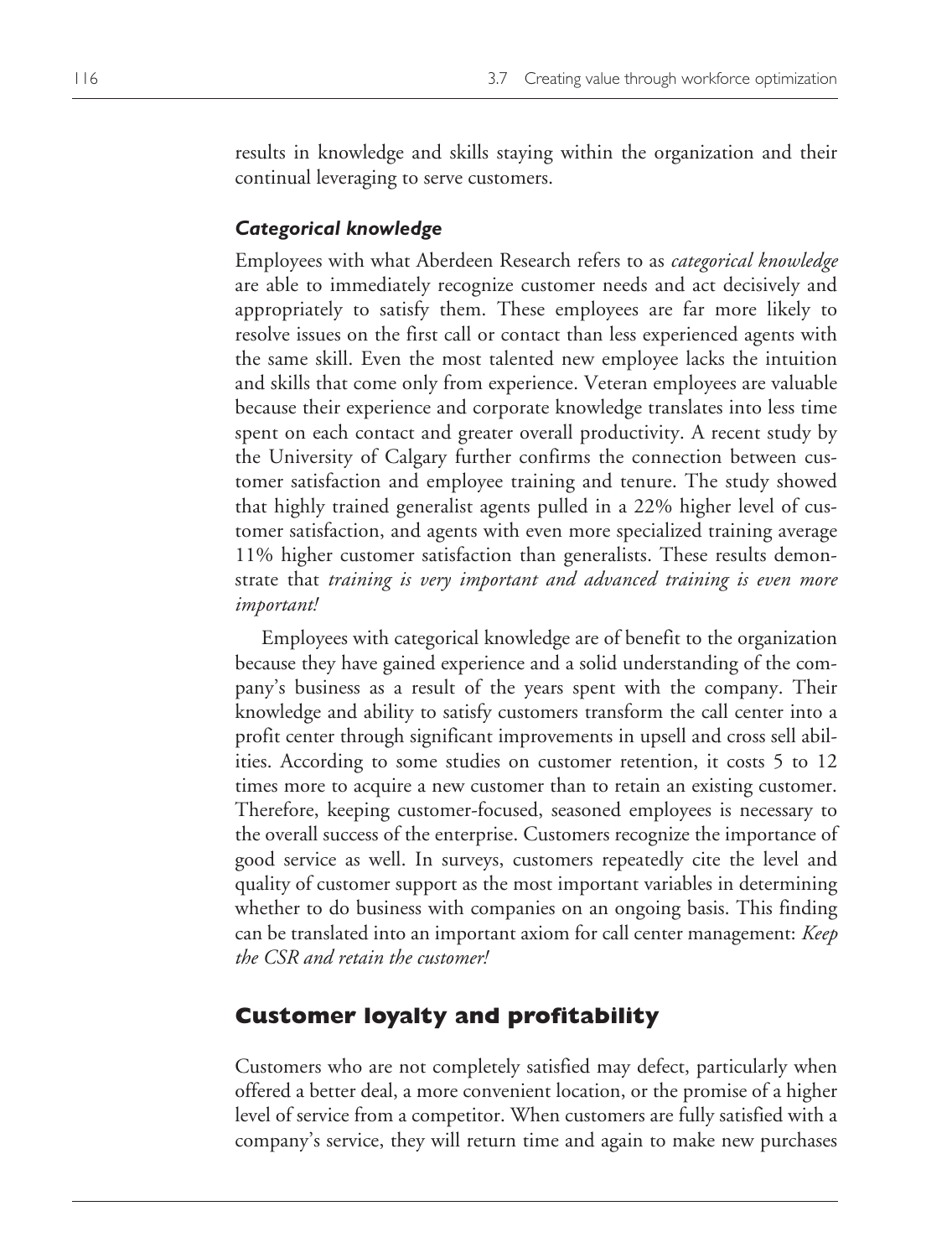results in knowledge and skills staying within the organization and their continual leveraging to serve customers.

### *Categorical knowledge*

Employees with what Aberdeen Research refers to as *categorical knowledge* are able to immediately recognize customer needs and act decisively and appropriately to satisfy them. These employees are far more likely to resolve issues on the first call or contact than less experienced agents with the same skill. Even the most talented new employee lacks the intuition and skills that come only from experience. Veteran employees are valuable because their experience and corporate knowledge translates into less time spent on each contact and greater overall productivity. A recent study by the University of Calgary further confirms the connection between customer satisfaction and employee training and tenure. The study showed that highly trained generalist agents pulled in a 22% higher level of customer satisfaction, and agents with even more specialized training average 11% higher customer satisfaction than generalists. These results demonstrate that *training is very important and advanced training is even more important!*

Employees with categorical knowledge are of benefit to the organization because they have gained experience and a solid understanding of the company's business as a result of the years spent with the company. Their knowledge and ability to satisfy customers transform the call center into a profit center through significant improvements in upsell and cross sell abilities. According to some studies on customer retention, it costs 5 to 12 times more to acquire a new customer than to retain an existing customer. Therefore, keeping customer-focused, seasoned employees is necessary to the overall success of the enterprise. Customers recognize the importance of good service as well. In surveys, customers repeatedly cite the level and quality of customer support as the most important variables in determining whether to do business with companies on an ongoing basis. This finding can be translated into an important axiom for call center management: *Keep the CSR and retain the customer!*

## Customer loyalty and profitability

Customers who are not completely satisfied may defect, particularly when offered a better deal, a more convenient location, or the promise of a higher level of service from a competitor. When customers are fully satisfied with a company's service, they will return time and again to make new purchases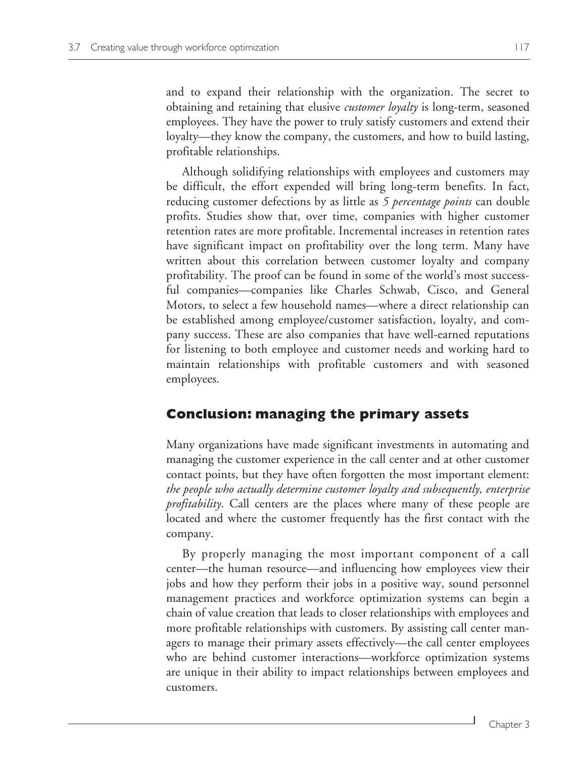and to expand their relationship with the organization. The secret to obtaining and retaining that elusive *customer loyalty* is long-term, seasoned employees. They have the power to truly satisfy customers and extend their loyalty—they know the company, the customers, and how to build lasting, profitable relationships.

Although solidifying relationships with employees and customers may be difficult, the effort expended will bring long-term benefits. In fact, reducing customer defections by as little as *5 percentage points* can double profits. Studies show that, over time, companies with higher customer retention rates are more profitable. Incremental increases in retention rates have significant impact on profitability over the long term. Many have written about this correlation between customer loyalty and company profitability. The proof can be found in some of the world's most successful companies—companies like Charles Schwab, Cisco, and General Motors, to select a few household names—where a direct relationship can be established among employee/customer satisfaction, loyalty, and company success. These are also companies that have well-earned reputations for listening to both employee and customer needs and working hard to maintain relationships with profitable customers and with seasoned employees.

## Conclusion: managing the primary assets

Many organizations have made significant investments in automating and managing the customer experience in the call center and at other customer contact points, but they have often forgotten the most important element: *the people who actually determine customer loyalty and subsequently, enterprise profitability*. Call centers are the places where many of these people are located and where the customer frequently has the first contact with the company.

By properly managing the most important component of a call center—the human resource—and influencing how employees view their jobs and how they perform their jobs in a positive way, sound personnel management practices and workforce optimization systems can begin a chain of value creation that leads to closer relationships with employees and more profitable relationships with customers. By assisting call center managers to manage their primary assets effectively—the call center employees who are behind customer interactions—workforce optimization systems are unique in their ability to impact relationships between employees and customers.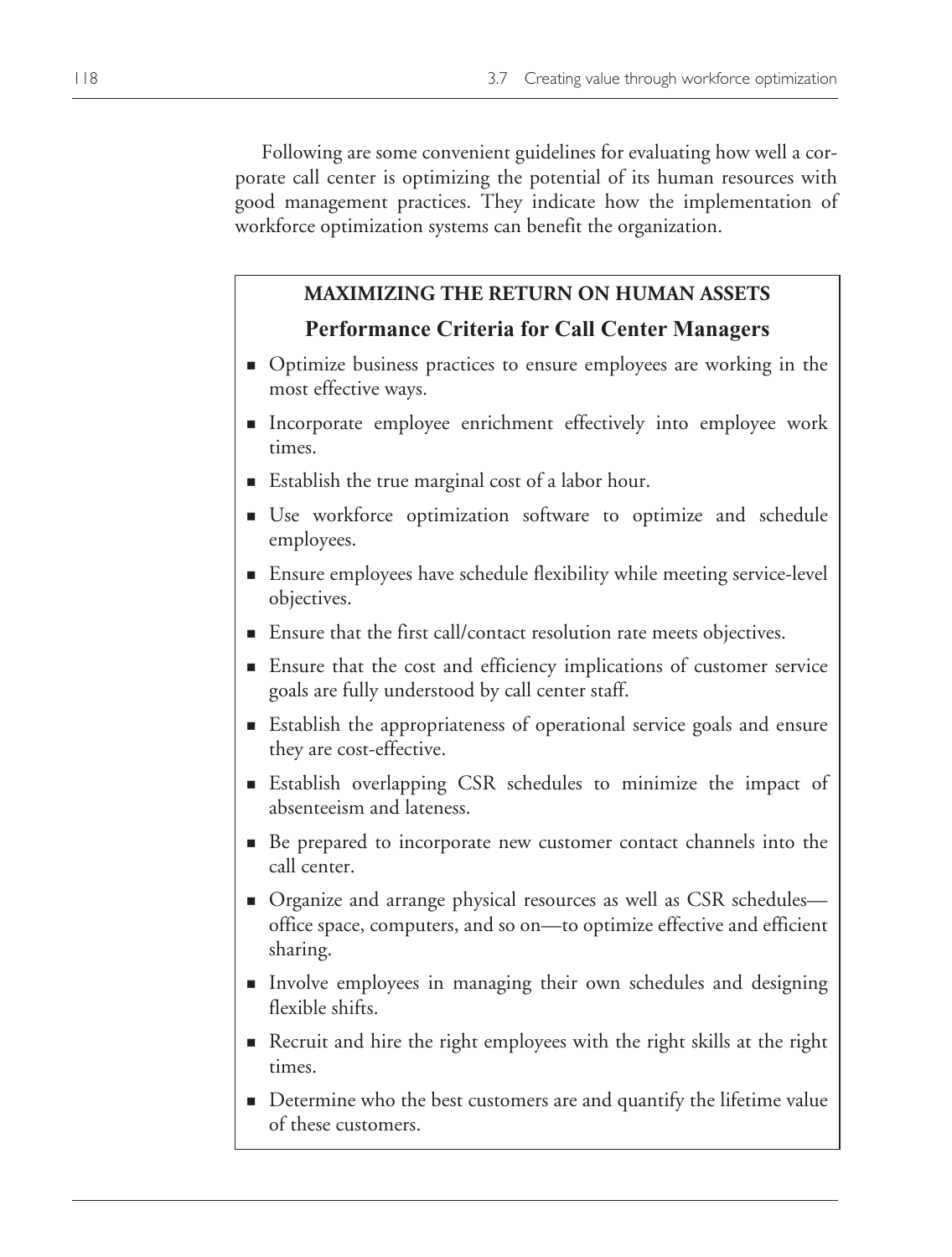Following are some convenient guidelines for evaluating how well a corporate call center is optimizing the potential of its human resources with good management practices. They indicate how the implementation of workforce optimization systems can benefit the organization.

### MAXIMIZING THE RETURN ON HUMAN ASSETS

### Performance Criteria for Call Center Managers

- Optimize business practices to ensure employees are working in the most effective ways.
- Incorporate employee enrichment effectively into employee work times.
- Establish the true marginal cost of a labor hour.
- Use workforce optimization software to optimize and schedule employees.
- Ensure employees have schedule flexibility while meeting service-level objectives.
- Ensure that the first call/contact resolution rate meets objectives.
- Ensure that the cost and efficiency implications of customer service goals are fully understood by call center staff.
- Establish the appropriateness of operational service goals and ensure they are cost-effective.
- Establish overlapping CSR schedules to minimize the impact of absenteeism and lateness.
- Be prepared to incorporate new customer contact channels into the call center.
- Organize and arrange physical resources as well as CSR schedules—office space, computers, and so on—to optimize effective and efficient sharing.
- Involve employees in managing their own schedules and designing flexible shifts.
- Recruit and hire the right employees with the right skills at the right times.
- Determine who the best customers are and quantify the lifetime value of these customers.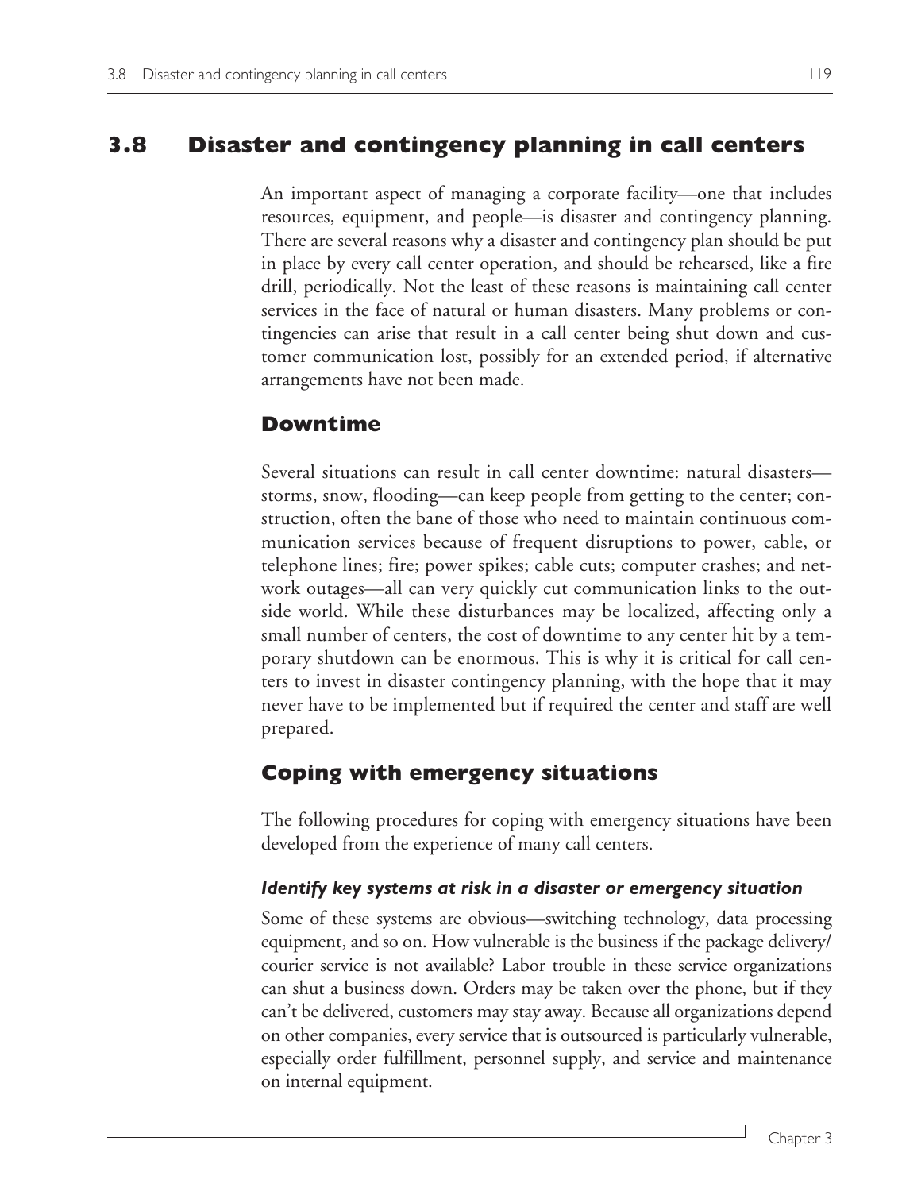## 3.8 Disaster and contingency planning in call centers

An important aspect of managing a corporate facility—one that includes resources, equipment, and people—is disaster and contingency planning. There are several reasons why a disaster and contingency plan should be put in place by every call center operation, and should be rehearsed, like a fire drill, periodically. Not the least of these reasons is maintaining call center services in the face of natural or human disasters. Many problems or contingencies can arise that result in a call center being shut down and customer communication lost, possibly for an extended period, if alternative arrangements have not been made.

### Downtime

Several situations can result in call center downtime: natural disasters—storms, snow, flooding—can keep people from getting to the center; construction, often the bane of those who need to maintain continuous communication services because of frequent disruptions to power, cable, or telephone lines; fire; power spikes; cable cuts; computer crashes; and network outages—all can very quickly cut communication links to the outside world. While these disturbances may be localized, affecting only a small number of centers, the cost of downtime to any center hit by a temporary shutdown can be enormous. This is why it is critical for call centers to invest in disaster contingency planning, with the hope that it may never have to be implemented but if required the center and staff are well prepared.

### Coping with emergency situations

The following procedures for coping with emergency situations have been developed from the experience of many call centers.

#### *Identify key systems at risk in a disaster or emergency situation*

Some of these systems are obvious—switching technology, data processing equipment, and so on. How vulnerable is the business if the package delivery/courier service is not available? Labor trouble in these service organizations can shut a business down. Orders may be taken over the phone, but if they can't be delivered, customers may stay away. Because all organizations depend on other companies, every service that is outsourced is particularly vulnerable, especially order fulfillment, personnel supply, and service and maintenance on internal equipment.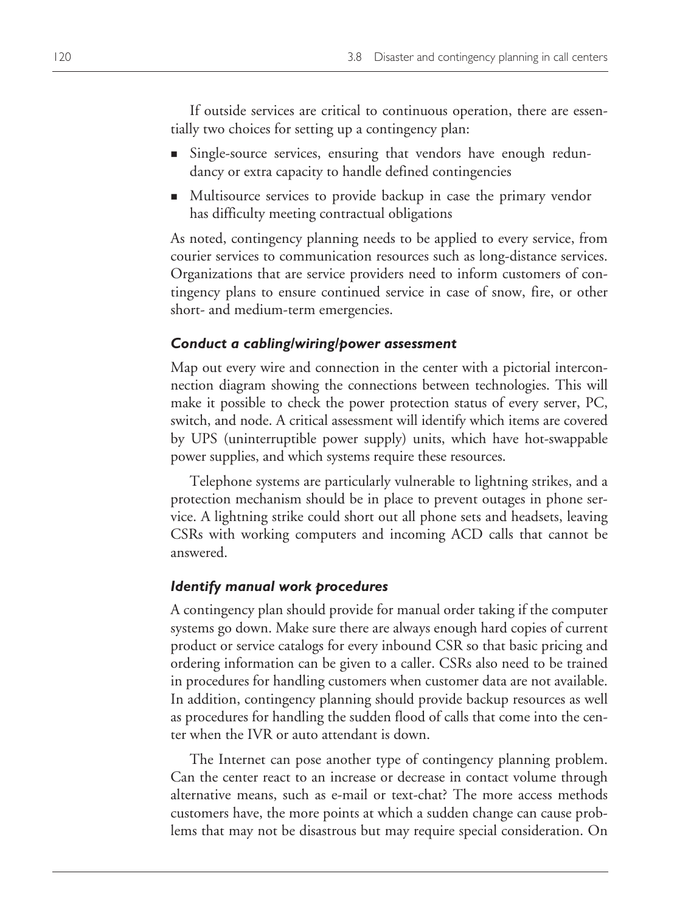If outside services are critical to continuous operation, there are essentially two choices for setting up a contingency plan:

- Single-source services, ensuring that vendors have enough redundancy or extra capacity to handle defined contingencies
- Multisource services to provide backup in case the primary vendor has difficulty meeting contractual obligations

As noted, contingency planning needs to be applied to every service, from courier services to communication resources such as long-distance services. Organizations that are service providers need to inform customers of contingency plans to ensure continued service in case of snow, fire, or other short- and medium-term emergencies.

#### *Conduct a cabling/wiring/power assessment*

Map out every wire and connection in the center with a pictorial interconnection diagram showing the connections between technologies. This will make it possible to check the power protection status of every server, PC, switch, and node. A critical assessment will identify which items are covered by UPS (uninterruptible power supply) units, which have hot-swappable power supplies, and which systems require these resources.

Telephone systems are particularly vulnerable to lightning strikes, and a protection mechanism should be in place to prevent outages in phone service. A lightning strike could short out all phone sets and headsets, leaving CSRs with working computers and incoming ACD calls that cannot be answered.

#### *Identify manual work procedures*

A contingency plan should provide for manual order taking if the computer systems go down. Make sure there are always enough hard copies of current product or service catalogs for every inbound CSR so that basic pricing and ordering information can be given to a caller. CSRs also need to be trained in procedures for handling customers when customer data are not available. In addition, contingency planning should provide backup resources as well as procedures for handling the sudden flood of calls that come into the center when the IVR or auto attendant is down.

The Internet can pose another type of contingency planning problem. Can the center react to an increase or decrease in contact volume through alternative means, such as e-mail or text-chat? The more access methods customers have, the more points at which a sudden change can cause problems that may not be disastrous but may require special consideration. On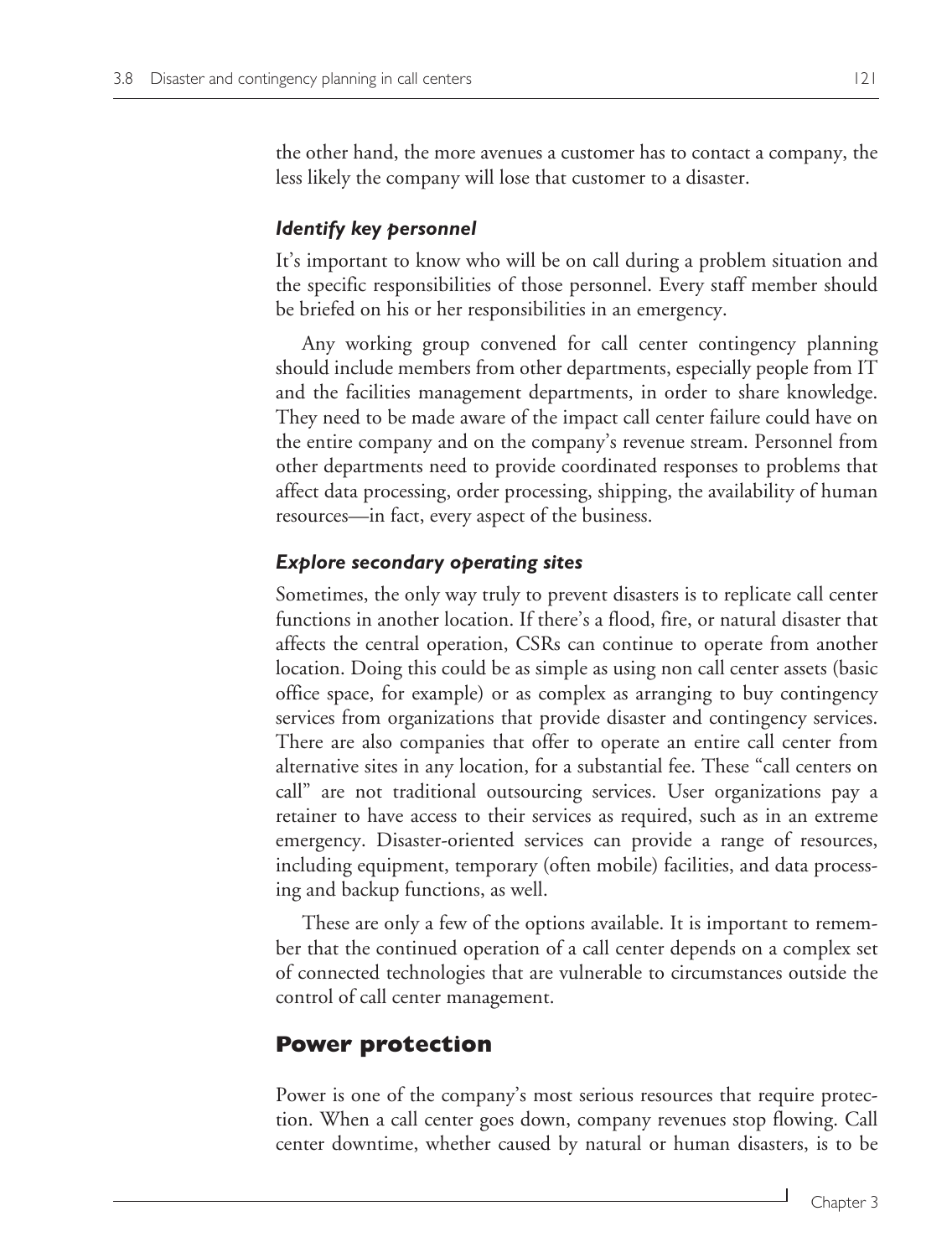the other hand, the more avenues a customer has to contact a company, the less likely the company will lose that customer to a disaster.

#### *Identify key personnel*

It's important to know who will be on call during a problem situation and the specific responsibilities of those personnel. Every staff member should be briefed on his or her responsibilities in an emergency.

Any working group convened for call center contingency planning should include members from other departments, especially people from IT and the facilities management departments, in order to share knowledge. They need to be made aware of the impact call center failure could have on the entire company and on the company's revenue stream. Personnel from other departments need to provide coordinated responses to problems that affect data processing, order processing, shipping, the availability of human resources—in fact, every aspect of the business.

#### *Explore secondary operating sites*

Sometimes, the only way truly to prevent disasters is to replicate call center functions in another location. If there's a flood, fire, or natural disaster that affects the central operation, CSRs can continue to operate from another location. Doing this could be as simple as using non call center assets (basic office space, for example) or as complex as arranging to buy contingency services from organizations that provide disaster and contingency services. There are also companies that offer to operate an entire call center from alternative sites in any location, for a substantial fee. These "call centers on call" are not traditional outsourcing services. User organizations pay a retainer to have access to their services as required, such as in an extreme emergency. Disaster-oriented services can provide a range of resources, including equipment, temporary (often mobile) facilities, and data processing and backup functions, as well.

These are only a few of the options available. It is important to remember that the continued operation of a call center depends on a complex set of connected technologies that are vulnerable to circumstances outside the control of call center management.

### Power protection

Power is one of the company's most serious resources that require protection. When a call center goes down, company revenues stop flowing. Call center downtime, whether caused by natural or human disasters, is to be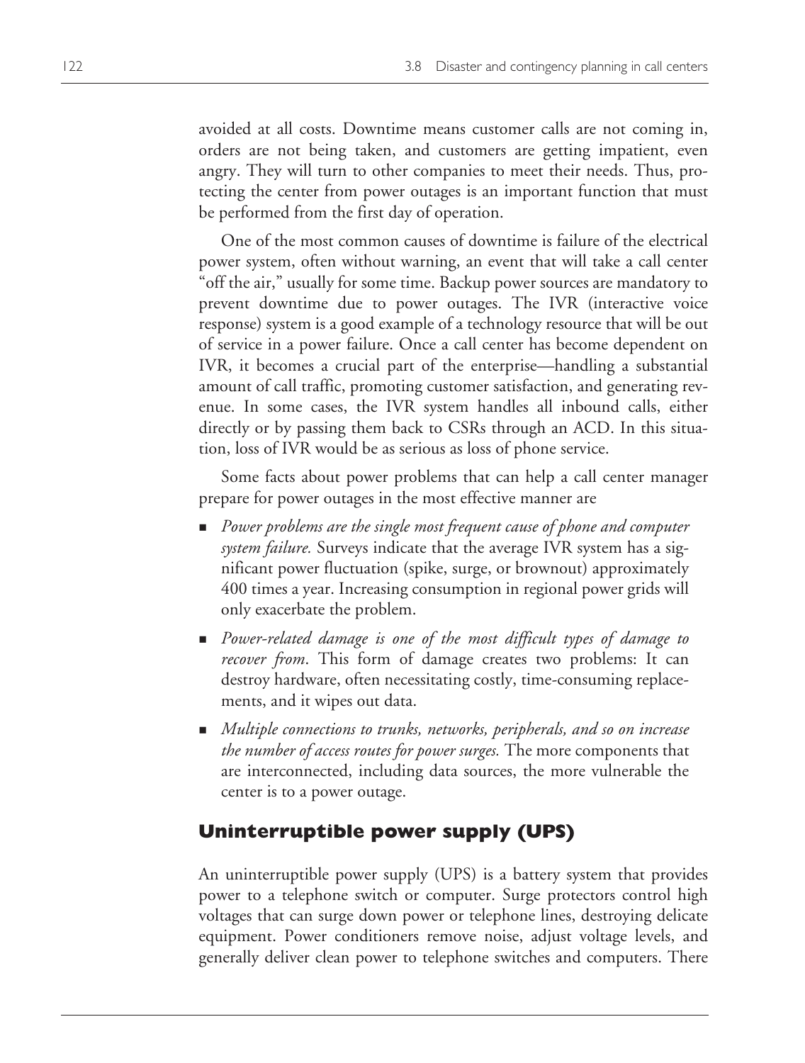avoided at all costs. Downtime means customer calls are not coming in, orders are not being taken, and customers are getting impatient, even angry. They will turn to other companies to meet their needs. Thus, protecting the center from power outages is an important function that must be performed from the first day of operation.

One of the most common causes of downtime is failure of the electrical power system, often without warning, an event that will take a call center "off the air," usually for some time. Backup power sources are mandatory to prevent downtime due to power outages. The IVR (interactive voice response) system is a good example of a technology resource that will be out of service in a power failure. Once a call center has become dependent on IVR, it becomes a crucial part of the enterprise—handling a substantial amount of call traffic, promoting customer satisfaction, and generating revenue. In some cases, the IVR system handles all inbound calls, either directly or by passing them back to CSRs through an ACD. In this situation, loss of IVR would be as serious as loss of phone service.

Some facts about power problems that can help a call center manager prepare for power outages in the most effective manner are

- *Power problems are the single most frequent cause of phone and computer system failure.* Surveys indicate that the average IVR system has a significant power fluctuation (spike, surge, or brownout) approximately 400 times a year. Increasing consumption in regional power grids will only exacerbate the problem.
- *Power-related damage is one of the most difficult types of damage to recover from*. This form of damage creates two problems: It can destroy hardware, often necessitating costly, time-consuming replacements, and it wipes out data.
- *Multiple connections to trunks, networks, peripherals, and so on increase the number of access routes for power surges.* The more components that are interconnected, including data sources, the more vulnerable the center is to a power outage.

## Uninterruptible power supply (UPS)

An uninterruptible power supply (UPS) is a battery system that provides power to a telephone switch or computer. Surge protectors control high voltages that can surge down power or telephone lines, destroying delicate equipment. Power conditioners remove noise, adjust voltage levels, and generally deliver clean power to telephone switches and computers. There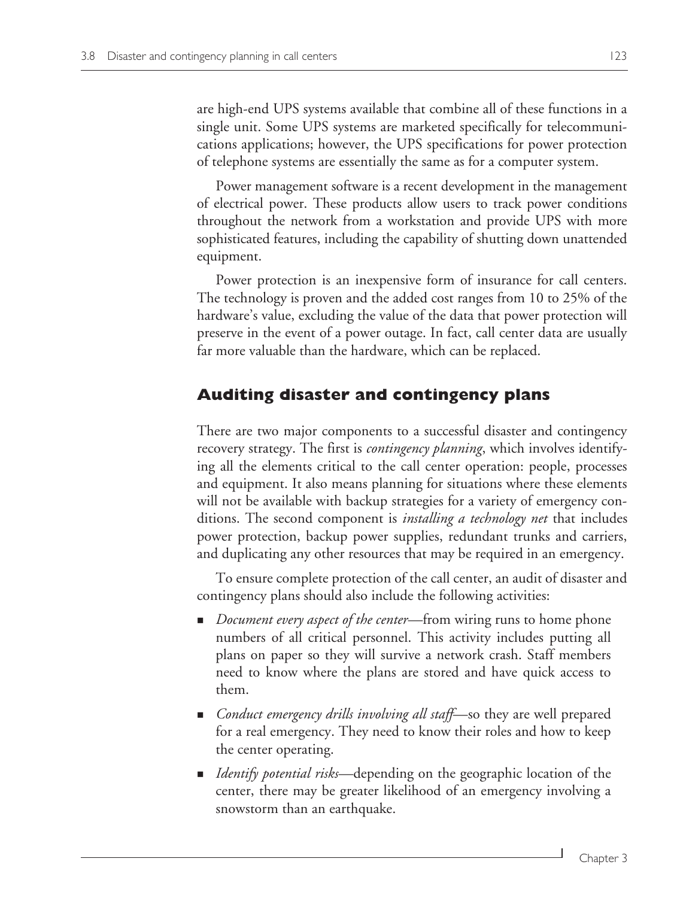are high-end UPS systems available that combine all of these functions in a single unit. Some UPS systems are marketed specifically for telecommunications applications; however, the UPS specifications for power protection of telephone systems are essentially the same as for a computer system.

Power management software is a recent development in the management of electrical power. These products allow users to track power conditions throughout the network from a workstation and provide UPS with more sophisticated features, including the capability of shutting down unattended equipment.

Power protection is an inexpensive form of insurance for call centers. The technology is proven and the added cost ranges from 10 to 25% of the hardware's value, excluding the value of the data that power protection will preserve in the event of a power outage. In fact, call center data are usually far more valuable than the hardware, which can be replaced.

## Auditing disaster and contingency plans

There are two major components to a successful disaster and contingency recovery strategy. The first is *contingency planning*, which involves identifying all the elements critical to the call center operation: people, processes and equipment. It also means planning for situations where these elements will not be available with backup strategies for a variety of emergency conditions. The second component is *installing a technology net* that includes power protection, backup power supplies, redundant trunks and carriers, and duplicating any other resources that may be required in an emergency.

To ensure complete protection of the call center, an audit of disaster and contingency plans should also include the following activities:

- *Document every aspect of the center*—from wiring runs to home phone numbers of all critical personnel. This activity includes putting all plans on paper so they will survive a network crash. Staff members need to know where the plans are stored and have quick access to them.
- *Conduct emergency drills involving all staff*—so they are well prepared for a real emergency. They need to know their roles and how to keep the center operating.
- *Identify potential risks*—depending on the geographic location of the center, there may be greater likelihood of an emergency involving a snowstorm than an earthquake.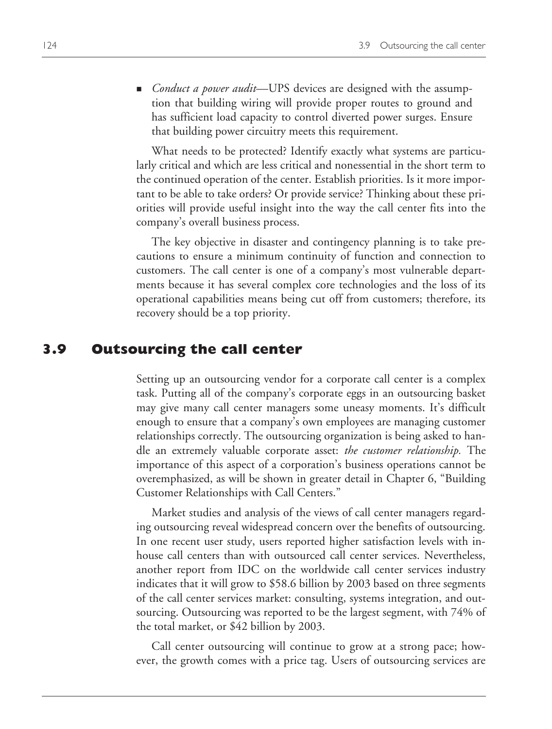- *Conduct a power audit*—UPS devices are designed with the assumption that building wiring will provide proper routes to ground and has sufficient load capacity to control diverted power surges. Ensure that building power circuitry meets this requirement.

What needs to be protected? Identify exactly what systems are particularly critical and which are less critical and nonessential in the short term to the continued operation of the center. Establish priorities. Is it more important to be able to take orders? Or provide service? Thinking about these priorities will provide useful insight into the way the call center fits into the company's overall business process.

The key objective in disaster and contingency planning is to take precautions to ensure a minimum continuity of function and connection to customers. The call center is one of a company's most vulnerable departments because it has several complex core technologies and the loss of its operational capabilities means being cut off from customers; therefore, its recovery should be a top priority.

## 3.9 Outsourcing the call center

Setting up an outsourcing vendor for a corporate call center is a complex task. Putting all of the company's corporate eggs in an outsourcing basket may give many call center managers some uneasy moments. It's difficult enough to ensure that a company's own employees are managing customer relationships correctly. The outsourcing organization is being asked to handle an extremely valuable corporate asset: *the customer relationship.* The importance of this aspect of a corporation's business operations cannot be overemphasized, as will be shown in greater detail in Chapter 6, "Building Customer Relationships with Call Centers."

Market studies and analysis of the views of call center managers regarding outsourcing reveal widespread concern over the benefits of outsourcing. In one recent user study, users reported higher satisfaction levels with inhouse call centers than with outsourced call center services. Nevertheless, another report from IDC on the worldwide call center services industry indicates that it will grow to $58.6 billion by 2003 based on three segments of the call center services market: consulting, systems integration, and outsourcing. Outsourcing was reported to be the largest segment, with 74% of the total market, or $42 billion by 2003.

Call center outsourcing will continue to grow at a strong pace; however, the growth comes with a price tag. Users of outsourcing services are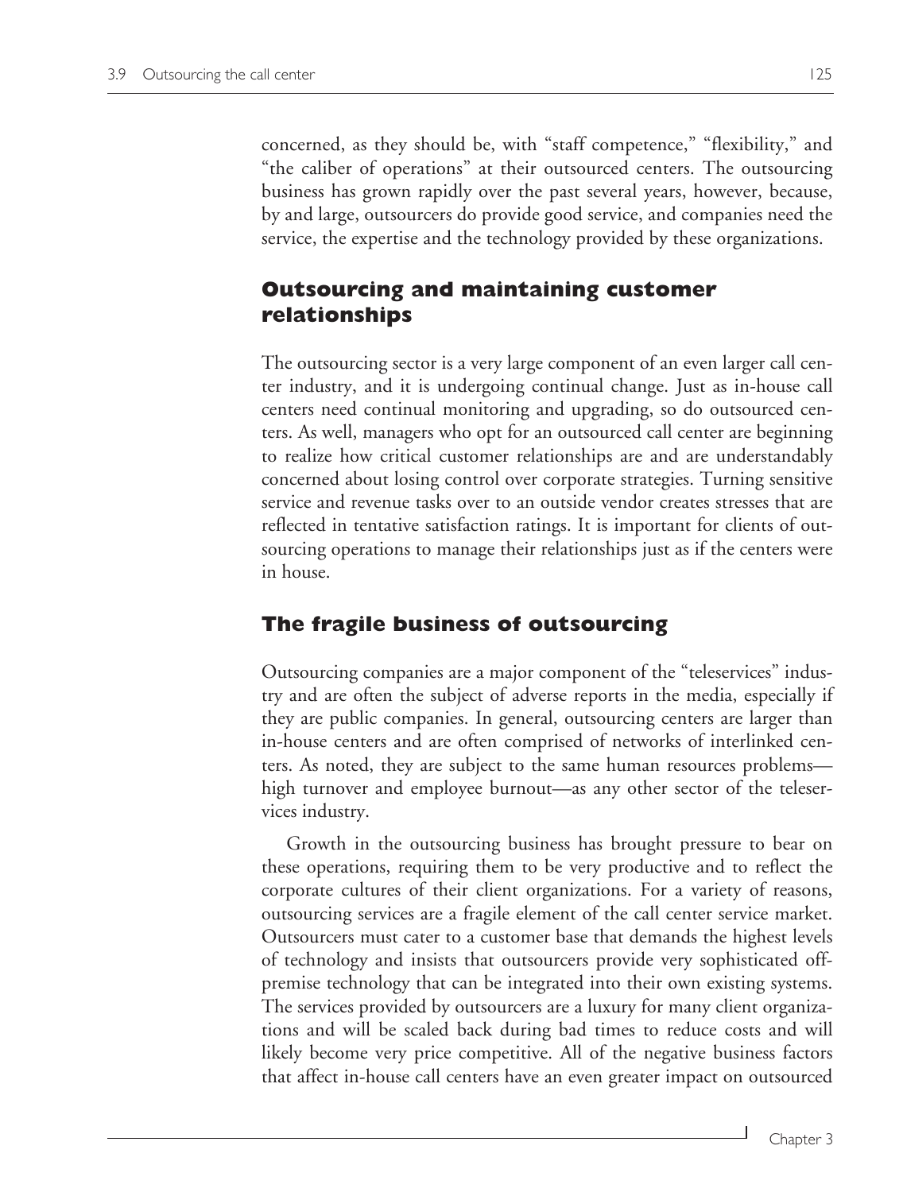concerned, as they should be, with "staff competence," "flexibility," and "the caliber of operations" at their outsourced centers. The outsourcing business has grown rapidly over the past several years, however, because, by and large, outsourcers do provide good service, and companies need the service, the expertise and the technology provided by these organizations.

## Outsourcing and maintaining customer relationships

The outsourcing sector is a very large component of an even larger call center industry, and it is undergoing continual change. Just as in-house call centers need continual monitoring and upgrading, so do outsourced centers. As well, managers who opt for an outsourced call center are beginning to realize how critical customer relationships are and are understandably concerned about losing control over corporate strategies. Turning sensitive service and revenue tasks over to an outside vendor creates stresses that are reflected in tentative satisfaction ratings. It is important for clients of outsourcing operations to manage their relationships just as if the centers were in house.

## The fragile business of outsourcing

Outsourcing companies are a major component of the "teleservices" industry and are often the subject of adverse reports in the media, especially if they are public companies. In general, outsourcing centers are larger than in-house centers and are often comprised of networks of interlinked centers. As noted, they are subject to the same human resources problems—high turnover and employee burnout—as any other sector of the teleservices industry.

Growth in the outsourcing business has brought pressure to bear on these operations, requiring them to be very productive and to reflect the corporate cultures of their client organizations. For a variety of reasons, outsourcing services are a fragile element of the call center service market. Outsourcers must cater to a customer base that demands the highest levels of technology and insists that outsourcers provide very sophisticated off-premise technology that can be integrated into their own existing systems. The services provided by outsourcers are a luxury for many client organizations and will be scaled back during bad times to reduce costs and will likely become very price competitive. All of the negative business factors that affect in-house call centers have an even greater impact on outsourced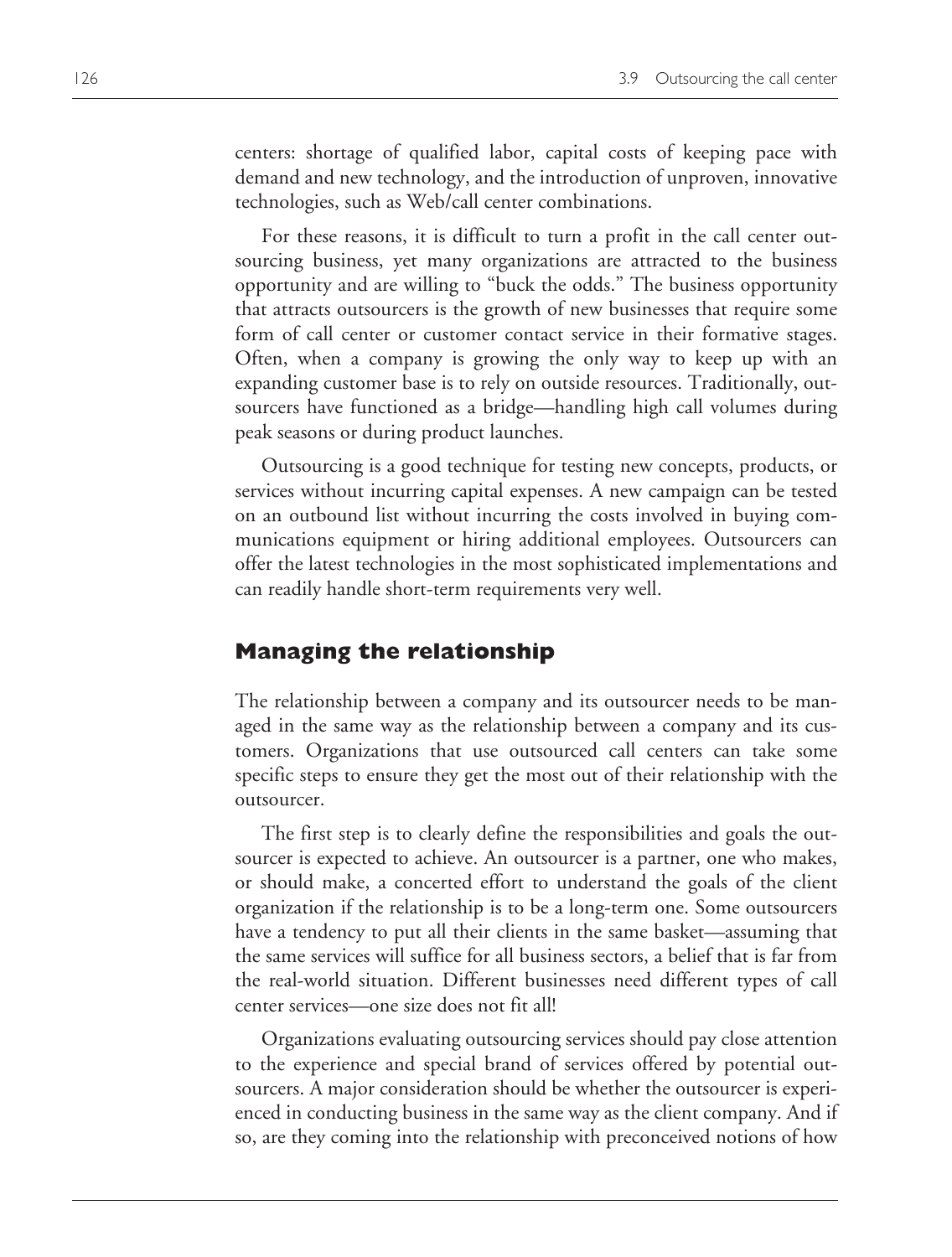centers: shortage of qualified labor, capital costs of keeping pace with demand and new technology, and the introduction of unproven, innovative technologies, such as Web/call center combinations.

For these reasons, it is difficult to turn a profit in the call center outsourcing business, yet many organizations are attracted to the business opportunity and are willing to "buck the odds." The business opportunity that attracts outsourcers is the growth of new businesses that require some form of call center or customer contact service in their formative stages. Often, when a company is growing the only way to keep up with an expanding customer base is to rely on outside resources. Traditionally, outsourcers have functioned as a bridge—handling high call volumes during peak seasons or during product launches.

Outsourcing is a good technique for testing new concepts, products, or services without incurring capital expenses. A new campaign can be tested on an outbound list without incurring the costs involved in buying communications equipment or hiring additional employees. Outsourcers can offer the latest technologies in the most sophisticated implementations and can readily handle short-term requirements very well.

## Managing the relationship

The relationship between a company and its outsourcer needs to be managed in the same way as the relationship between a company and its customers. Organizations that use outsourced call centers can take some specific steps to ensure they get the most out of their relationship with the outsourcer.

The first step is to clearly define the responsibilities and goals the outsourcer is expected to achieve. An outsourcer is a partner, one who makes, or should make, a concerted effort to understand the goals of the client organization if the relationship is to be a long-term one. Some outsourcers have a tendency to put all their clients in the same basket—assuming that the same services will suffice for all business sectors, a belief that is far from the real-world situation. Different businesses need different types of call center services—one size does not fit all!

Organizations evaluating outsourcing services should pay close attention to the experience and special brand of services offered by potential outsourcers. A major consideration should be whether the outsourcer is experienced in conducting business in the same way as the client company. And if so, are they coming into the relationship with preconceived notions of how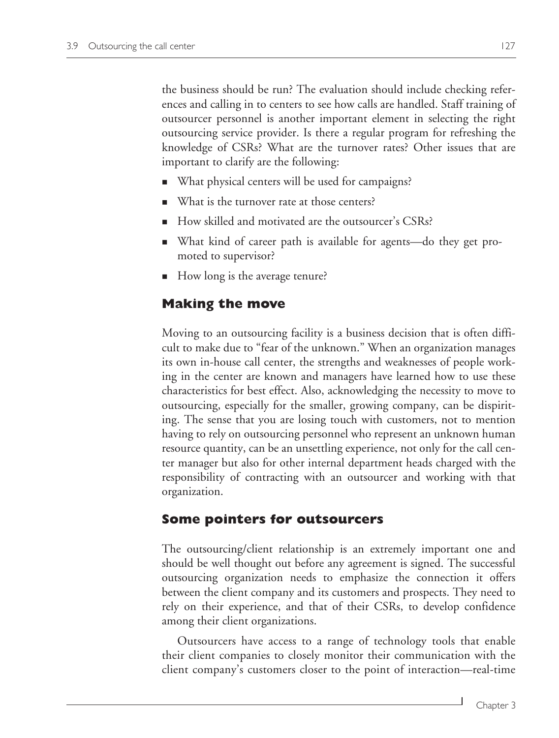the business should be run? The evaluation should include checking references and calling in to centers to see how calls are handled. Staff training of outsourcer personnel is another important element in selecting the right outsourcing service provider. Is there a regular program for refreshing the knowledge of CSRs? What are the turnover rates? Other issues that are important to clarify are the following:

- What physical centers will be used for campaigns?
- What is the turnover rate at those centers?
- How skilled and motivated are the outsourcer's CSRs?
- What kind of career path is available for agents—do they get promoted to supervisor?
- How long is the average tenure?

## Making the move

Moving to an outsourcing facility is a business decision that is often difficult to make due to "fear of the unknown." When an organization manages its own in-house call center, the strengths and weaknesses of people working in the center are known and managers have learned how to use these characteristics for best effect. Also, acknowledging the necessity to move to outsourcing, especially for the smaller, growing company, can be dispiriting. The sense that you are losing touch with customers, not to mention having to rely on outsourcing personnel who represent an unknown human resource quantity, can be an unsettling experience, not only for the call center manager but also for other internal department heads charged with the responsibility of contracting with an outsourcer and working with that organization.

## Some pointers for outsourcers

The outsourcing/client relationship is an extremely important one and should be well thought out before any agreement is signed. The successful outsourcing organization needs to emphasize the connection it offers between the client company and its customers and prospects. They need to rely on their experience, and that of their CSRs, to develop confidence among their client organizations.

Outsourcers have access to a range of technology tools that enable their client companies to closely monitor their communication with the client company's customers closer to the point of interaction—real-time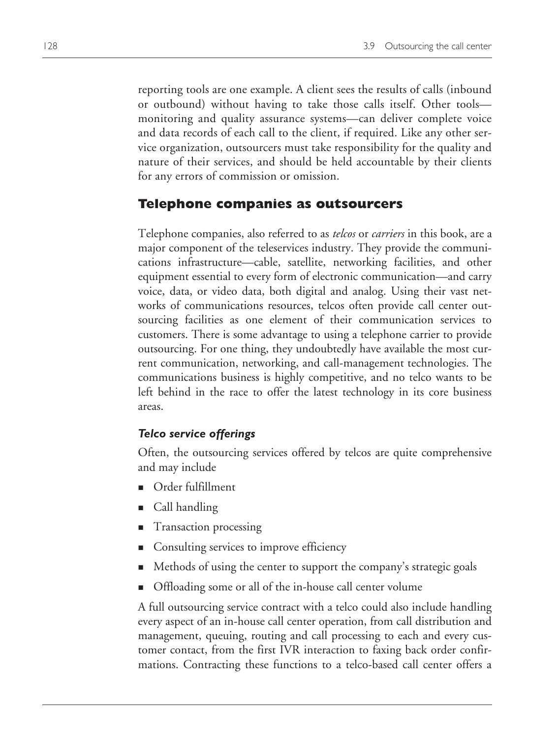reporting tools are one example. A client sees the results of calls (inbound or outbound) without having to take those calls itself. Other tools—monitoring and quality assurance systems—can deliver complete voice and data records of each call to the client, if required. Like any other service organization, outsourcers must take responsibility for the quality and nature of their services, and should be held accountable by their clients for any errors of commission or omission.

## Telephone companies as outsourcers

Telephone companies, also referred to as *telcos* or *carriers* in this book, are a major component of the teleservices industry. They provide the communications infrastructure—cable, satellite, networking facilities, and other equipment essential to every form of electronic communication—and carry voice, data, or video data, both digital and analog. Using their vast networks of communications resources, telcos often provide call center outsourcing facilities as one element of their communication services to customers. There is some advantage to using a telephone carrier to provide outsourcing. For one thing, they undoubtedly have available the most current communication, networking, and call-management technologies. The communications business is highly competitive, and no telco wants to be left behind in the race to offer the latest technology in its core business areas.

### *Telco service offerings*

Often, the outsourcing services offered by telcos are quite comprehensive and may include

- Order fulfillment
- Call handling
- Transaction processing
- Consulting services to improve efficiency
- Methods of using the center to support the company's strategic goals
- Offloading some or all of the in-house call center volume

A full outsourcing service contract with a telco could also include handling every aspect of an in-house call center operation, from call distribution and management, queuing, routing and call processing to each and every customer contact, from the first IVR interaction to faxing back order confirmations. Contracting these functions to a telco-based call center offers a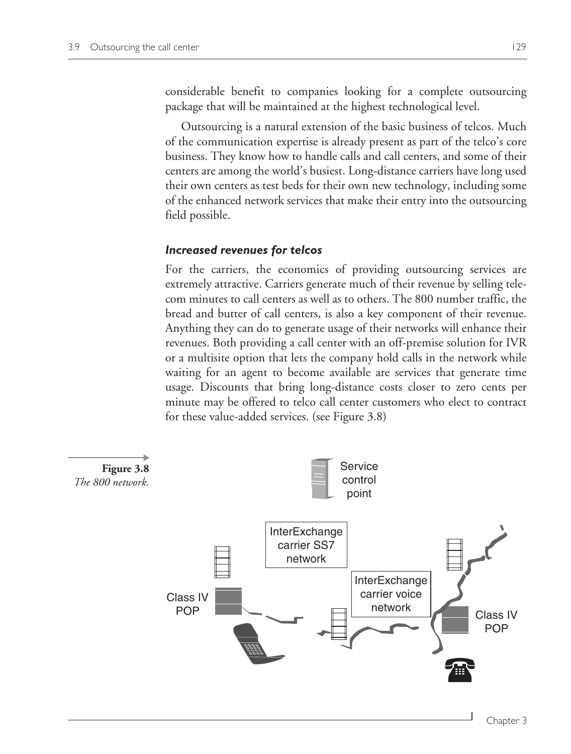considerable benefit to companies looking for a complete outsourcing package that will be maintained at the highest technological level.

Outsourcing is a natural extension of the basic business of telcos. Much of the communication expertise is already present as part of the telco's core business. They know how to handle calls and call centers, and some of their centers are among the world's busiest. Long-distance carriers have long used their own centers as test beds for their own new technology, including some of the enhanced network services that make their entry into the outsourcing field possible.

### *Increased revenues for telcos*

For the carriers, the economics of providing outsourcing services are extremely attractive. Carriers generate much of their revenue by selling telecom minutes to call centers as well as to others. The 800 number traffic, the bread and butter of call centers, is also a key component of their revenue. Anything they can do to generate usage of their networks will enhance their revenues. Both providing a call center with an off-premise solution for IVR or a multisite option that lets the company hold calls in the network while waiting for an agent to become available are services that generate time usage. Discounts that bring long-distance costs closer to zero cents per minute may be offered to telco call center customers who elect to contract for these value-added services. (see Figure 3.8)

Service control point

InterExchange carrier SS7 network

InterExchange carrier voice network

Class IV POP

Class IV POP

**Figure 3.8**
*The 800 network.*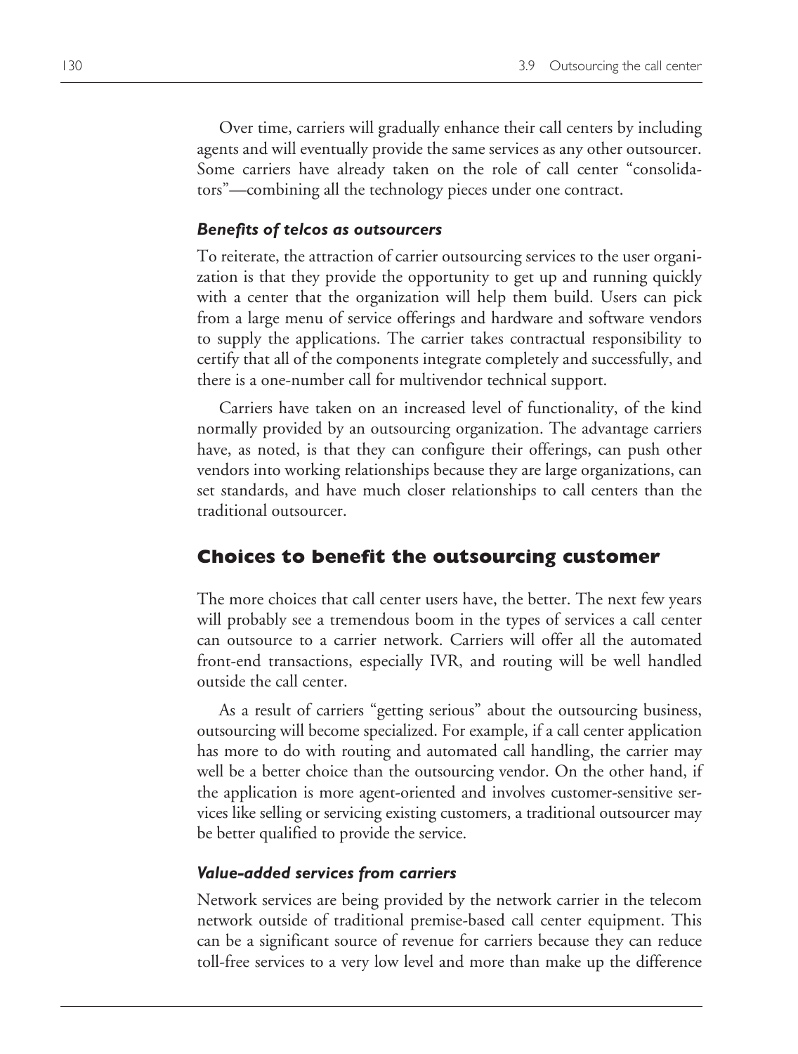Over time, carriers will gradually enhance their call centers by including agents and will eventually provide the same services as any other outsourcer. Some carriers have already taken on the role of call center "consolidators"—combining all the technology pieces under one contract.

### *Benefits of telcos as outsourcers*

To reiterate, the attraction of carrier outsourcing services to the user organization is that they provide the opportunity to get up and running quickly with a center that the organization will help them build. Users can pick from a large menu of service offerings and hardware and software vendors to supply the applications. The carrier takes contractual responsibility to certify that all of the components integrate completely and successfully, and there is a one-number call for multivendor technical support.

Carriers have taken on an increased level of functionality, of the kind normally provided by an outsourcing organization. The advantage carriers have, as noted, is that they can configure their offerings, can push other vendors into working relationships because they are large organizations, can set standards, and have much closer relationships to call centers than the traditional outsourcer.

## Choices to benefit the outsourcing customer

The more choices that call center users have, the better. The next few years will probably see a tremendous boom in the types of services a call center can outsource to a carrier network. Carriers will offer all the automated front-end transactions, especially IVR, and routing will be well handled outside the call center.

As a result of carriers "getting serious" about the outsourcing business, outsourcing will become specialized. For example, if a call center application has more to do with routing and automated call handling, the carrier may well be a better choice than the outsourcing vendor. On the other hand, if the application is more agent-oriented and involves customer-sensitive services like selling or servicing existing customers, a traditional outsourcer may be better qualified to provide the service.

### *Value-added services from carriers*

Network services are being provided by the network carrier in the telecom network outside of traditional premise-based call center equipment. This can be a significant source of revenue for carriers because they can reduce toll-free services to a very low level and more than make up the difference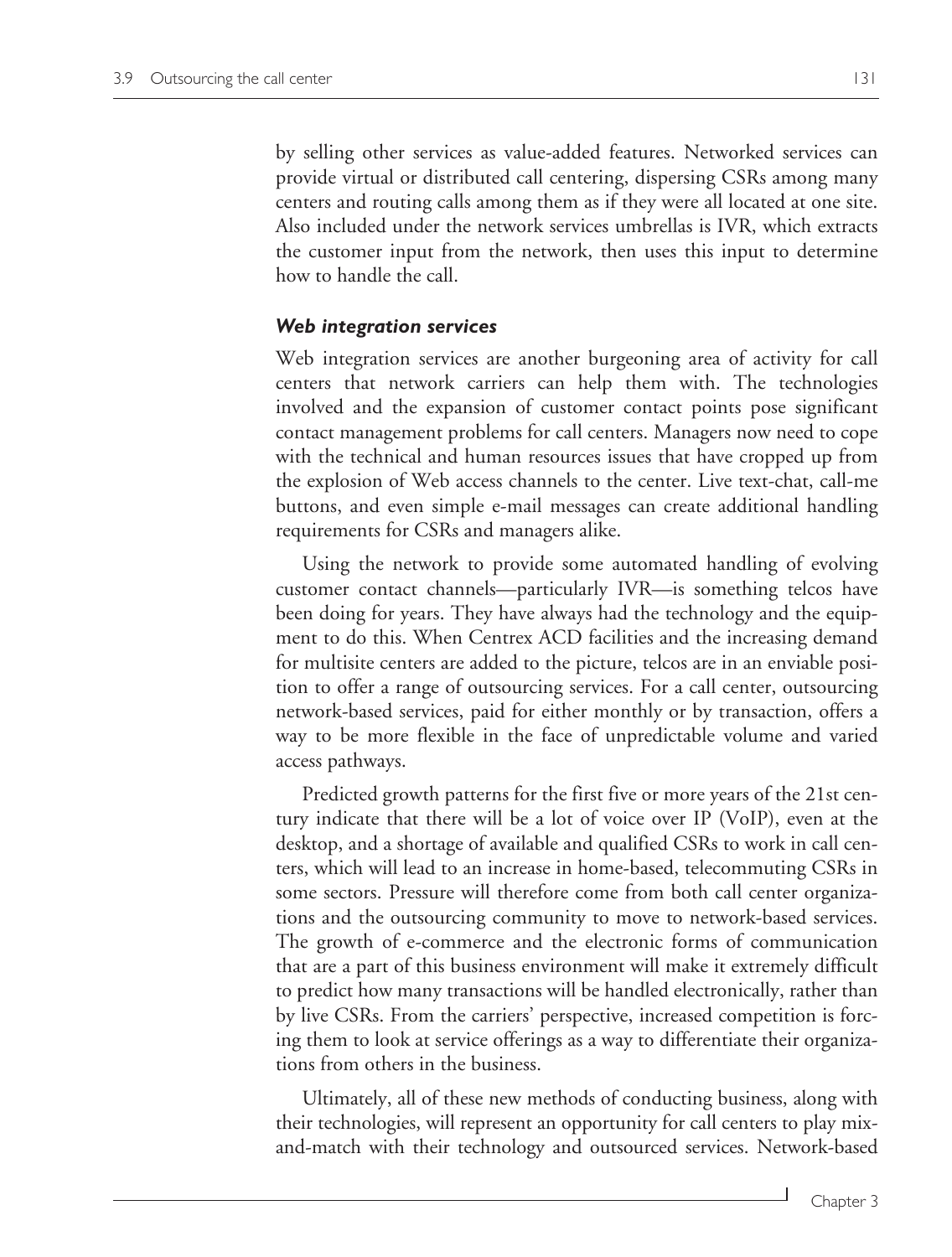by selling other services as value-added features. Networked services can provide virtual or distributed call centering, dispersing CSRs among many centers and routing calls among them as if they were all located at one site. Also included under the network services umbrellas is IVR, which extracts the customer input from the network, then uses this input to determine how to handle the call.

### *Web integration services*

Web integration services are another burgeoning area of activity for call centers that network carriers can help them with. The technologies involved and the expansion of customer contact points pose significant contact management problems for call centers. Managers now need to cope with the technical and human resources issues that have cropped up from the explosion of Web access channels to the center. Live text-chat, call-me buttons, and even simple e-mail messages can create additional handling requirements for CSRs and managers alike.

Using the network to provide some automated handling of evolving customer contact channels—particularly IVR—is something telcos have been doing for years. They have always had the technology and the equipment to do this. When Centrex ACD facilities and the increasing demand for multisite centers are added to the picture, telcos are in an enviable position to offer a range of outsourcing services. For a call center, outsourcing network-based services, paid for either monthly or by transaction, offers a way to be more flexible in the face of unpredictable volume and varied access pathways.

Predicted growth patterns for the first five or more years of the 21st century indicate that there will be a lot of voice over IP (VoIP), even at the desktop, and a shortage of available and qualified CSRs to work in call centers, which will lead to an increase in home-based, telecommuting CSRs in some sectors. Pressure will therefore come from both call center organizations and the outsourcing community to move to network-based services. The growth of e-commerce and the electronic forms of communication that are a part of this business environment will make it extremely difficult to predict how many transactions will be handled electronically, rather than by live CSRs. From the carriers' perspective, increased competition is forcing them to look at service offerings as a way to differentiate their organizations from others in the business.

Ultimately, all of these new methods of conducting business, along with their technologies, will represent an opportunity for call centers to play mix-and-match with their technology and outsourced services. Network-based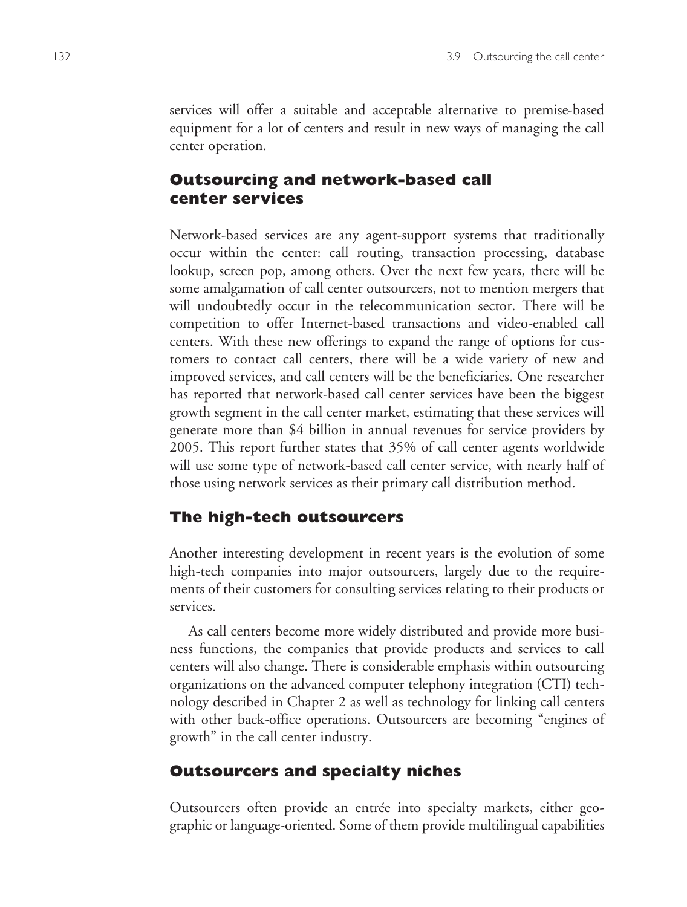services will offer a suitable and acceptable alternative to premise-based equipment for a lot of centers and result in new ways of managing the call center operation.

### Outsourcing and network-based call center services

Network-based services are any agent-support systems that traditionally occur within the center: call routing, transaction processing, database lookup, screen pop, among others. Over the next few years, there will be some amalgamation of call center outsourcers, not to mention mergers that will undoubtedly occur in the telecommunication sector. There will be competition to offer Internet-based transactions and video-enabled call centers. With these new offerings to expand the range of options for customers to contact call centers, there will be a wide variety of new and improved services, and call centers will be the beneficiaries. One researcher has reported that network-based call center services have been the biggest growth segment in the call center market, estimating that these services will generate more than $4 billion in annual revenues for service providers by 2005. This report further states that 35% of call center agents worldwide will use some type of network-based call center service, with nearly half of those using network services as their primary call distribution method.

### The high-tech outsourcers

Another interesting development in recent years is the evolution of some high-tech companies into major outsourcers, largely due to the requirements of their customers for consulting services relating to their products or services.

As call centers become more widely distributed and provide more business functions, the companies that provide products and services to call centers will also change. There is considerable emphasis within outsourcing organizations on the advanced computer telephony integration (CTI) technology described in Chapter 2 as well as technology for linking call centers with other back-office operations. Outsourcers are becoming "engines of growth" in the call center industry.

### Outsourcers and specialty niches

Outsourcers often provide an entrée into specialty markets, either geographic or language-oriented. Some of them provide multilingual capabilities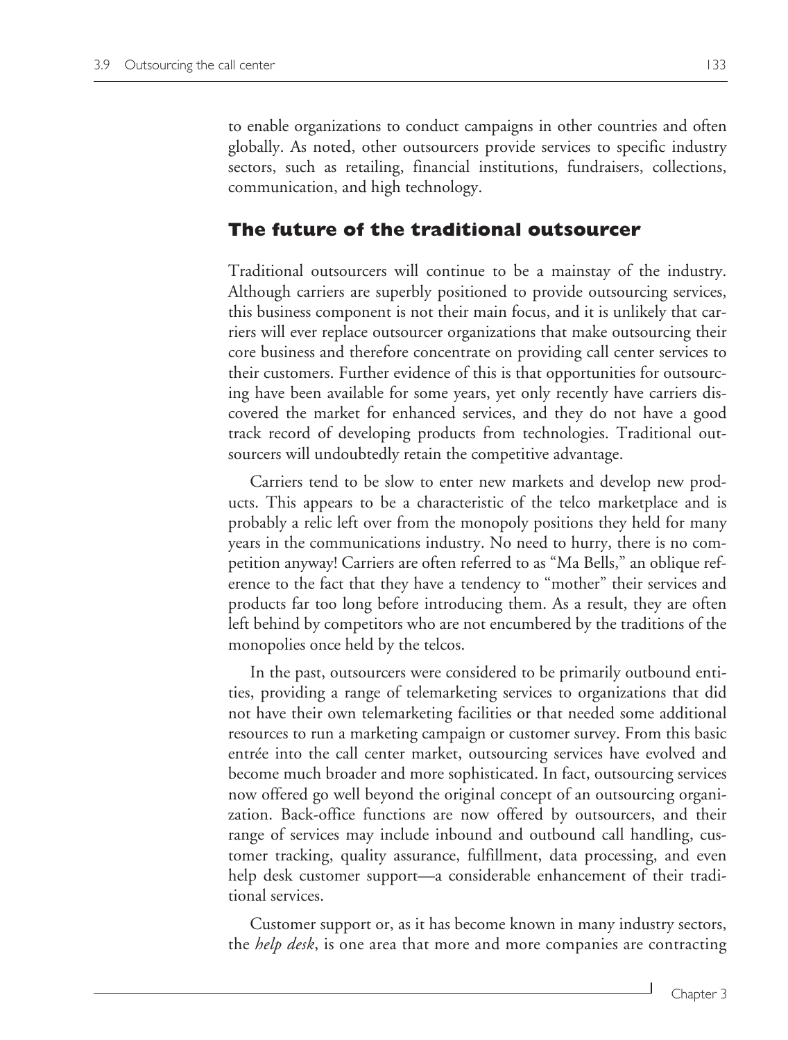to enable organizations to conduct campaigns in other countries and often globally. As noted, other outsourcers provide services to specific industry sectors, such as retailing, financial institutions, fundraisers, collections, communication, and high technology.

## The future of the traditional outsourcer

Traditional outsourcers will continue to be a mainstay of the industry. Although carriers are superbly positioned to provide outsourcing services, this business component is not their main focus, and it is unlikely that carriers will ever replace outsourcer organizations that make outsourcing their core business and therefore concentrate on providing call center services to their customers. Further evidence of this is that opportunities for outsourcing have been available for some years, yet only recently have carriers discovered the market for enhanced services, and they do not have a good track record of developing products from technologies. Traditional outsourcers will undoubtedly retain the competitive advantage.

Carriers tend to be slow to enter new markets and develop new products. This appears to be a characteristic of the telco marketplace and is probably a relic left over from the monopoly positions they held for many years in the communications industry. No need to hurry, there is no competition anyway! Carriers are often referred to as "Ma Bells," an oblique reference to the fact that they have a tendency to "mother" their services and products far too long before introducing them. As a result, they are often left behind by competitors who are not encumbered by the traditions of the monopolies once held by the telcos.

In the past, outsourcers were considered to be primarily outbound entities, providing a range of telemarketing services to organizations that did not have their own telemarketing facilities or that needed some additional resources to run a marketing campaign or customer survey. From this basic entrée into the call center market, outsourcing services have evolved and become much broader and more sophisticated. In fact, outsourcing services now offered go well beyond the original concept of an outsourcing organization. Back-office functions are now offered by outsourcers, and their range of services may include inbound and outbound call handling, customer tracking, quality assurance, fulfillment, data processing, and even help desk customer support—a considerable enhancement of their traditional services.

Customer support or, as it has become known in many industry sectors, the *help desk*, is one area that more and more companies are contracting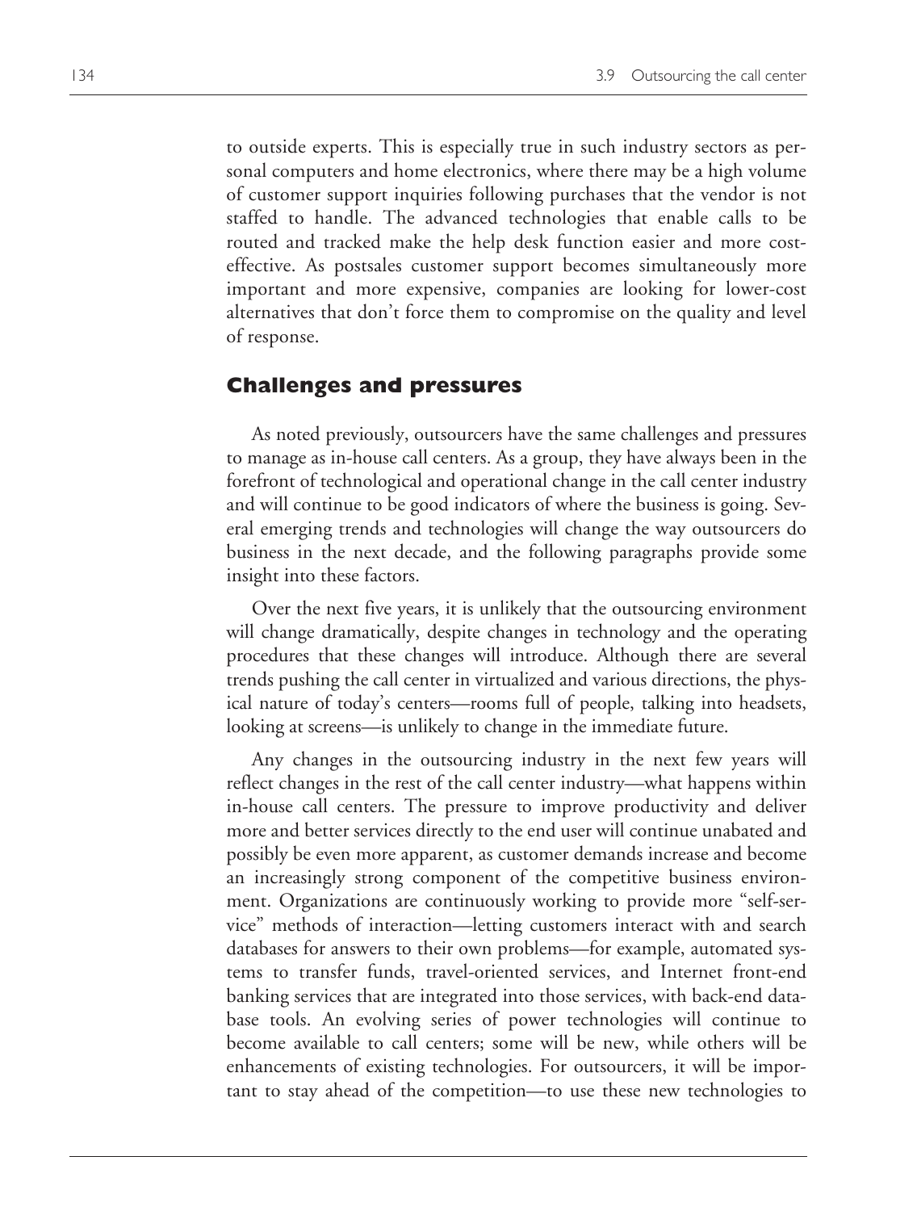to outside experts. This is especially true in such industry sectors as personal computers and home electronics, where there may be a high volume of customer support inquiries following purchases that the vendor is not staffed to handle. The advanced technologies that enable calls to be routed and tracked make the help desk function easier and more cost-effective. As postsales customer support becomes simultaneously more important and more expensive, companies are looking for lower-cost alternatives that don't force them to compromise on the quality and level of response.

## Challenges and pressures

As noted previously, outsourcers have the same challenges and pressures to manage as in-house call centers. As a group, they have always been in the forefront of technological and operational change in the call center industry and will continue to be good indicators of where the business is going. Several emerging trends and technologies will change the way outsourcers do business in the next decade, and the following paragraphs provide some insight into these factors.

Over the next five years, it is unlikely that the outsourcing environment will change dramatically, despite changes in technology and the operating procedures that these changes will introduce. Although there are several trends pushing the call center in virtualized and various directions, the physical nature of today's centers—rooms full of people, talking into headsets, looking at screens—is unlikely to change in the immediate future.

Any changes in the outsourcing industry in the next few years will reflect changes in the rest of the call center industry—what happens within in-house call centers. The pressure to improve productivity and deliver more and better services directly to the end user will continue unabated and possibly be even more apparent, as customer demands increase and become an increasingly strong component of the competitive business environment. Organizations are continuously working to provide more "self-service" methods of interaction—letting customers interact with and search databases for answers to their own problems—for example, automated systems to transfer funds, travel-oriented services, and Internet front-end banking services that are integrated into those services, with back-end database tools. An evolving series of power technologies will continue to become available to call centers; some will be new, while others will be enhancements of existing technologies. For outsourcers, it will be important to stay ahead of the competition—to use these new technologies to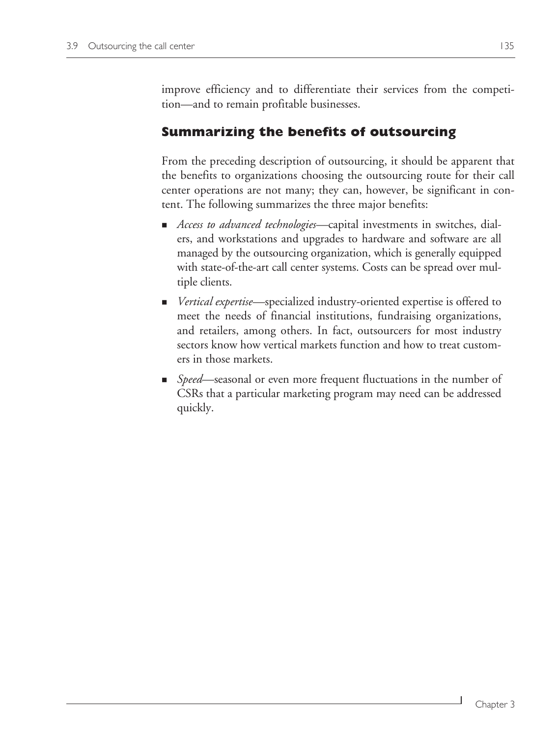improve efficiency and to differentiate their services from the competition—and to remain profitable businesses.

## Summarizing the benefits of outsourcing

From the preceding description of outsourcing, it should be apparent that the benefits to organizations choosing the outsourcing route for their call center operations are not many; they can, however, be significant in content. The following summarizes the three major benefits:

- *Access to advanced technologies*—capital investments in switches, dialers, and workstations and upgrades to hardware and software are all managed by the outsourcing organization, which is generally equipped with state-of-the-art call center systems. Costs can be spread over multiple clients.
- *Vertical expertise*—specialized industry-oriented expertise is offered to meet the needs of financial institutions, fundraising organizations, and retailers, among others. In fact, outsourcers for most industry sectors know how vertical markets function and how to treat customers in those markets.
- *Speed*—seasonal or even more frequent fluctuations in the number of CSRs that a particular marketing program may need can be addressed quickly.